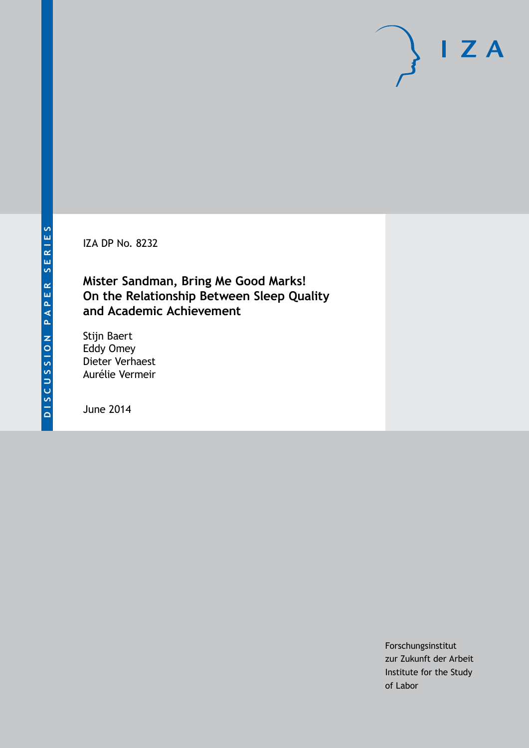DISCUSSION PAPER SERIES

IZA DP No. 8232

# Mister Sandman, Bring Me Good Marks! On the Relationship Between Sleep Quality and Academic Achievement

Stijn Baert
Eddy Omey
Dieter Verhaest
Aurélie Vermeir

June 2014

Forschungsinstitut
zur Zukunft der Arbeit
Institute for the Study
of Labor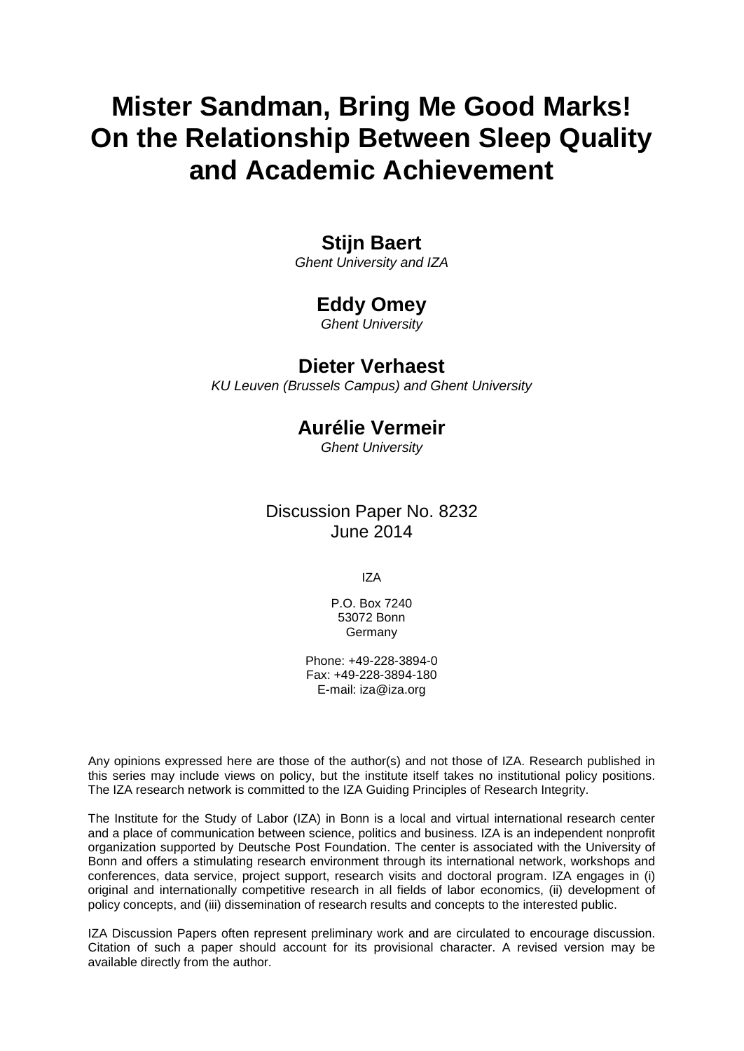# Mister Sandman, Bring Me Good Marks! On the Relationship Between Sleep Quality and Academic Achievement

**Stijn Baert**
*Ghent University and IZA*

**Eddy Omey**
*Ghent University*

**Dieter Verhaest**
*KU Leuven (Brussels Campus) and Ghent University*

**Aurélie Vermeir**
*Ghent University*

Discussion Paper No. 8232
June 2014

IZA

P.O. Box 7240
53072 Bonn
Germany

Phone: +49-228-3894-0
Fax: +49-228-3894-180
E-mail: iza@iza.org

Any opinions expressed here are those of the author(s) and not those of IZA. Research published in this series may include views on policy, but the institute itself takes no institutional policy positions. The IZA research network is committed to the IZA Guiding Principles of Research Integrity.

The Institute for the Study of Labor (IZA) in Bonn is a local and virtual international research center and a place of communication between science, politics and business. IZA is an independent nonprofit organization supported by Deutsche Post Foundation. The center is associated with the University of Bonn and offers a stimulating research environment through its international network, workshops and conferences, data service, project support, research visits and doctoral program. IZA engages in (i) original and internationally competitive research in all fields of labor economics, (ii) development of policy concepts, and (iii) dissemination of research results and concepts to the interested public.

IZA Discussion Papers often represent preliminary work and are circulated to encourage discussion. Citation of such a paper should account for its provisional character. A revised version may be available directly from the author.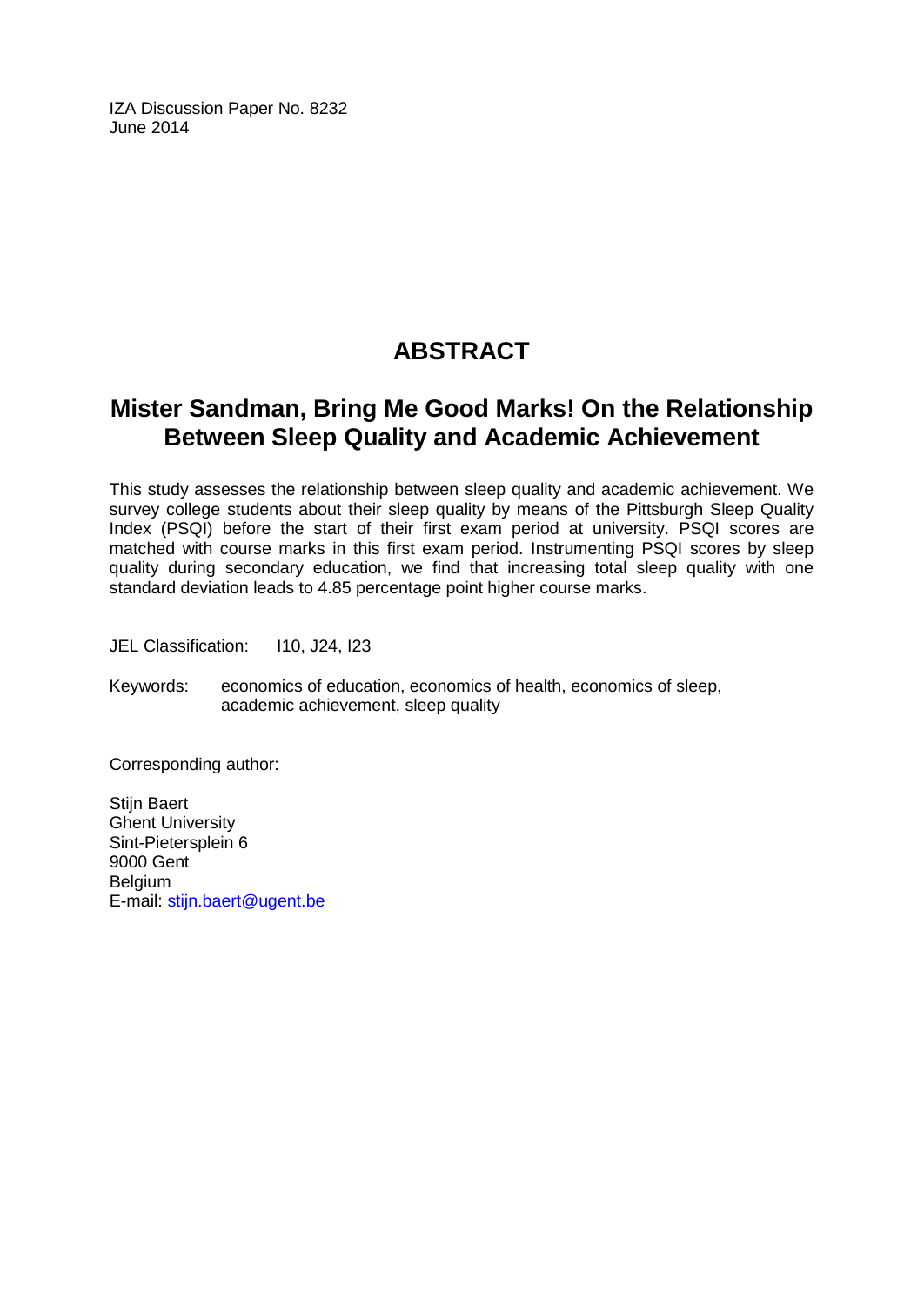IZA Discussion Paper No. 8232
June 2014

# ABSTRACT

## Mister Sandman, Bring Me Good Marks! On the Relationship Between Sleep Quality and Academic Achievement

This study assesses the relationship between sleep quality and academic achievement. We survey college students about their sleep quality by means of the Pittsburgh Sleep Quality Index (PSQI) before the start of their first exam period at university. PSQI scores are matched with course marks in this first exam period. Instrumenting PSQI scores by sleep quality during secondary education, we find that increasing total sleep quality with one standard deviation leads to 4.85 percentage point higher course marks.

JEL Classification: I10, J24, I23

Keywords: economics of education, economics of health, economics of sleep, academic achievement, sleep quality

Corresponding author:

Stijn Baert
Ghent University
Sint-Pietersplein 6
9000 Gent
Belgium
E-mail: stijn.baert@ugent.be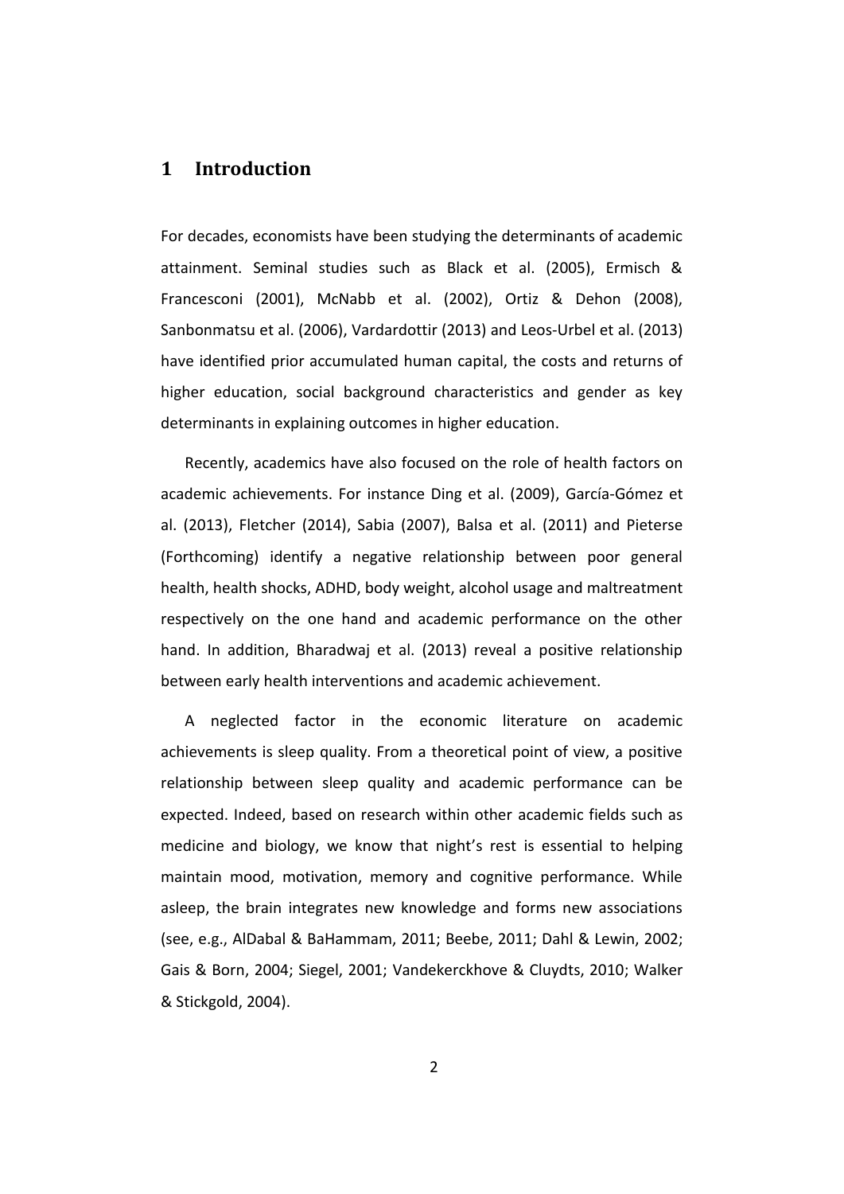# 1 Introduction

For decades, economists have been studying the determinants of academic attainment. Seminal studies such as Black et al. (2005), Ermisch & Francesconi (2001), McNabb et al. (2002), Ortiz & Dehon (2008), Sanbonmatsu et al. (2006), Vardardottir (2013) and Leos-Urbel et al. (2013) have identified prior accumulated human capital, the costs and returns of higher education, social background characteristics and gender as key determinants in explaining outcomes in higher education.

Recently, academics have also focused on the role of health factors on academic achievements. For instance Ding et al. (2009), García-Gómez et al. (2013), Fletcher (2014), Sabia (2007), Balsa et al. (2011) and Pieterse (Forthcoming) identify a negative relationship between poor general health, health shocks, ADHD, body weight, alcohol usage and maltreatment respectively on the one hand and academic performance on the other hand. In addition, Bharadwaj et al. (2013) reveal a positive relationship between early health interventions and academic achievement.

A neglected factor in the economic literature on academic achievements is sleep quality. From a theoretical point of view, a positive relationship between sleep quality and academic performance can be expected. Indeed, based on research within other academic fields such as medicine and biology, we know that night's rest is essential to helping maintain mood, motivation, memory and cognitive performance. While asleep, the brain integrates new knowledge and forms new associations (see, e.g., AlDabal & BaHammam, 2011; Beebe, 2011; Dahl & Lewin, 2002; Gais & Born, 2004; Siegel, 2001; Vandekerckhove & Cluydts, 2010; Walker & Stickgold, 2004).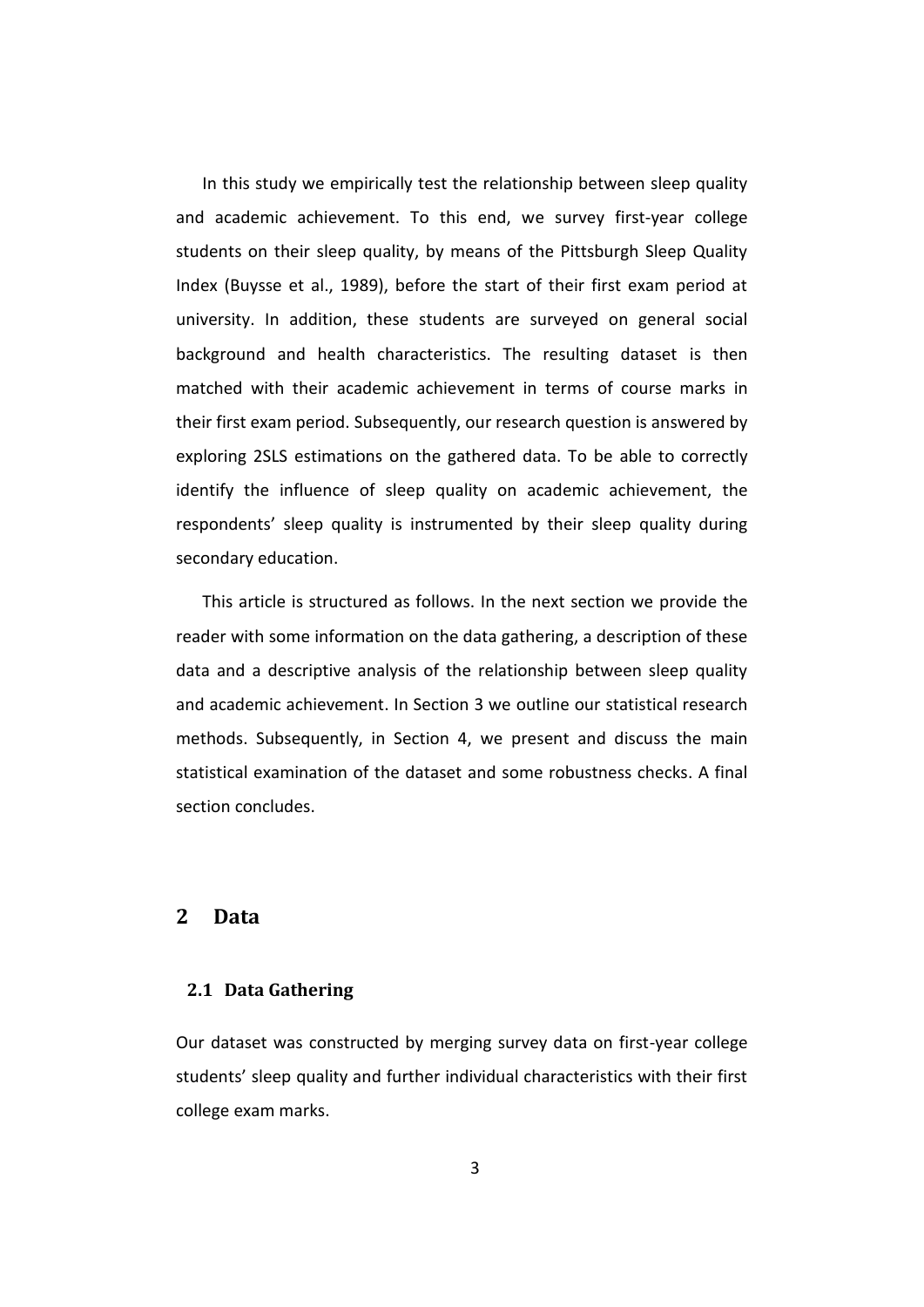In this study we empirically test the relationship between sleep quality and academic achievement. To this end, we survey first-year college students on their sleep quality, by means of the Pittsburgh Sleep Quality Index (Buysse et al., 1989), before the start of their first exam period at university. In addition, these students are surveyed on general social background and health characteristics. The resulting dataset is then matched with their academic achievement in terms of course marks in their first exam period. Subsequently, our research question is answered by exploring 2SLS estimations on the gathered data. To be able to correctly identify the influence of sleep quality on academic achievement, the respondents' sleep quality is instrumented by their sleep quality during secondary education.

This article is structured as follows. In the next section we provide the reader with some information on the data gathering, a description of these data and a descriptive analysis of the relationship between sleep quality and academic achievement. In Section 3 we outline our statistical research methods. Subsequently, in Section 4, we present and discuss the main statistical examination of the dataset and some robustness checks. A final section concludes.

## 2 Data

### 2.1 Data Gathering

Our dataset was constructed by merging survey data on first-year college students' sleep quality and further individual characteristics with their first college exam marks.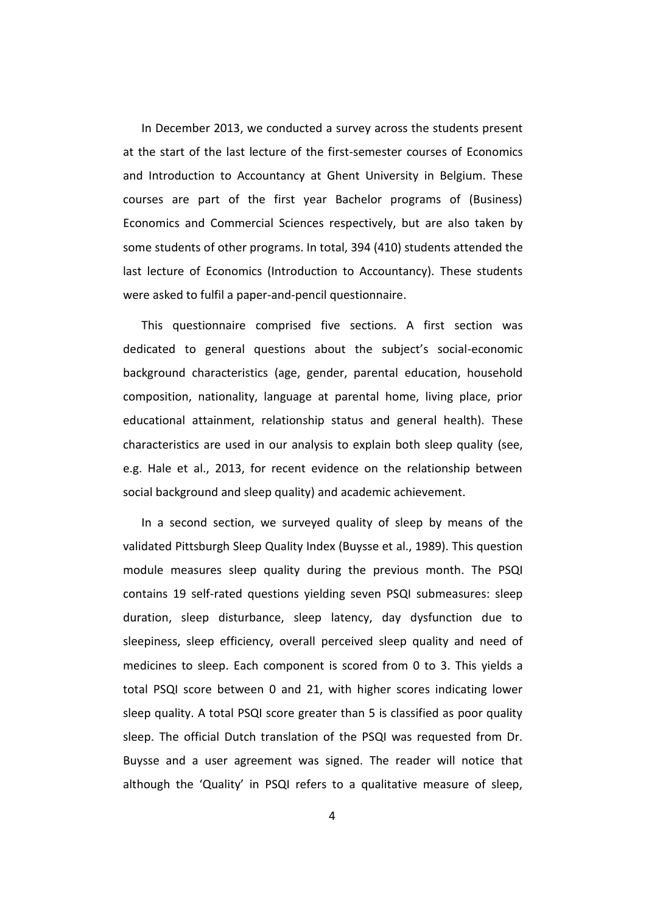In December 2013, we conducted a survey across the students present at the start of the last lecture of the first-semester courses of Economics and Introduction to Accountancy at Ghent University in Belgium. These courses are part of the first year Bachelor programs of (Business) Economics and Commercial Sciences respectively, but are also taken by some students of other programs. In total, 394 (410) students attended the last lecture of Economics (Introduction to Accountancy). These students were asked to fulfil a paper-and-pencil questionnaire.

This questionnaire comprised five sections. A first section was dedicated to general questions about the subject's social-economic background characteristics (age, gender, parental education, household composition, nationality, language at parental home, living place, prior educational attainment, relationship status and general health). These characteristics are used in our analysis to explain both sleep quality (see, e.g. Hale et al., 2013, for recent evidence on the relationship between social background and sleep quality) and academic achievement.

In a second section, we surveyed quality of sleep by means of the validated Pittsburgh Sleep Quality Index (Buysse et al., 1989). This question module measures sleep quality during the previous month. The PSQI contains 19 self-rated questions yielding seven PSQI submeasures: sleep duration, sleep disturbance, sleep latency, day dysfunction due to sleepiness, sleep efficiency, overall perceived sleep quality and need of medicines to sleep. Each component is scored from 0 to 3. This yields a total PSQI score between 0 and 21, with higher scores indicating lower sleep quality. A total PSQI score greater than 5 is classified as poor quality sleep. The official Dutch translation of the PSQI was requested from Dr. Buysse and a user agreement was signed. The reader will notice that although the 'Quality' in PSQI refers to a qualitative measure of sleep,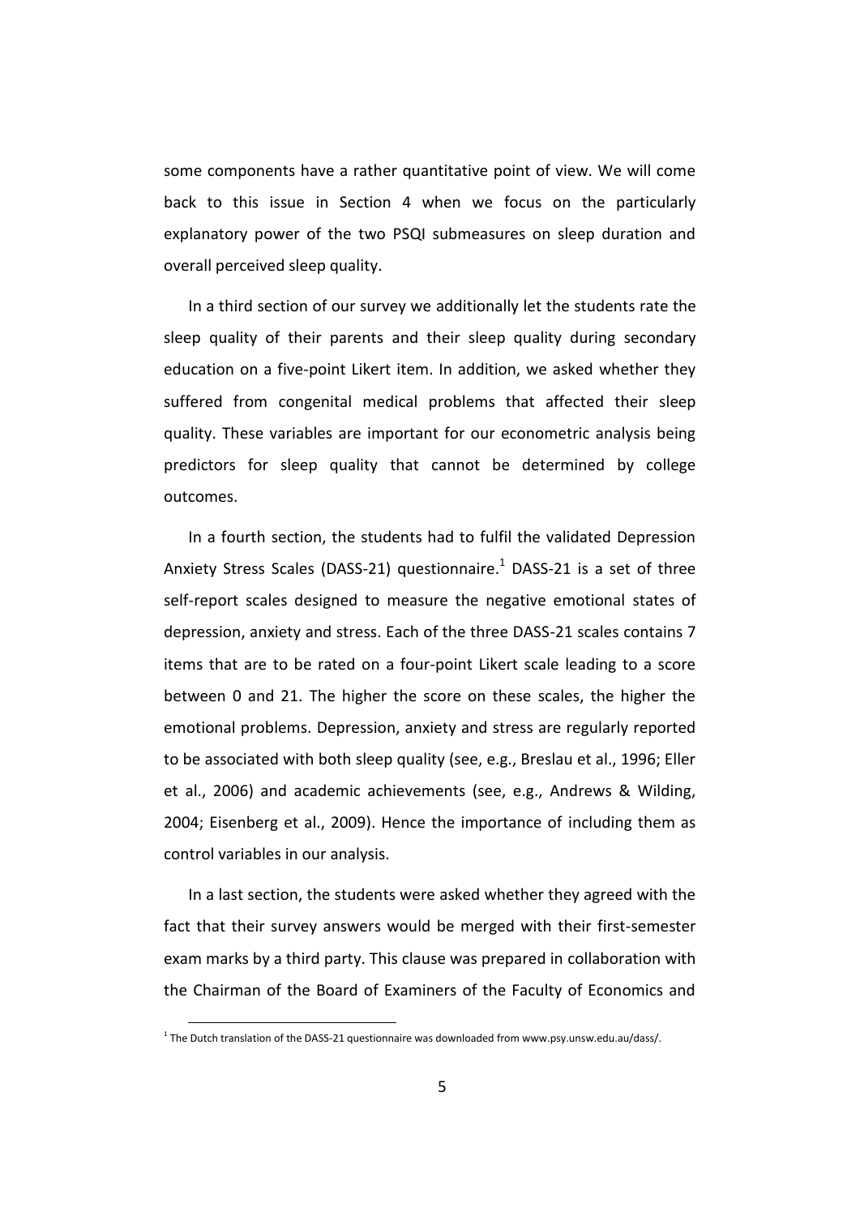some components have a rather quantitative point of view. We will come back to this issue in Section 4 when we focus on the particularly explanatory power of the two PSQI submeasures on sleep duration and overall perceived sleep quality.

In a third section of our survey we additionally let the students rate the sleep quality of their parents and their sleep quality during secondary education on a five-point Likert item. In addition, we asked whether they suffered from congenital medical problems that affected their sleep quality. These variables are important for our econometric analysis being predictors for sleep quality that cannot be determined by college outcomes.

In a fourth section, the students had to fulfil the validated Depression Anxiety Stress Scales (DASS-21) questionnaire.[1] DASS-21 is a set of three self-report scales designed to measure the negative emotional states of depression, anxiety and stress. Each of the three DASS-21 scales contains 7 items that are to be rated on a four-point Likert scale leading to a score between 0 and 21. The higher the score on these scales, the higher the emotional problems. Depression, anxiety and stress are regularly reported to be associated with both sleep quality (see, e.g., Breslau et al., 1996; Eller et al., 2006) and academic achievements (see, e.g., Andrews & Wilding, 2004; Eisenberg et al., 2009). Hence the importance of including them as control variables in our analysis.

In a last section, the students were asked whether they agreed with the fact that their survey answers would be merged with their first-semester exam marks by a third party. This clause was prepared in collaboration with the Chairman of the Board of Examiners of the Faculty of Economics and

[1] The Dutch translation of the DASS-21 questionnaire was downloaded from www.psy.unsw.edu.au/dass/.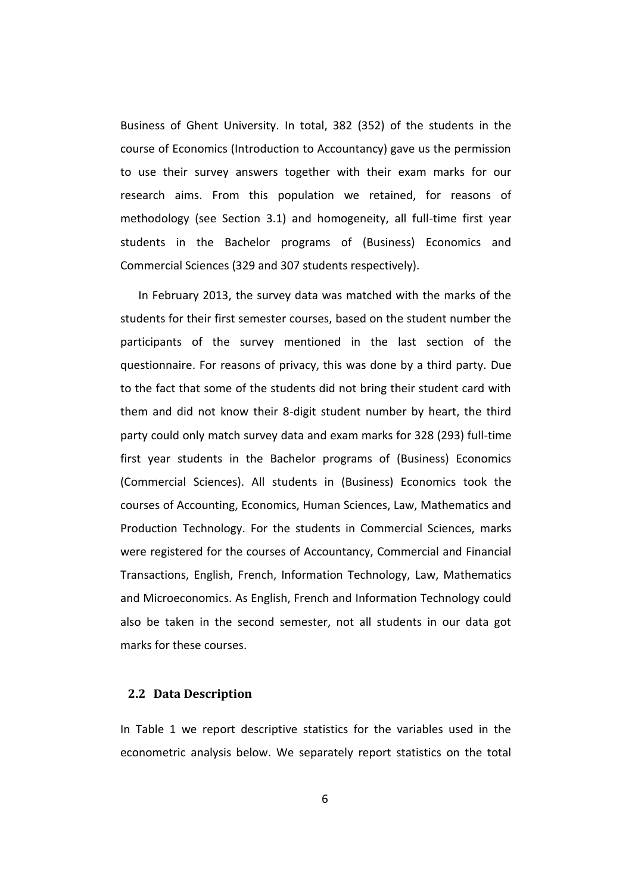Business of Ghent University. In total, 382 (352) of the students in the course of Economics (Introduction to Accountancy) gave us the permission to use their survey answers together with their exam marks for our research aims. From this population we retained, for reasons of methodology (see Section 3.1) and homogeneity, all full-time first year students in the Bachelor programs of (Business) Economics and Commercial Sciences (329 and 307 students respectively).

In February 2013, the survey data was matched with the marks of the students for their first semester courses, based on the student number the participants of the survey mentioned in the last section of the questionnaire. For reasons of privacy, this was done by a third party. Due to the fact that some of the students did not bring their student card with them and did not know their 8-digit student number by heart, the third party could only match survey data and exam marks for 328 (293) full-time first year students in the Bachelor programs of (Business) Economics (Commercial Sciences). All students in (Business) Economics took the courses of Accounting, Economics, Human Sciences, Law, Mathematics and Production Technology. For the students in Commercial Sciences, marks were registered for the courses of Accountancy, Commercial and Financial Transactions, English, French, Information Technology, Law, Mathematics and Microeconomics. As English, French and Information Technology could also be taken in the second semester, not all students in our data got marks for these courses.

## 2.2 Data Description

In Table 1 we report descriptive statistics for the variables used in the econometric analysis below. We separately report statistics on the total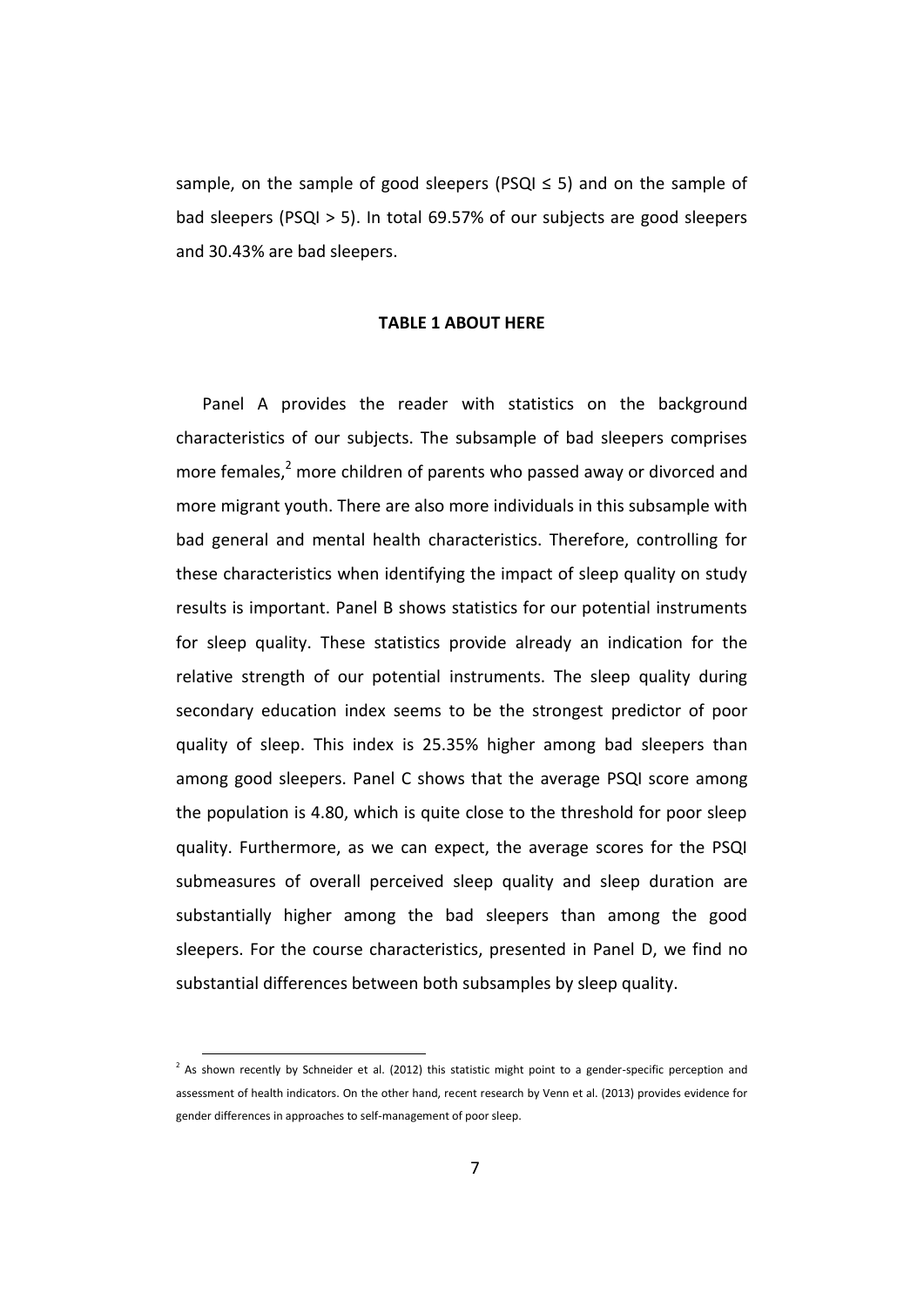sample, on the sample of good sleepers (PSQI ≤ 5) and on the sample of bad sleepers (PSQI > 5). In total 69.57% of our subjects are good sleepers and 30.43% are bad sleepers.

**TABLE 1 ABOUT HERE**

Panel A provides the reader with statistics on the background characteristics of our subjects. The subsample of bad sleepers comprises more females,[2] more children of parents who passed away or divorced and more migrant youth. There are also more individuals in this subsample with bad general and mental health characteristics. Therefore, controlling for these characteristics when identifying the impact of sleep quality on study results is important. Panel B shows statistics for our potential instruments for sleep quality. These statistics provide already an indication for the relative strength of our potential instruments. The sleep quality during secondary education index seems to be the strongest predictor of poor quality of sleep. This index is 25.35% higher among bad sleepers than among good sleepers. Panel C shows that the average PSQI score among the population is 4.80, which is quite close to the threshold for poor sleep quality. Furthermore, as we can expect, the average scores for the PSQI submeasures of overall perceived sleep quality and sleep duration are substantially higher among the bad sleepers than among the good sleepers. For the course characteristics, presented in Panel D, we find no substantial differences between both subsamples by sleep quality.

[2] As shown recently by Schneider et al. (2012) this statistic might point to a gender-specific perception and assessment of health indicators. On the other hand, recent research by Venn et al. (2013) provides evidence for gender differences in approaches to self-management of poor sleep.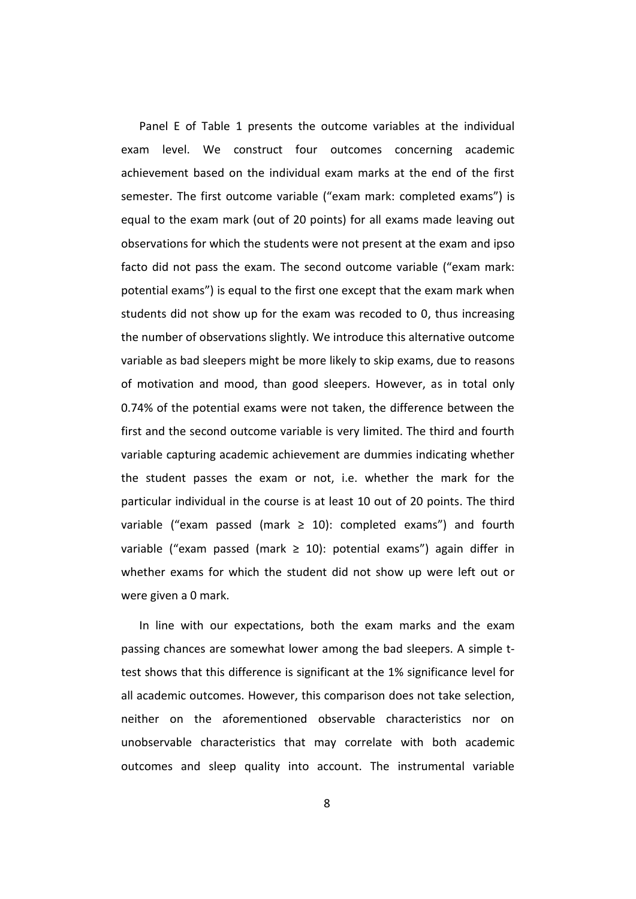Panel E of Table 1 presents the outcome variables at the individual exam level. We construct four outcomes concerning academic achievement based on the individual exam marks at the end of the first semester. The first outcome variable ("exam mark: completed exams") is equal to the exam mark (out of 20 points) for all exams made leaving out observations for which the students were not present at the exam and ipso facto did not pass the exam. The second outcome variable ("exam mark: potential exams") is equal to the first one except that the exam mark when students did not show up for the exam was recoded to 0, thus increasing the number of observations slightly. We introduce this alternative outcome variable as bad sleepers might be more likely to skip exams, due to reasons of motivation and mood, than good sleepers. However, as in total only 0.74% of the potential exams were not taken, the difference between the first and the second outcome variable is very limited. The third and fourth variable capturing academic achievement are dummies indicating whether the student passes the exam or not, i.e. whether the mark for the particular individual in the course is at least 10 out of 20 points. The third variable ("exam passed (mark ≥ 10): completed exams") and fourth variable ("exam passed (mark ≥ 10): potential exams") again differ in whether exams for which the student did not show up were left out or were given a 0 mark.

In line with our expectations, both the exam marks and the exam passing chances are somewhat lower among the bad sleepers. A simple t-test shows that this difference is significant at the 1% significance level for all academic outcomes. However, this comparison does not take selection, neither on the aforementioned observable characteristics nor on unobservable characteristics that may correlate with both academic outcomes and sleep quality into account. The instrumental variable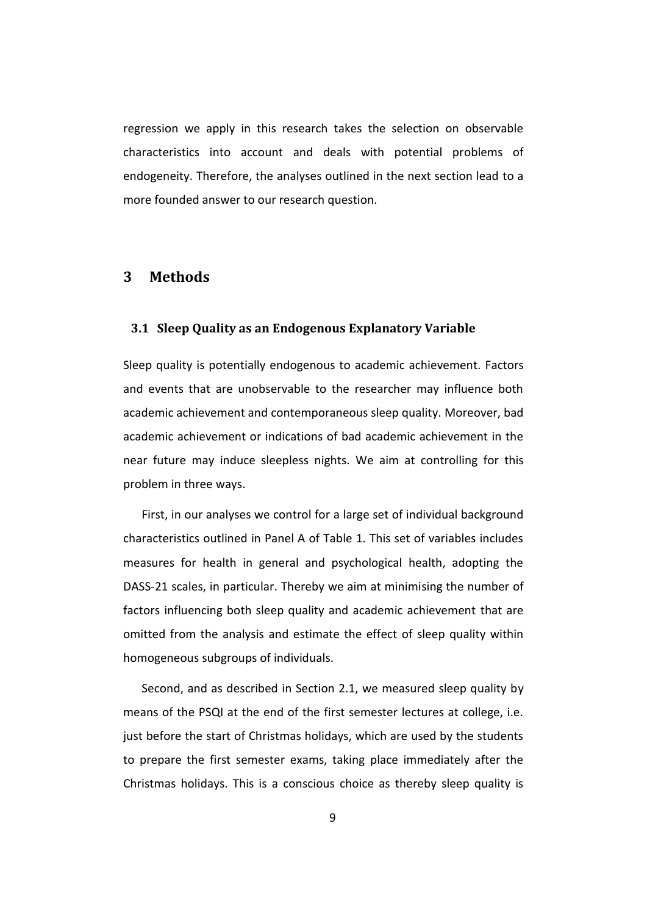regression we apply in this research takes the selection on observable characteristics into account and deals with potential problems of endogeneity. Therefore, the analyses outlined in the next section lead to a more founded answer to our research question.

# 3 Methods

## 3.1 Sleep Quality as an Endogenous Explanatory Variable

Sleep quality is potentially endogenous to academic achievement. Factors and events that are unobservable to the researcher may influence both academic achievement and contemporaneous sleep quality. Moreover, bad academic achievement or indications of bad academic achievement in the near future may induce sleepless nights. We aim at controlling for this problem in three ways.

First, in our analyses we control for a large set of individual background characteristics outlined in Panel A of Table 1. This set of variables includes measures for health in general and psychological health, adopting the DASS-21 scales, in particular. Thereby we aim at minimising the number of factors influencing both sleep quality and academic achievement that are omitted from the analysis and estimate the effect of sleep quality within homogeneous subgroups of individuals.

Second, and as described in Section 2.1, we measured sleep quality by means of the PSQI at the end of the first semester lectures at college, i.e. just before the start of Christmas holidays, which are used by the students to prepare the first semester exams, taking place immediately after the Christmas holidays. This is a conscious choice as thereby sleep quality is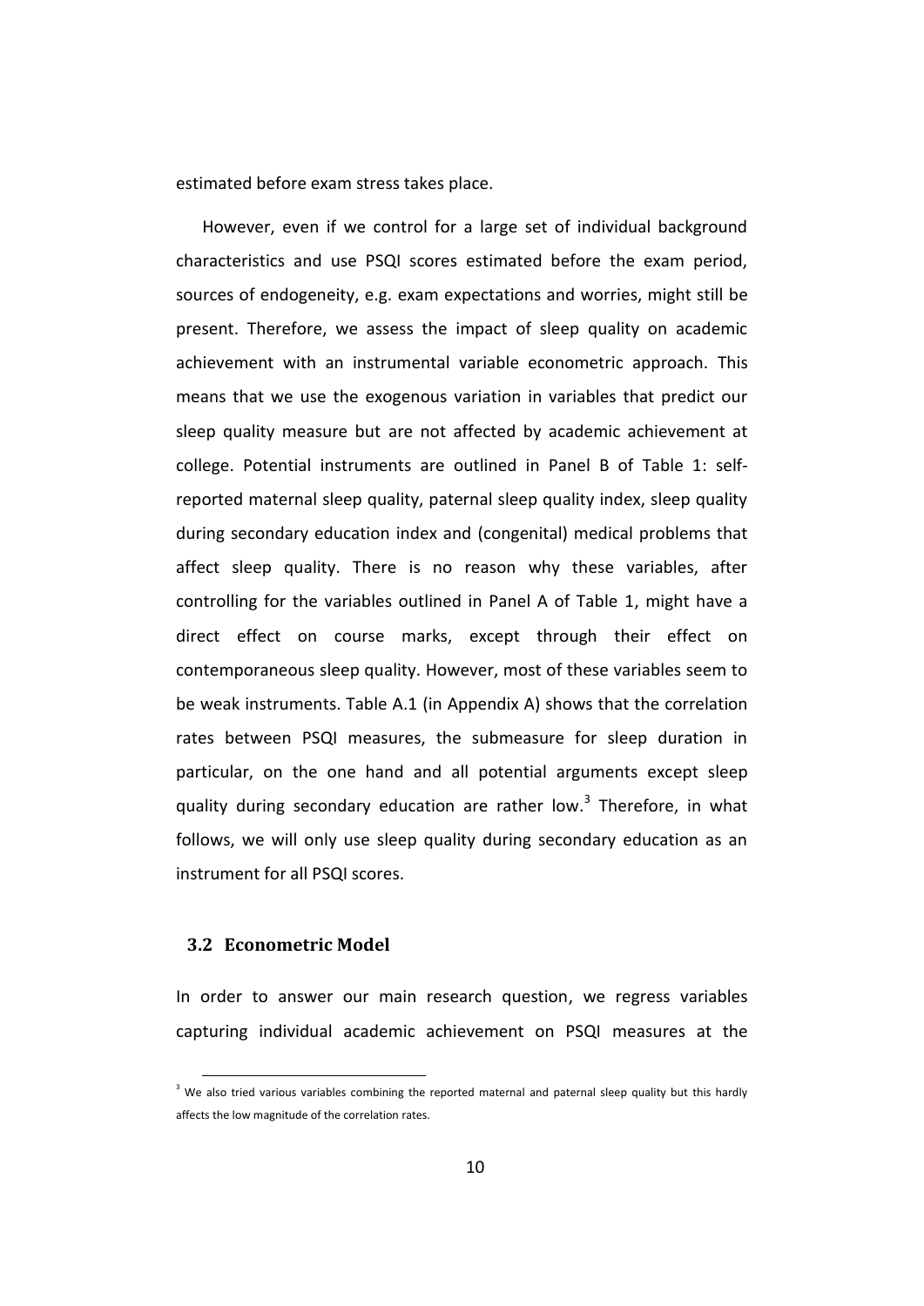estimated before exam stress takes place.

However, even if we control for a large set of individual background characteristics and use PSQI scores estimated before the exam period, sources of endogeneity, e.g. exam expectations and worries, might still be present. Therefore, we assess the impact of sleep quality on academic achievement with an instrumental variable econometric approach. This means that we use the exogenous variation in variables that predict our sleep quality measure but are not affected by academic achievement at college. Potential instruments are outlined in Panel B of Table 1: self-reported maternal sleep quality, paternal sleep quality index, sleep quality during secondary education index and (congenital) medical problems that affect sleep quality. There is no reason why these variables, after controlling for the variables outlined in Panel A of Table 1, might have a direct effect on course marks, except through their effect on contemporaneous sleep quality. However, most of these variables seem to be weak instruments. Table A.1 (in Appendix A) shows that the correlation rates between PSQI measures, the submeasure for sleep duration in particular, on the one hand and all potential arguments except sleep quality during secondary education are rather low.[3] Therefore, in what follows, we will only use sleep quality during secondary education as an instrument for all PSQI scores.

### 3.2 Econometric Model

In order to answer our main research question, we regress variables capturing individual academic achievement on PSQI measures at the

[3] We also tried various variables combining the reported maternal and paternal sleep quality but this hardly affects the low magnitude of the correlation rates.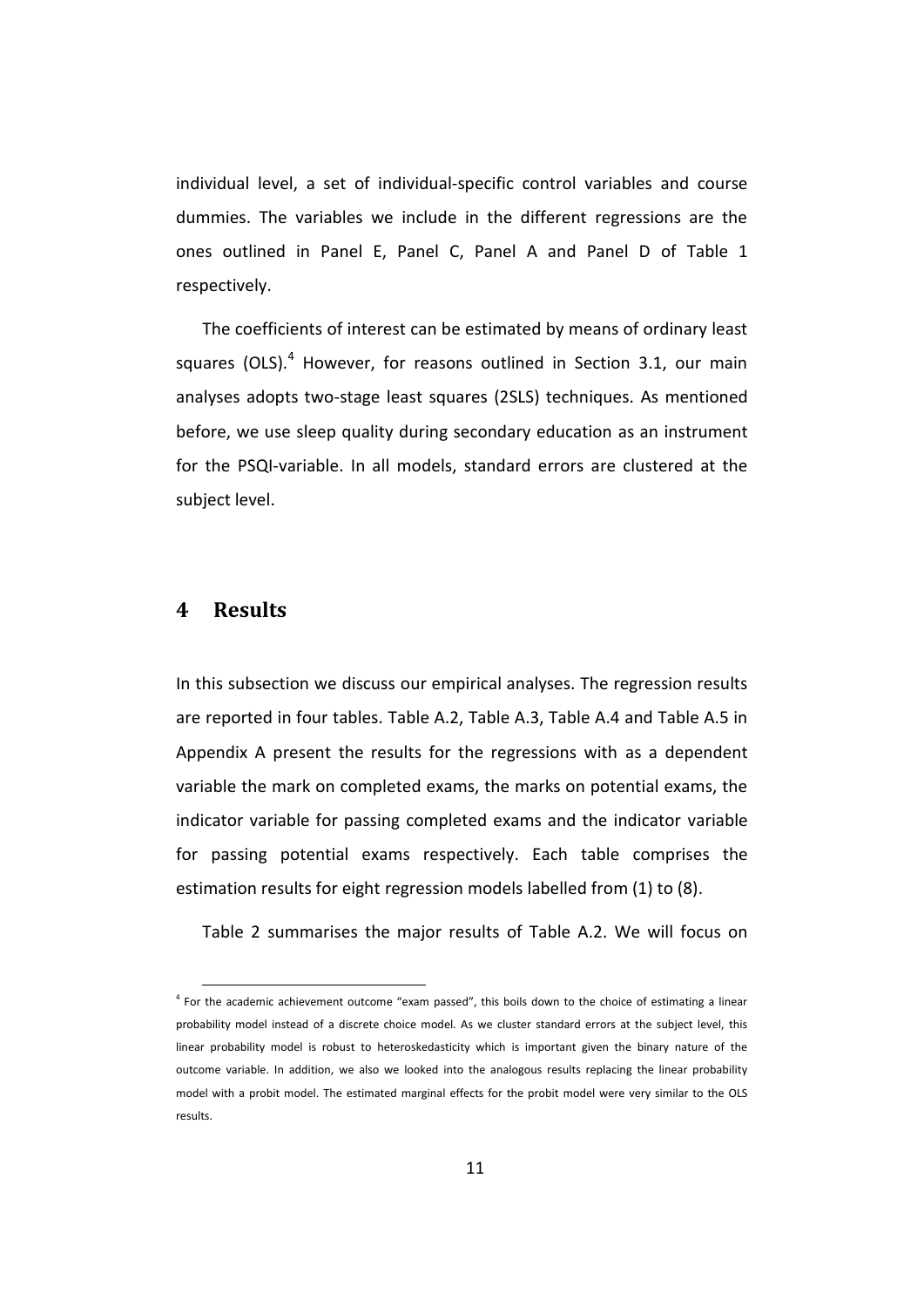individual level, a set of individual-specific control variables and course dummies. The variables we include in the different regressions are the ones outlined in Panel E, Panel C, Panel A and Panel D of Table 1 respectively.

The coefficients of interest can be estimated by means of ordinary least squares (OLS).[4] However, for reasons outlined in Section 3.1, our main analyses adopts two-stage least squares (2SLS) techniques. As mentioned before, we use sleep quality during secondary education as an instrument for the PSQI-variable. In all models, standard errors are clustered at the subject level.

## 4 Results

In this subsection we discuss our empirical analyses. The regression results are reported in four tables. Table A.2, Table A.3, Table A.4 and Table A.5 in Appendix A present the results for the regressions with as a dependent variable the mark on completed exams, the marks on potential exams, the indicator variable for passing completed exams and the indicator variable for passing potential exams respectively. Each table comprises the estimation results for eight regression models labelled from (1) to (8).

Table 2 summarises the major results of Table A.2. We will focus on

[4] For the academic achievement outcome "exam passed", this boils down to the choice of estimating a linear probability model instead of a discrete choice model. As we cluster standard errors at the subject level, this linear probability model is robust to heteroskedasticity which is important given the binary nature of the outcome variable. In addition, we also we looked into the analogous results replacing the linear probability model with a probit model. The estimated marginal effects for the probit model were very similar to the OLS results.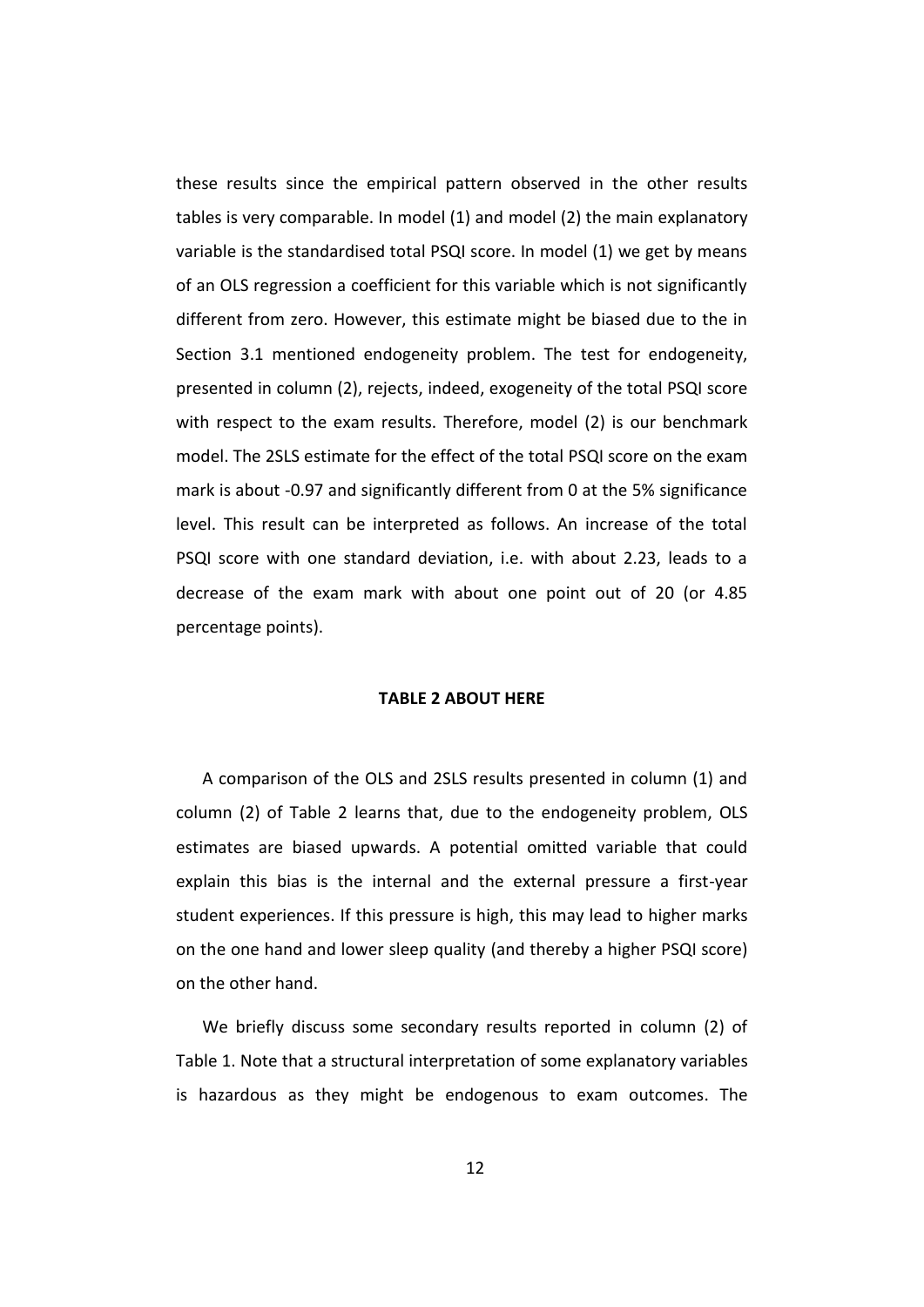these results since the empirical pattern observed in the other results tables is very comparable. In model (1) and model (2) the main explanatory variable is the standardised total PSQI score. In model (1) we get by means of an OLS regression a coefficient for this variable which is not significantly different from zero. However, this estimate might be biased due to the in Section 3.1 mentioned endogeneity problem. The test for endogeneity, presented in column (2), rejects, indeed, exogeneity of the total PSQI score with respect to the exam results. Therefore, model (2) is our benchmark model. The 2SLS estimate for the effect of the total PSQI score on the exam mark is about -0.97 and significantly different from 0 at the 5% significance level. This result can be interpreted as follows. An increase of the total PSQI score with one standard deviation, i.e. with about 2.23, leads to a decrease of the exam mark with about one point out of 20 (or 4.85 percentage points).

**TABLE 2 ABOUT HERE**

A comparison of the OLS and 2SLS results presented in column (1) and column (2) of Table 2 learns that, due to the endogeneity problem, OLS estimates are biased upwards. A potential omitted variable that could explain this bias is the internal and the external pressure a first-year student experiences. If this pressure is high, this may lead to higher marks on the one hand and lower sleep quality (and thereby a higher PSQI score) on the other hand.

We briefly discuss some secondary results reported in column (2) of Table 1. Note that a structural interpretation of some explanatory variables is hazardous as they might be endogenous to exam outcomes. The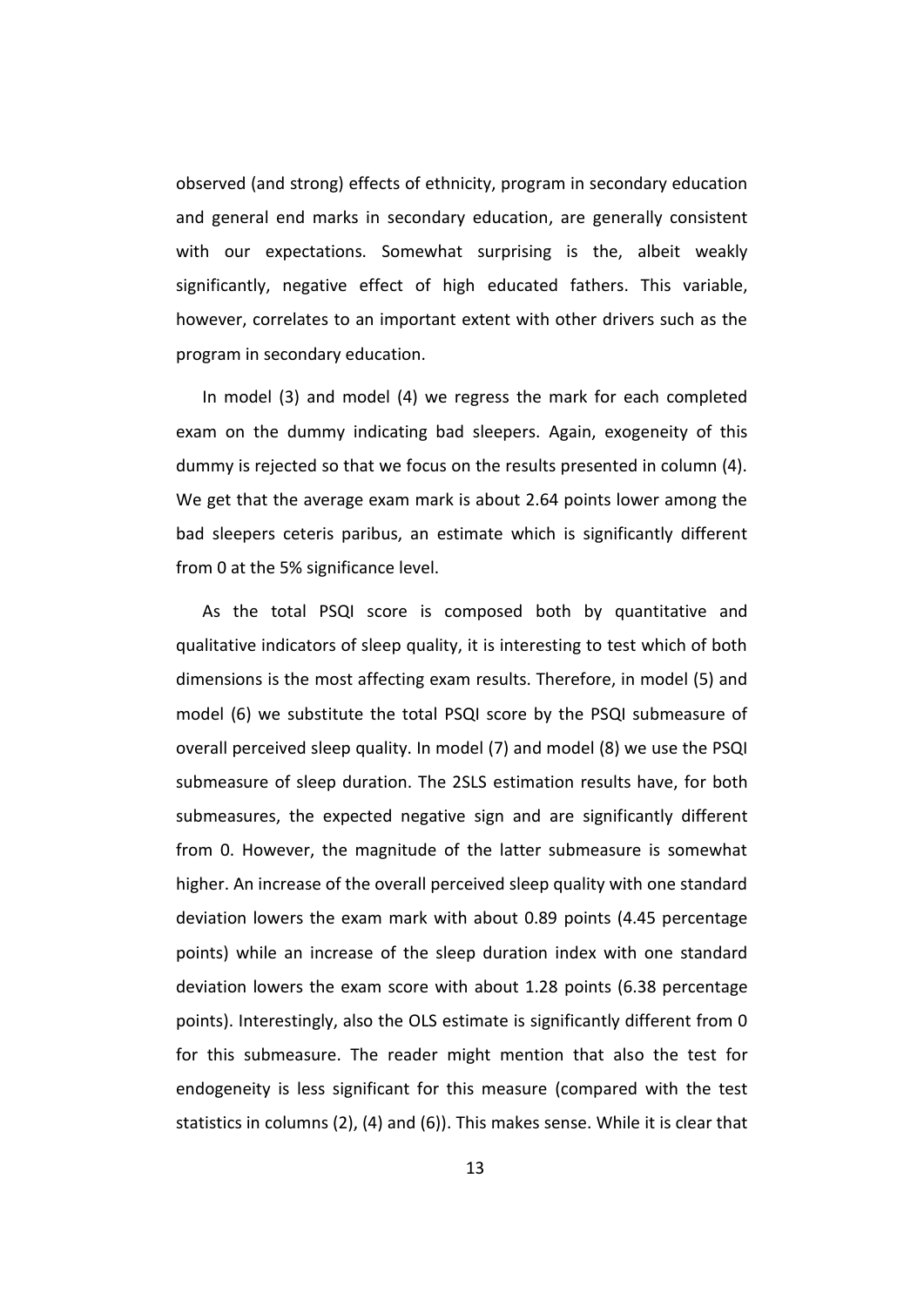observed (and strong) effects of ethnicity, program in secondary education and general end marks in secondary education, are generally consistent with our expectations. Somewhat surprising is the, albeit weakly significantly, negative effect of high educated fathers. This variable, however, correlates to an important extent with other drivers such as the program in secondary education.

In model (3) and model (4) we regress the mark for each completed exam on the dummy indicating bad sleepers. Again, exogeneity of this dummy is rejected so that we focus on the results presented in column (4). We get that the average exam mark is about 2.64 points lower among the bad sleepers ceteris paribus, an estimate which is significantly different from 0 at the 5% significance level.

As the total PSQI score is composed both by quantitative and qualitative indicators of sleep quality, it is interesting to test which of both dimensions is the most affecting exam results. Therefore, in model (5) and model (6) we substitute the total PSQI score by the PSQI submeasure of overall perceived sleep quality. In model (7) and model (8) we use the PSQI submeasure of sleep duration. The 2SLS estimation results have, for both submeasures, the expected negative sign and are significantly different from 0. However, the magnitude of the latter submeasure is somewhat higher. An increase of the overall perceived sleep quality with one standard deviation lowers the exam mark with about 0.89 points (4.45 percentage points) while an increase of the sleep duration index with one standard deviation lowers the exam score with about 1.28 points (6.38 percentage points). Interestingly, also the OLS estimate is significantly different from 0 for this submeasure. The reader might mention that also the test for endogeneity is less significant for this measure (compared with the test statistics in columns (2), (4) and (6)). This makes sense. While it is clear that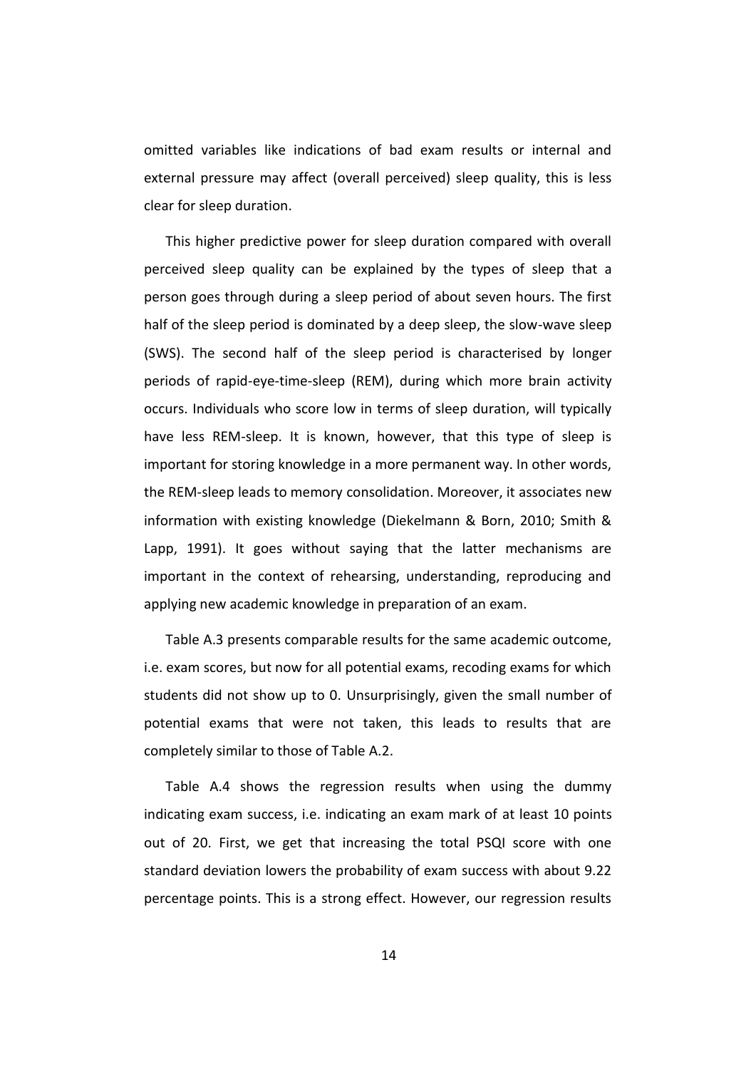omitted variables like indications of bad exam results or internal and external pressure may affect (overall perceived) sleep quality, this is less clear for sleep duration.

This higher predictive power for sleep duration compared with overall perceived sleep quality can be explained by the types of sleep that a person goes through during a sleep period of about seven hours. The first half of the sleep period is dominated by a deep sleep, the slow-wave sleep (SWS). The second half of the sleep period is characterised by longer periods of rapid-eye-time-sleep (REM), during which more brain activity occurs. Individuals who score low in terms of sleep duration, will typically have less REM-sleep. It is known, however, that this type of sleep is important for storing knowledge in a more permanent way. In other words, the REM-sleep leads to memory consolidation. Moreover, it associates new information with existing knowledge (Diekelmann & Born, 2010; Smith & Lapp, 1991). It goes without saying that the latter mechanisms are important in the context of rehearsing, understanding, reproducing and applying new academic knowledge in preparation of an exam.

Table A.3 presents comparable results for the same academic outcome, i.e. exam scores, but now for all potential exams, recoding exams for which students did not show up to 0. Unsurprisingly, given the small number of potential exams that were not taken, this leads to results that are completely similar to those of Table A.2.

Table A.4 shows the regression results when using the dummy indicating exam success, i.e. indicating an exam mark of at least 10 points out of 20. First, we get that increasing the total PSQI score with one standard deviation lowers the probability of exam success with about 9.22 percentage points. This is a strong effect. However, our regression results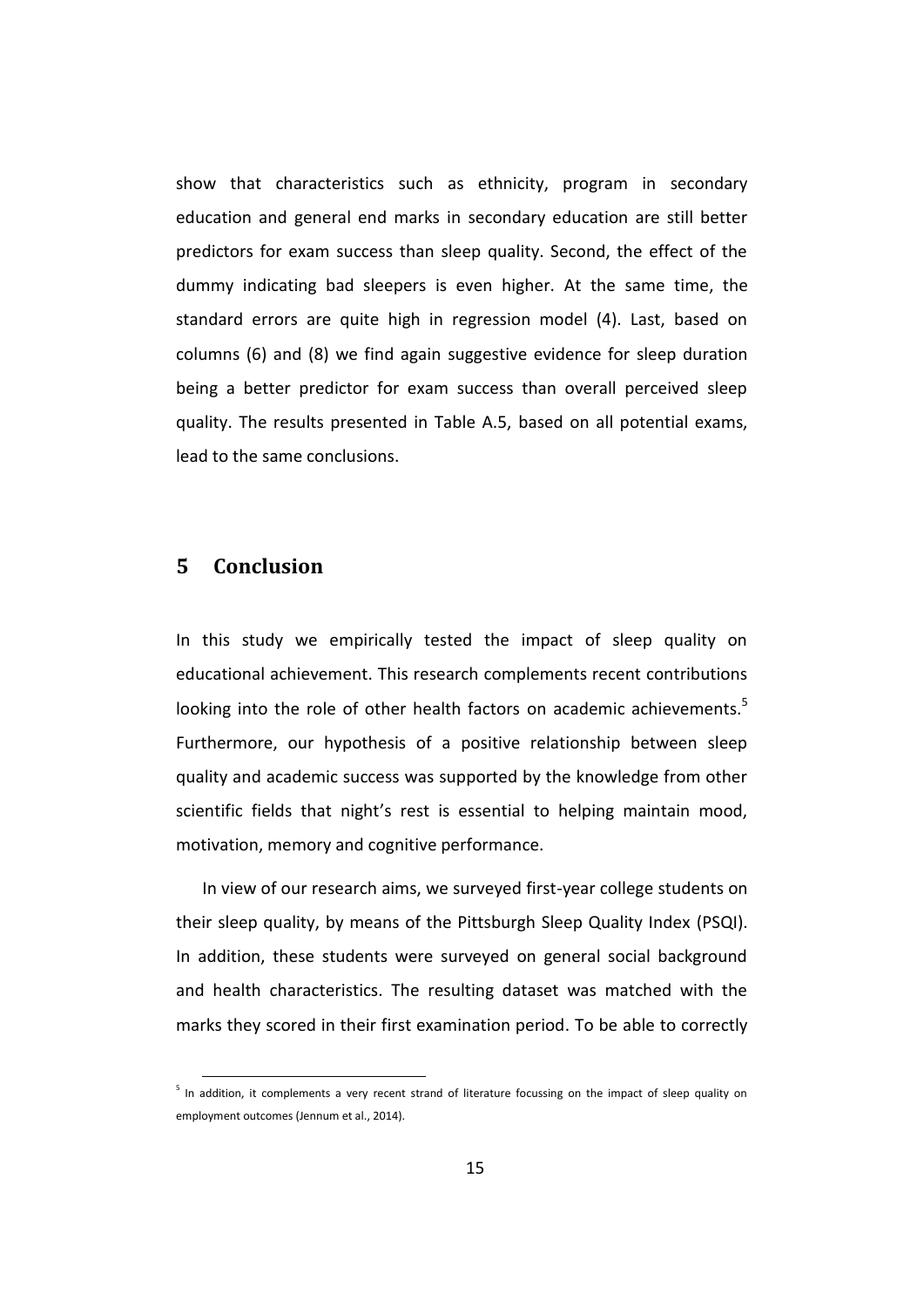show that characteristics such as ethnicity, program in secondary education and general end marks in secondary education are still better predictors for exam success than sleep quality. Second, the effect of the dummy indicating bad sleepers is even higher. At the same time, the standard errors are quite high in regression model (4). Last, based on columns (6) and (8) we find again suggestive evidence for sleep duration being a better predictor for exam success than overall perceived sleep quality. The results presented in Table A.5, based on all potential exams, lead to the same conclusions.

## 5 Conclusion

In this study we empirically tested the impact of sleep quality on educational achievement. This research complements recent contributions looking into the role of other health factors on academic achievements.[5] Furthermore, our hypothesis of a positive relationship between sleep quality and academic success was supported by the knowledge from other scientific fields that night's rest is essential to helping maintain mood, motivation, memory and cognitive performance.

In view of our research aims, we surveyed first-year college students on their sleep quality, by means of the Pittsburgh Sleep Quality Index (PSQI). In addition, these students were surveyed on general social background and health characteristics. The resulting dataset was matched with the marks they scored in their first examination period. To be able to correctly

---

[5] In addition, it complements a very recent strand of literature focussing on the impact of sleep quality on employment outcomes (Jennum et al., 2014).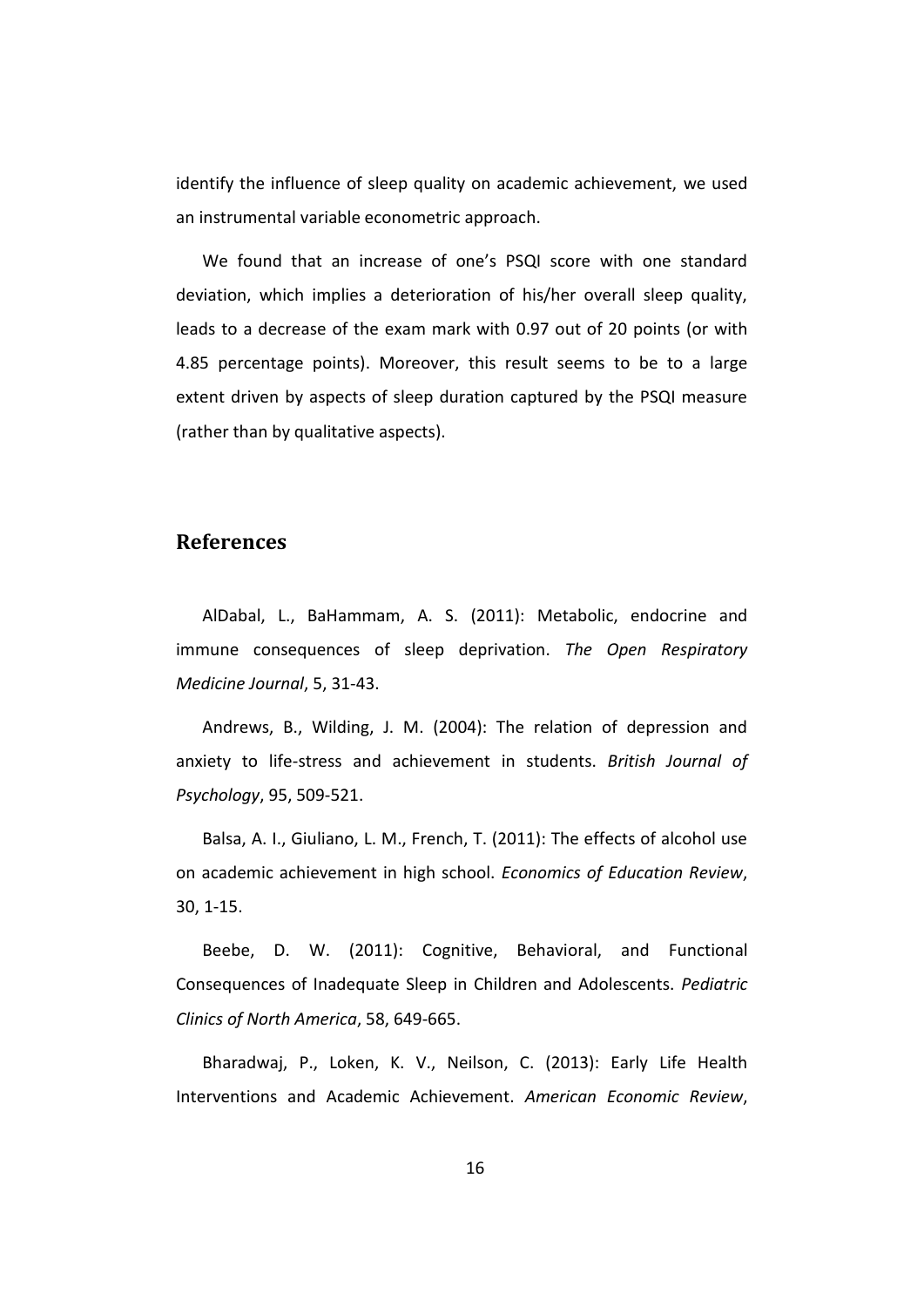identify the influence of sleep quality on academic achievement, we used an instrumental variable econometric approach.

We found that an increase of one's PSQI score with one standard deviation, which implies a deterioration of his/her overall sleep quality, leads to a decrease of the exam mark with 0.97 out of 20 points (or with 4.85 percentage points). Moreover, this result seems to be to a large extent driven by aspects of sleep duration captured by the PSQI measure (rather than by qualitative aspects).

## References

AlDabal, L., BaHammam, A. S. (2011): Metabolic, endocrine and immune consequences of sleep deprivation. *The Open Respiratory Medicine Journal*, 5, 31-43.

Andrews, B., Wilding, J. M. (2004): The relation of depression and anxiety to life-stress and achievement in students. *British Journal of Psychology*, 95, 509-521.

Balsa, A. I., Giuliano, L. M., French, T. (2011): The effects of alcohol use on academic achievement in high school. *Economics of Education Review*, 30, 1-15.

Beebe, D. W. (2011): Cognitive, Behavioral, and Functional Consequences of Inadequate Sleep in Children and Adolescents. *Pediatric Clinics of North America*, 58, 649-665.

Bharadwaj, P., Loken, K. V., Neilson, C. (2013): Early Life Health Interventions and Academic Achievement. *American Economic Review*,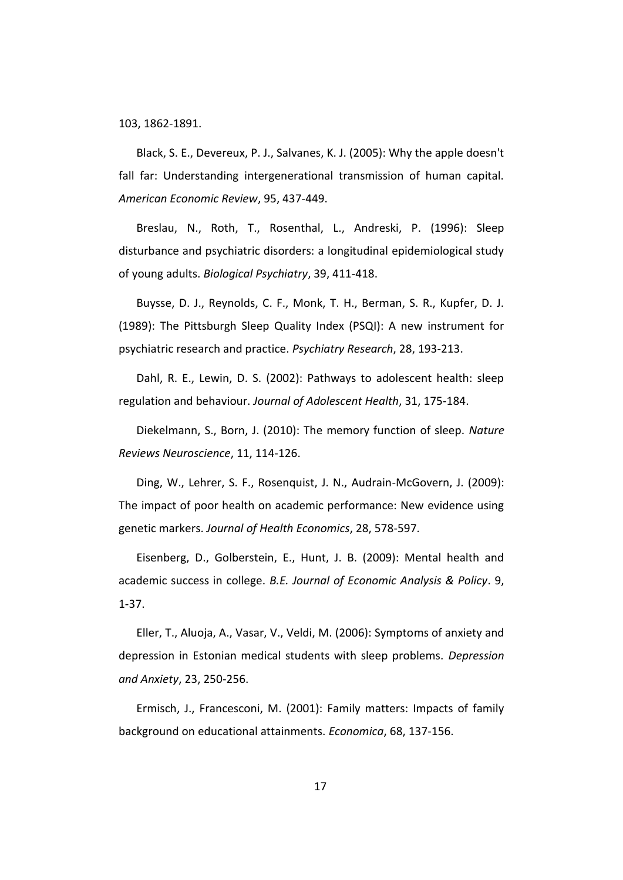103, 1862-1891.

Black, S. E., Devereux, P. J., Salvanes, K. J. (2005): Why the apple doesn't fall far: Understanding intergenerational transmission of human capital. *American Economic Review*, 95, 437-449.

Breslau, N., Roth, T., Rosenthal, L., Andreski, P. (1996): Sleep disturbance and psychiatric disorders: a longitudinal epidemiological study of young adults. *Biological Psychiatry*, 39, 411-418.

Buysse, D. J., Reynolds, C. F., Monk, T. H., Berman, S. R., Kupfer, D. J. (1989): The Pittsburgh Sleep Quality Index (PSQI): A new instrument for psychiatric research and practice. *Psychiatry Research*, 28, 193-213.

Dahl, R. E., Lewin, D. S. (2002): Pathways to adolescent health: sleep regulation and behaviour. *Journal of Adolescent Health*, 31, 175-184.

Diekelmann, S., Born, J. (2010): The memory function of sleep. *Nature Reviews Neuroscience*, 11, 114-126.

Ding, W., Lehrer, S. F., Rosenquist, J. N., Audrain-McGovern, J. (2009): The impact of poor health on academic performance: New evidence using genetic markers. *Journal of Health Economics*, 28, 578-597.

Eisenberg, D., Golberstein, E., Hunt, J. B. (2009): Mental health and academic success in college. *B.E. Journal of Economic Analysis & Policy*. 9, 1-37.

Eller, T., Aluoja, A., Vasar, V., Veldi, M. (2006): Symptoms of anxiety and depression in Estonian medical students with sleep problems. *Depression and Anxiety*, 23, 250-256.

Ermisch, J., Francesconi, M. (2001): Family matters: Impacts of family background on educational attainments. *Economica*, 68, 137-156.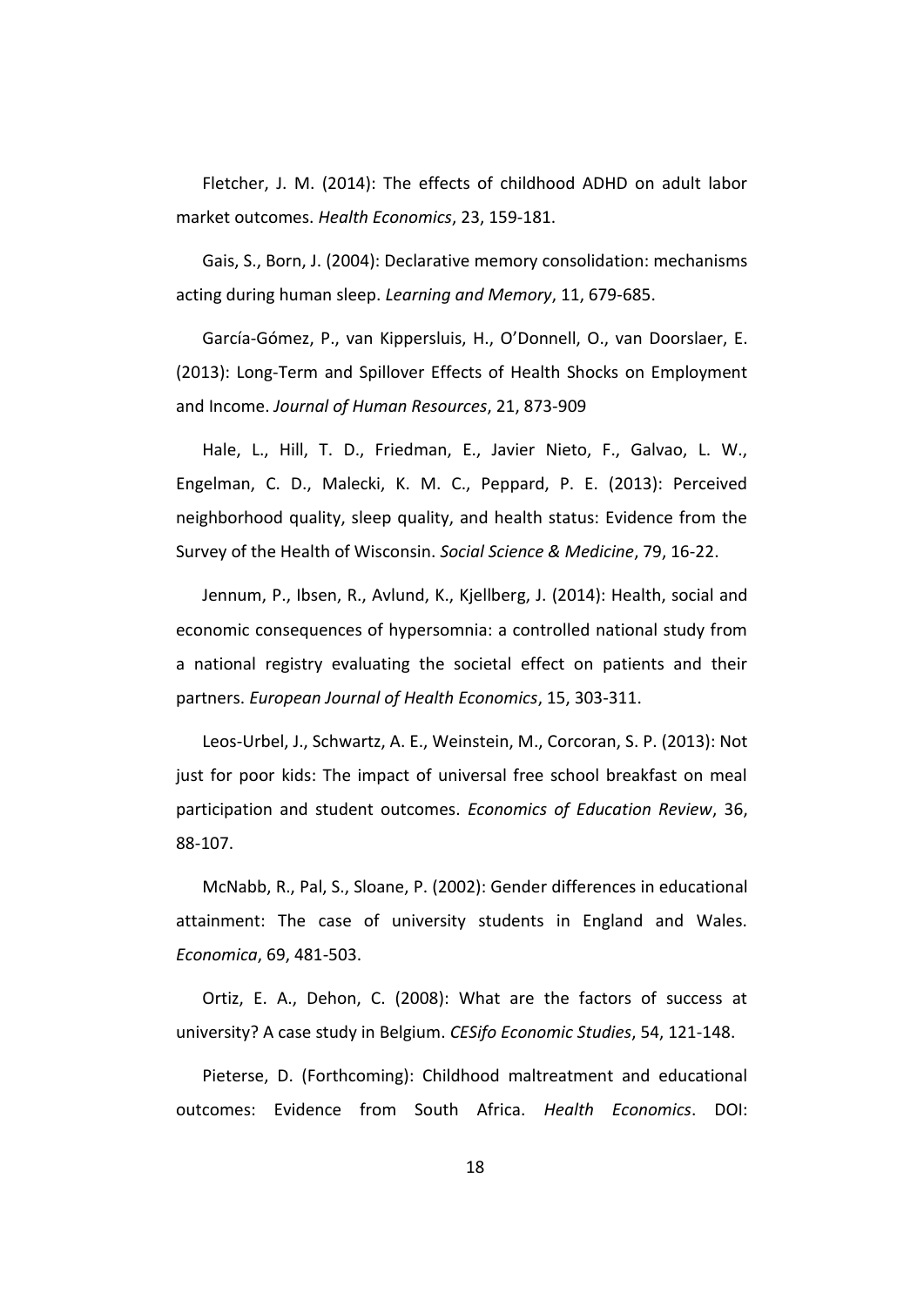Fletcher, J. M. (2014): The effects of childhood ADHD on adult labor market outcomes. *Health Economics*, 23, 159-181.

Gais, S., Born, J. (2004): Declarative memory consolidation: mechanisms acting during human sleep. *Learning and Memory*, 11, 679-685.

García-Gómez, P., van Kippersluis, H., O'Donnell, O., van Doorslaer, E. (2013): Long-Term and Spillover Effects of Health Shocks on Employment and Income. *Journal of Human Resources*, 21, 873-909

Hale, L., Hill, T. D., Friedman, E., Javier Nieto, F., Galvao, L. W., Engelman, C. D., Malecki, K. M. C., Peppard, P. E. (2013): Perceived neighborhood quality, sleep quality, and health status: Evidence from the Survey of the Health of Wisconsin. *Social Science & Medicine*, 79, 16-22.

Jennum, P., Ibsen, R., Avlund, K., Kjellberg, J. (2014): Health, social and economic consequences of hypersomnia: a controlled national study from a national registry evaluating the societal effect on patients and their partners. *European Journal of Health Economics*, 15, 303-311.

Leos-Urbel, J., Schwartz, A. E., Weinstein, M., Corcoran, S. P. (2013): Not just for poor kids: The impact of universal free school breakfast on meal participation and student outcomes. *Economics of Education Review*, 36, 88-107.

McNabb, R., Pal, S., Sloane, P. (2002): Gender differences in educational attainment: The case of university students in England and Wales. *Economica*, 69, 481-503.

Ortiz, E. A., Dehon, C. (2008): What are the factors of success at university? A case study in Belgium. *CESifo Economic Studies*, 54, 121-148.

Pieterse, D. (Forthcoming): Childhood maltreatment and educational outcomes: Evidence from South Africa. *Health Economics*. DOI: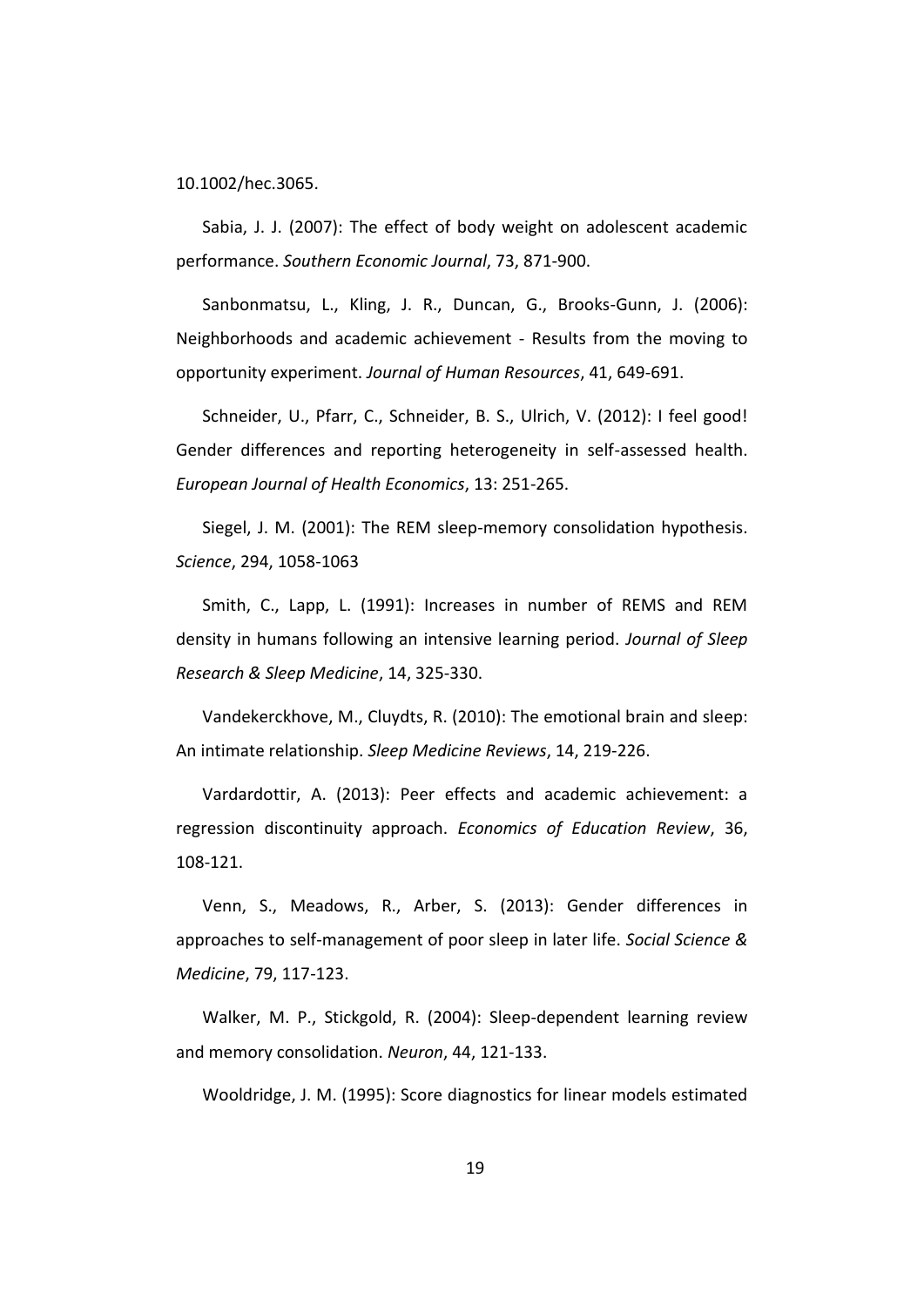10.1002/hec.3065.

Sabia, J. J. (2007): The effect of body weight on adolescent academic performance. *Southern Economic Journal*, 73, 871-900.

Sanbonmatsu, L., Kling, J. R., Duncan, G., Brooks-Gunn, J. (2006): Neighborhoods and academic achievement - Results from the moving to opportunity experiment. *Journal of Human Resources*, 41, 649-691.

Schneider, U., Pfarr, C., Schneider, B. S., Ulrich, V. (2012): I feel good! Gender differences and reporting heterogeneity in self-assessed health. *European Journal of Health Economics*, 13: 251-265.

Siegel, J. M. (2001): The REM sleep-memory consolidation hypothesis. *Science*, 294, 1058-1063

Smith, C., Lapp, L. (1991): Increases in number of REMS and REM density in humans following an intensive learning period. *Journal of Sleep Research & Sleep Medicine*, 14, 325-330.

Vandekerckhove, M., Cluydts, R. (2010): The emotional brain and sleep: An intimate relationship. *Sleep Medicine Reviews*, 14, 219-226.

Vardardottir, A. (2013): Peer effects and academic achievement: a regression discontinuity approach. *Economics of Education Review*, 36, 108-121.

Venn, S., Meadows, R., Arber, S. (2013): Gender differences in approaches to self-management of poor sleep in later life. *Social Science & Medicine*, 79, 117-123.

Walker, M. P., Stickgold, R. (2004): Sleep-dependent learning review and memory consolidation. *Neuron*, 44, 121-133.

Wooldridge, J. M. (1995): Score diagnostics for linear models estimated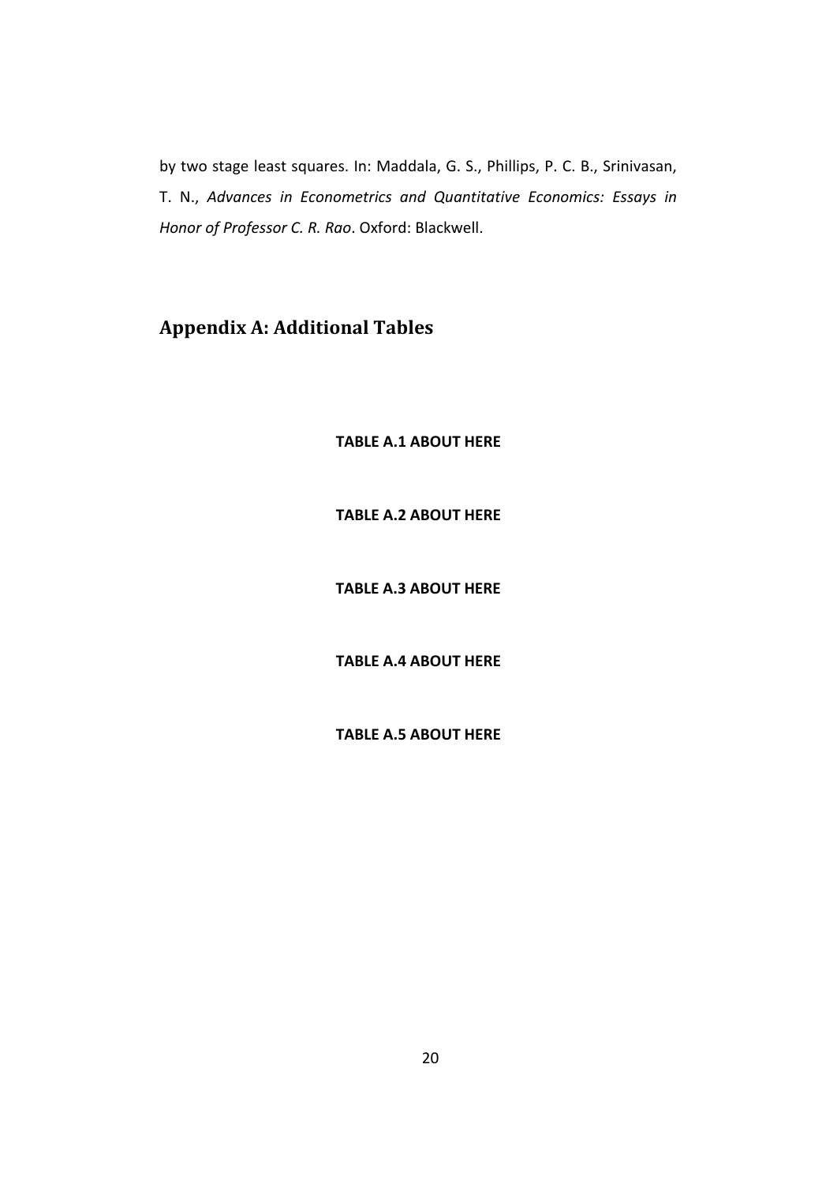by two stage least squares. In: Maddala, G. S., Phillips, P. C. B., Srinivasan, T. N., *Advances in Econometrics and Quantitative Economics: Essays in Honor of Professor C. R. Rao*. Oxford: Blackwell.

## Appendix A: Additional Tables

**TABLE A.1 ABOUT HERE**

**TABLE A.2 ABOUT HERE**

**TABLE A.3 ABOUT HERE**

**TABLE A.4 ABOUT HERE**

**TABLE A.5 ABOUT HERE**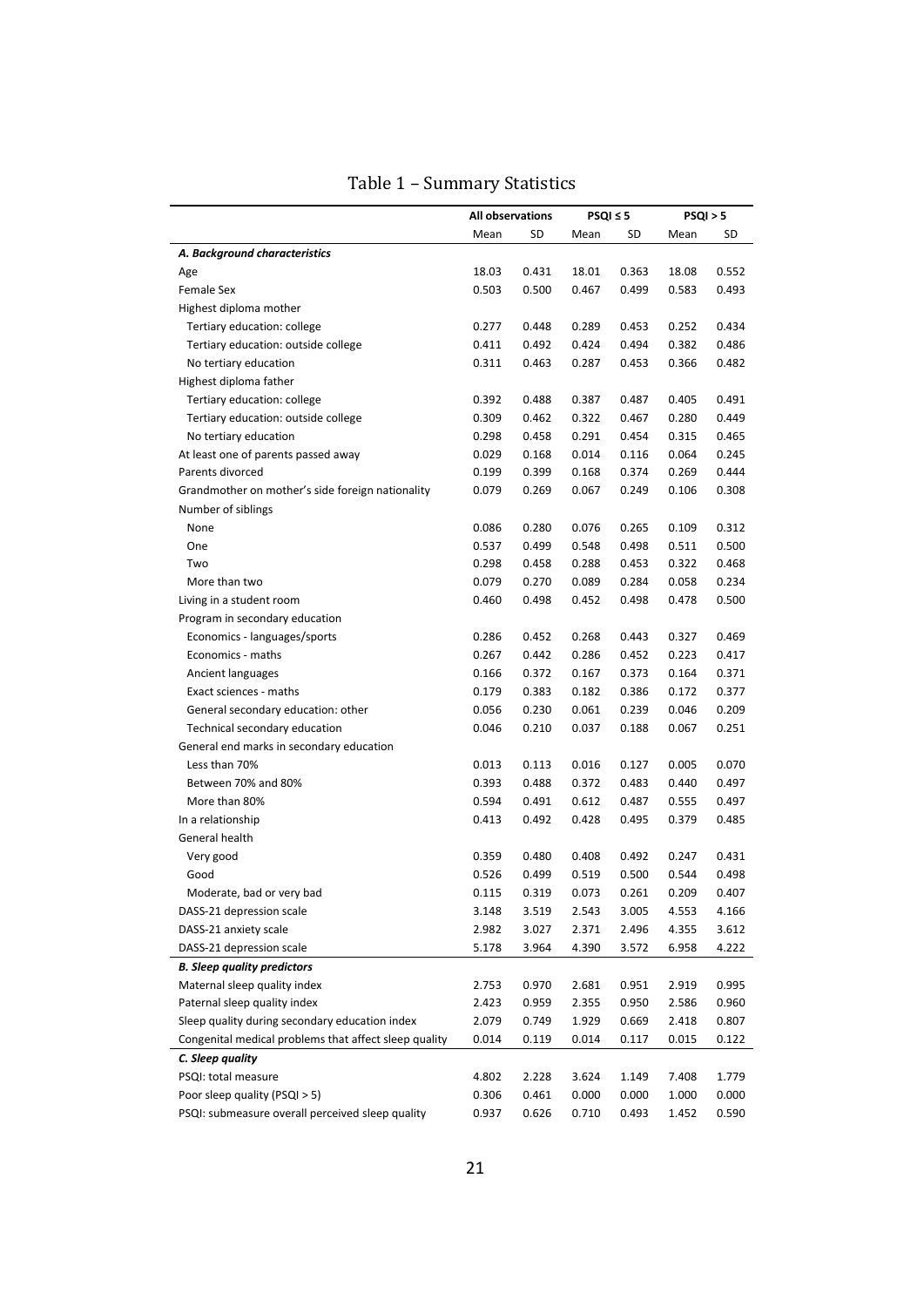# Table 1 – Summary Statistics

| | All observations | | PSQI ≤ 5 | | PSQI > 5 | |
|---|---|---|---|---|---|---|
| | Mean | SD | Mean | SD | Mean | SD |
| ***A. Background characteristics*** | | | | | | |
| Age | 18.03 | 0.431 | 18.01 | 0.363 | 18.08 | 0.552 |
| Female Sex | 0.503 | 0.500 | 0.467 | 0.499 | 0.583 | 0.493 |
| Highest diploma mother | | | | | | |
| Tertiary education: college | 0.277 | 0.448 | 0.289 | 0.453 | 0.252 | 0.434 |
| Tertiary education: outside college | 0.411 | 0.492 | 0.424 | 0.494 | 0.382 | 0.486 |
| No tertiary education | 0.311 | 0.463 | 0.287 | 0.453 | 0.366 | 0.482 |
| Highest diploma father | | | | | | |
| Tertiary education: college | 0.392 | 0.488 | 0.387 | 0.487 | 0.405 | 0.491 |
| Tertiary education: outside college | 0.309 | 0.462 | 0.322 | 0.467 | 0.280 | 0.449 |
| No tertiary education | 0.298 | 0.458 | 0.291 | 0.454 | 0.315 | 0.465 |
| At least one of parents passed away | 0.029 | 0.168 | 0.014 | 0.116 | 0.064 | 0.245 |
| Parents divorced | 0.199 | 0.399 | 0.168 | 0.374 | 0.269 | 0.444 |
| Grandmother on mother's side foreign nationality | 0.079 | 0.269 | 0.067 | 0.249 | 0.106 | 0.308 |
| Number of siblings | | | | | | |
| None | 0.086 | 0.280 | 0.076 | 0.265 | 0.109 | 0.312 |
| One | 0.537 | 0.499 | 0.548 | 0.498 | 0.511 | 0.500 |
| Two | 0.298 | 0.458 | 0.288 | 0.453 | 0.322 | 0.468 |
| More than two | 0.079 | 0.270 | 0.089 | 0.284 | 0.058 | 0.234 |
| Living in a student room | 0.460 | 0.498 | 0.452 | 0.498 | 0.478 | 0.500 |
| Program in secondary education | | | | | | |
| Economics - languages/sports | 0.286 | 0.452 | 0.268 | 0.443 | 0.327 | 0.469 |
| Economics - maths | 0.267 | 0.442 | 0.286 | 0.452 | 0.223 | 0.417 |
| Ancient languages | 0.166 | 0.372 | 0.167 | 0.373 | 0.164 | 0.371 |
| Exact sciences - maths | 0.179 | 0.383 | 0.182 | 0.386 | 0.172 | 0.377 |
| General secondary education: other | 0.056 | 0.230 | 0.061 | 0.239 | 0.046 | 0.209 |
| Technical secondary education | 0.046 | 0.210 | 0.037 | 0.188 | 0.067 | 0.251 |
| General end marks in secondary education | | | | | | |
| Less than 70% | 0.013 | 0.113 | 0.016 | 0.127 | 0.005 | 0.070 |
| Between 70% and 80% | 0.393 | 0.488 | 0.372 | 0.483 | 0.440 | 0.497 |
| More than 80% | 0.594 | 0.491 | 0.612 | 0.487 | 0.555 | 0.497 |
| In a relationship | 0.413 | 0.492 | 0.428 | 0.495 | 0.379 | 0.485 |
| General health | | | | | | |
| Very good | 0.359 | 0.480 | 0.408 | 0.492 | 0.247 | 0.431 |
| Good | 0.526 | 0.499 | 0.519 | 0.500 | 0.544 | 0.498 |
| Moderate, bad or very bad | 0.115 | 0.319 | 0.073 | 0.261 | 0.209 | 0.407 |
| DASS-21 depression scale | 3.148 | 3.519 | 2.543 | 3.005 | 4.553 | 4.166 |
| DASS-21 anxiety scale | 2.982 | 3.027 | 2.371 | 2.496 | 4.355 | 3.612 |
| DASS-21 depression scale | 5.178 | 3.964 | 4.390 | 3.572 | 6.958 | 4.222 |
| ***B. Sleep quality predictors*** | | | | | | |
| Maternal sleep quality index | 2.753 | 0.970 | 2.681 | 0.951 | 2.919 | 0.995 |
| Paternal sleep quality index | 2.423 | 0.959 | 2.355 | 0.950 | 2.586 | 0.960 |
| Sleep quality during secondary education index | 2.079 | 0.749 | 1.929 | 0.669 | 2.418 | 0.807 |
| Congenital medical problems that affect sleep quality | 0.014 | 0.119 | 0.014 | 0.117 | 0.015 | 0.122 |
| ***C. Sleep quality*** | | | | | | |
| PSQI: total measure | 4.802 | 2.228 | 3.624 | 1.149 | 7.408 | 1.779 |
| Poor sleep quality (PSQI > 5) | 0.306 | 0.461 | 0.000 | 0.000 | 1.000 | 0.000 |
| PSQI: submeasure overall perceived sleep quality | 0.937 | 0.626 | 0.710 | 0.493 | 1.452 | 0.590 |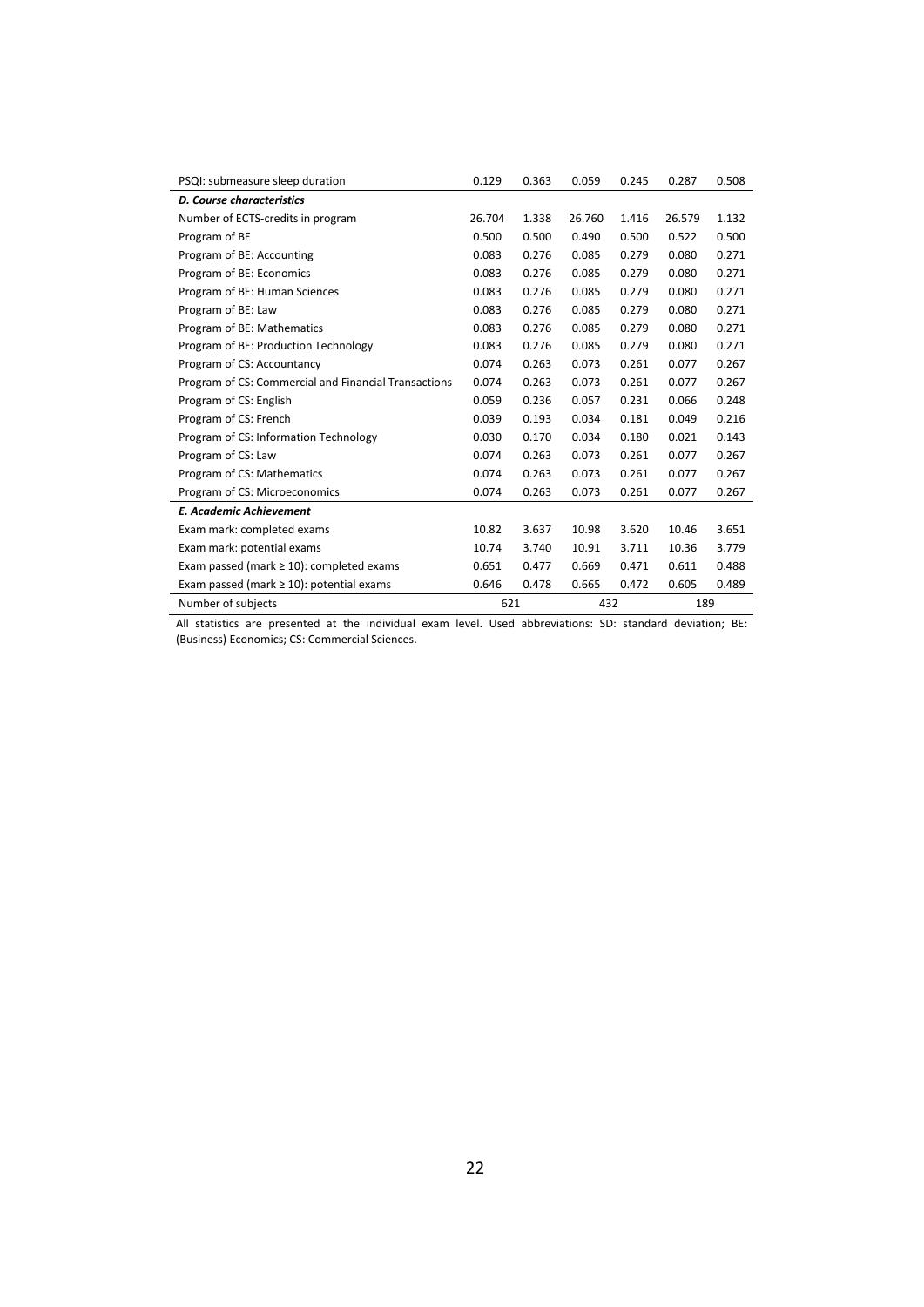| | | | | | | |
|---|---|---|---|---|---|---|
| PSQI: submeasure sleep duration | 0.129 | 0.363 | 0.059 | 0.245 | 0.287 | 0.508 |
| ***D. Course characteristics*** | | | | | | |
| Number of ECTS-credits in program | 26.704 | 1.338 | 26.760 | 1.416 | 26.579 | 1.132 |
| Program of BE | 0.500 | 0.500 | 0.490 | 0.500 | 0.522 | 0.500 |
| Program of BE: Accounting | 0.083 | 0.276 | 0.085 | 0.279 | 0.080 | 0.271 |
| Program of BE: Economics | 0.083 | 0.276 | 0.085 | 0.279 | 0.080 | 0.271 |
| Program of BE: Human Sciences | 0.083 | 0.276 | 0.085 | 0.279 | 0.080 | 0.271 |
| Program of BE: Law | 0.083 | 0.276 | 0.085 | 0.279 | 0.080 | 0.271 |
| Program of BE: Mathematics | 0.083 | 0.276 | 0.085 | 0.279 | 0.080 | 0.271 |
| Program of BE: Production Technology | 0.083 | 0.276 | 0.085 | 0.279 | 0.080 | 0.271 |
| Program of CS: Accountancy | 0.074 | 0.263 | 0.073 | 0.261 | 0.077 | 0.267 |
| Program of CS: Commercial and Financial Transactions | 0.074 | 0.263 | 0.073 | 0.261 | 0.077 | 0.267 |
| Program of CS: English | 0.059 | 0.236 | 0.057 | 0.231 | 0.066 | 0.248 |
| Program of CS: French | 0.039 | 0.193 | 0.034 | 0.181 | 0.049 | 0.216 |
| Program of CS: Information Technology | 0.030 | 0.170 | 0.034 | 0.180 | 0.021 | 0.143 |
| Program of CS: Law | 0.074 | 0.263 | 0.073 | 0.261 | 0.077 | 0.267 |
| Program of CS: Mathematics | 0.074 | 0.263 | 0.073 | 0.261 | 0.077 | 0.267 |
| Program of CS: Microeconomics | 0.074 | 0.263 | 0.073 | 0.261 | 0.077 | 0.267 |
| ***E. Academic Achievement*** | | | | | | |
| Exam mark: completed exams | 10.82 | 3.637 | 10.98 | 3.620 | 10.46 | 3.651 |
| Exam mark: potential exams | 10.74 | 3.740 | 10.91 | 3.711 | 10.36 | 3.779 |
| Exam passed (mark ≥ 10): completed exams | 0.651 | 0.477 | 0.669 | 0.471 | 0.611 | 0.488 |
| Exam passed (mark ≥ 10): potential exams | 0.646 | 0.478 | 0.665 | 0.472 | 0.605 | 0.489 |
| Number of subjects | 621 | | 432 | | 189 | |

All statistics are presented at the individual exam level. Used abbreviations: SD: standard deviation; BE: (Business) Economics; CS: Commercial Sciences.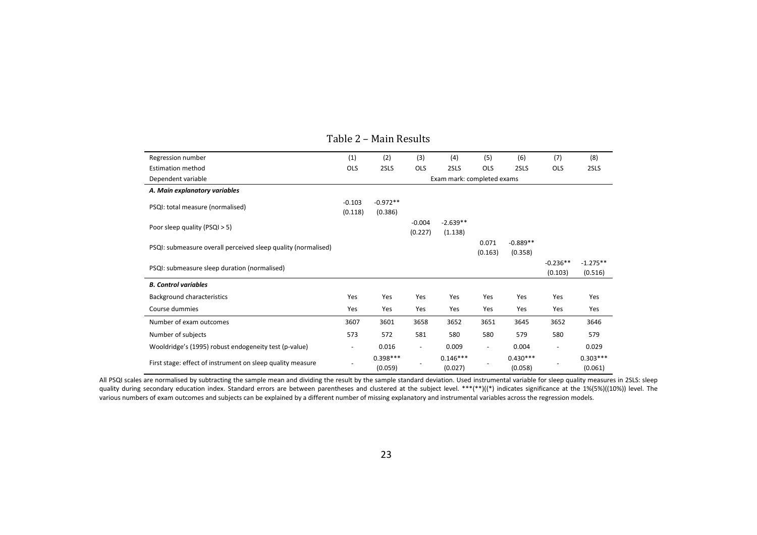Table 2 – Main Results

| Regression number | (1) | (2) | (3) | (4) | (5) | (6) | (7) | (8) |
|---|---|---|---|---|---|---|---|---|
| Estimation method | OLS | 2SLS | OLS | 2SLS | OLS | 2SLS | OLS | 2SLS |
| Dependent variable | Exam mark: completed exams | | | | | | | |
| ***A. Main explanatory variables*** | | | | | | | | |
| PSQI: total measure (normalised) | -0.103<br>(0.118) | -0.972**<br>(0.386) | | | | | | |
| Poor sleep quality (PSQI > 5) | | | -0.004<br>(0.227) | -2.639**<br>(1.138) | | | | |
| PSQI: submeasure overall perceived sleep quality (normalised) | | | | | 0.071<br>(0.163) | -0.889**<br>(0.358) | | |
| PSQI: submeasure sleep duration (normalised) | | | | | | | -0.236**<br>(0.103) | -1.275**<br>(0.516) |
| ***B. Control variables*** | | | | | | | | |
| Background characteristics | Yes | Yes | Yes | Yes | Yes | Yes | Yes | Yes |
| Course dummies | Yes | Yes | Yes | Yes | Yes | Yes | Yes | Yes |
| Number of exam outcomes | 3607 | 3601 | 3658 | 3652 | 3651 | 3645 | 3652 | 3646 |
| Number of subjects | 573 | 572 | 581 | 580 | 580 | 579 | 580 | 579 |
| Wooldridge's (1995) robust endogeneity test (p-value) | - | 0.016 | - | 0.009 | - | 0.004 | - | 0.029 |
| First stage: effect of instrument on sleep quality measure | - | 0.398***<br>(0.059) | - | 0.146***<br>(0.027) | - | 0.430***<br>(0.058) | - | 0.303***<br>(0.061) |

All PSQI scales are normalised by subtracting the sample mean and dividing the result by the sample standard deviation. Used instrumental variable for sleep quality measures in 2SLS: sleep quality during secondary education index. Standard errors are between parentheses and clustered at the subject level. ***(**)((*) indicates significance at the 1%(5%)((10%)) level. The various numbers of exam outcomes and subjects can be explained by a different number of missing explanatory and instrumental variables across the regression models.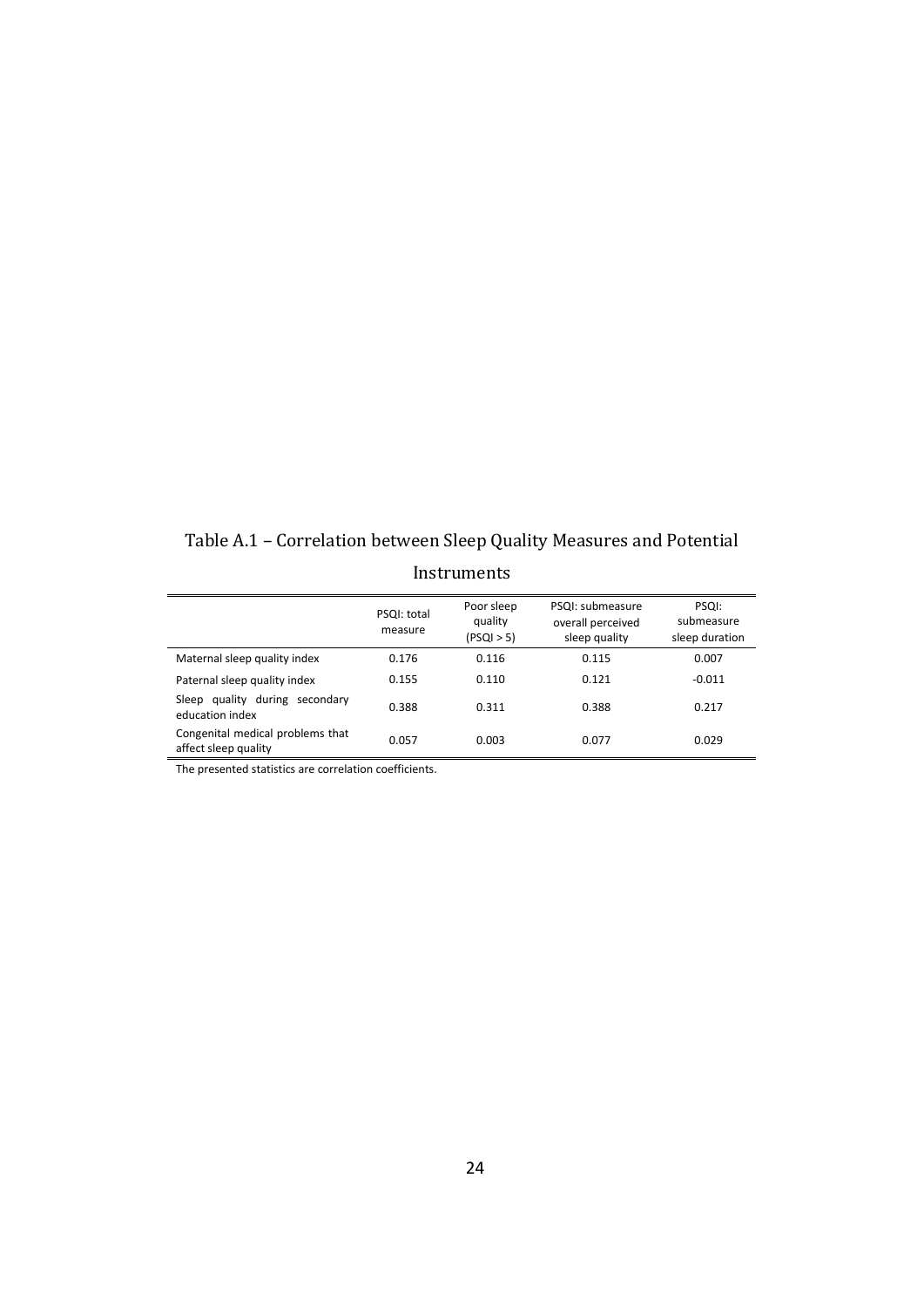Table A.1 – Correlation between Sleep Quality Measures and Potential Instruments

| | PSQI: total measure | Poor sleep quality (PSQI > 5) | PSQI: submeasure overall perceived sleep quality | PSQI: submeasure sleep duration |
|---|---|---|---|---|
| Maternal sleep quality index | 0.176 | 0.116 | 0.115 | 0.007 |
| Paternal sleep quality index | 0.155 | 0.110 | 0.121 | -0.011 |
| Sleep quality during secondary education index | 0.388 | 0.311 | 0.388 | 0.217 |
| Congenital medical problems that affect sleep quality | 0.057 | 0.003 | 0.077 | 0.029 |

The presented statistics are correlation coefficients.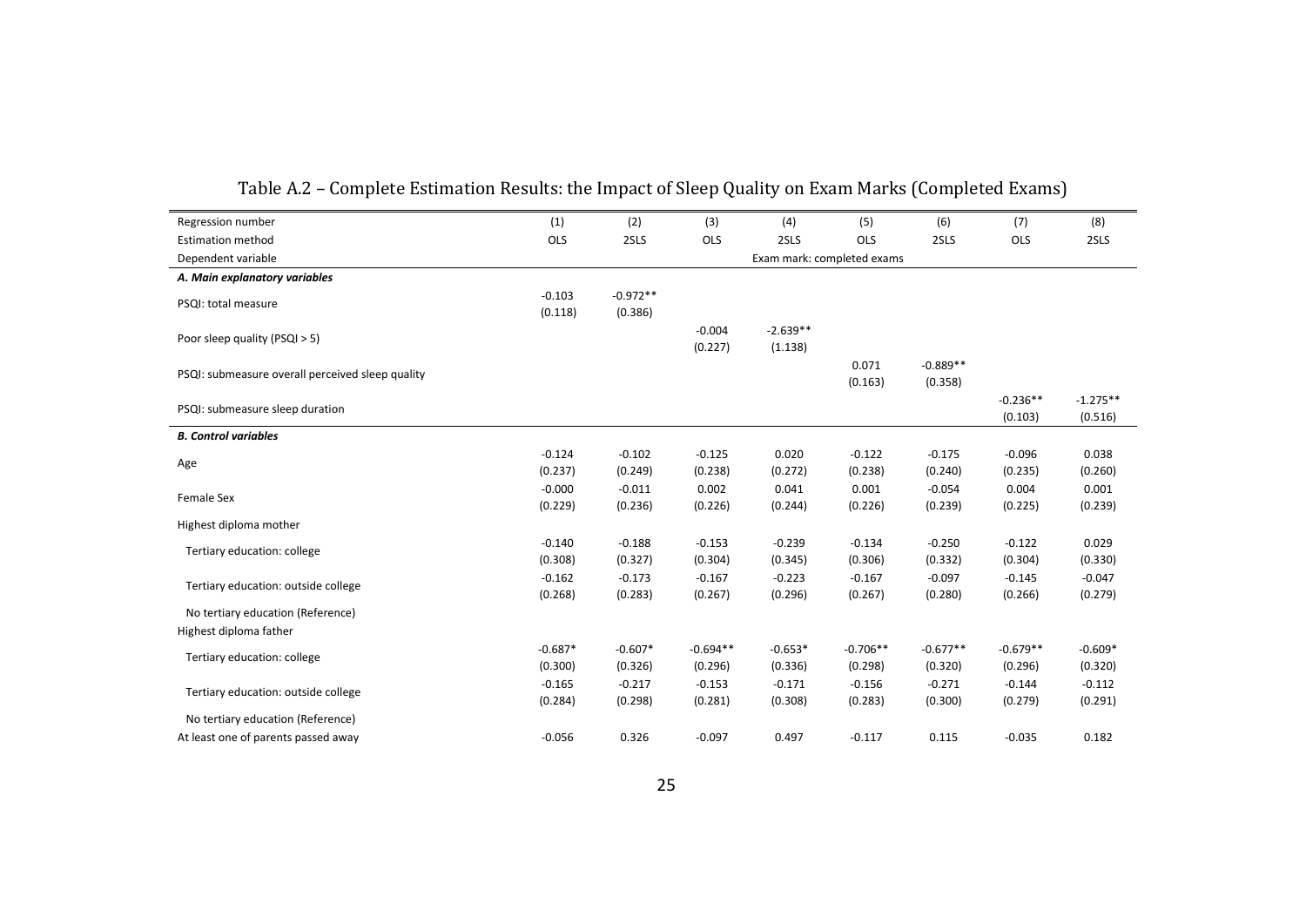## Table A.2 – Complete Estimation Results: the Impact of Sleep Quality on Exam Marks (Completed Exams)

| Regression number | (1) | (2) | (3) | (4) | (5) | (6) | (7) | (8) |
|---|---|---|---|---|---|---|---|---|
| Estimation method | OLS | 2SLS | OLS | 2SLS | OLS | 2SLS | OLS | 2SLS |
| Dependent variable | Exam mark: completed exams | | | | | | | |
| ***A. Main explanatory variables*** | | | | | | | | |
| PSQI: total measure | -0.103 | -0.972** | | | | | | |
| | (0.118) | (0.386) | | | | | | |
| Poor sleep quality (PSQI > 5) | | | -0.004 | -2.639** | | | | |
| | | | (0.227) | (1.138) | | | | |
| PSQI: submeasure overall perceived sleep quality | | | | | 0.071 | -0.889** | | |
| | | | | | (0.163) | (0.358) | | |
| PSQI: submeasure sleep duration | | | | | | | -0.236** | -1.275** |
| | | | | | | | (0.103) | (0.516) |
| ***B. Control variables*** | | | | | | | | |
| Age | -0.124 | -0.102 | -0.125 | 0.020 | -0.122 | -0.175 | -0.096 | 0.038 |
| | (0.237) | (0.249) | (0.238) | (0.272) | (0.238) | (0.240) | (0.235) | (0.260) |
| Female Sex | -0.000 | -0.011 | 0.002 | 0.041 | 0.001 | -0.054 | 0.004 | 0.001 |
| | (0.229) | (0.236) | (0.226) | (0.244) | (0.226) | (0.239) | (0.225) | (0.239) |
| Highest diploma mother | | | | | | | | |
| Tertiary education: college | -0.140 | -0.188 | -0.153 | -0.239 | -0.134 | -0.250 | -0.122 | 0.029 |
| | (0.308) | (0.327) | (0.304) | (0.345) | (0.306) | (0.332) | (0.304) | (0.330) |
| Tertiary education: outside college | -0.162 | -0.173 | -0.167 | -0.223 | -0.167 | -0.097 | -0.145 | -0.047 |
| | (0.268) | (0.283) | (0.267) | (0.296) | (0.267) | (0.280) | (0.266) | (0.279) |
| No tertiary education (Reference) | | | | | | | | |
| Highest diploma father | | | | | | | | |
| Tertiary education: college | -0.687* | -0.607* | -0.694** | -0.653* | -0.706** | -0.677** | -0.679** | -0.609* |
| | (0.300) | (0.326) | (0.296) | (0.336) | (0.298) | (0.320) | (0.296) | (0.320) |
| Tertiary education: outside college | -0.165 | -0.217 | -0.153 | -0.171 | -0.156 | -0.271 | -0.144 | -0.112 |
| | (0.284) | (0.298) | (0.281) | (0.308) | (0.283) | (0.300) | (0.279) | (0.291) |
| No tertiary education (Reference) | | | | | | | | |
| At least one of parents passed away | -0.056 | 0.326 | -0.097 | 0.497 | -0.117 | 0.115 | -0.035 | 0.182 |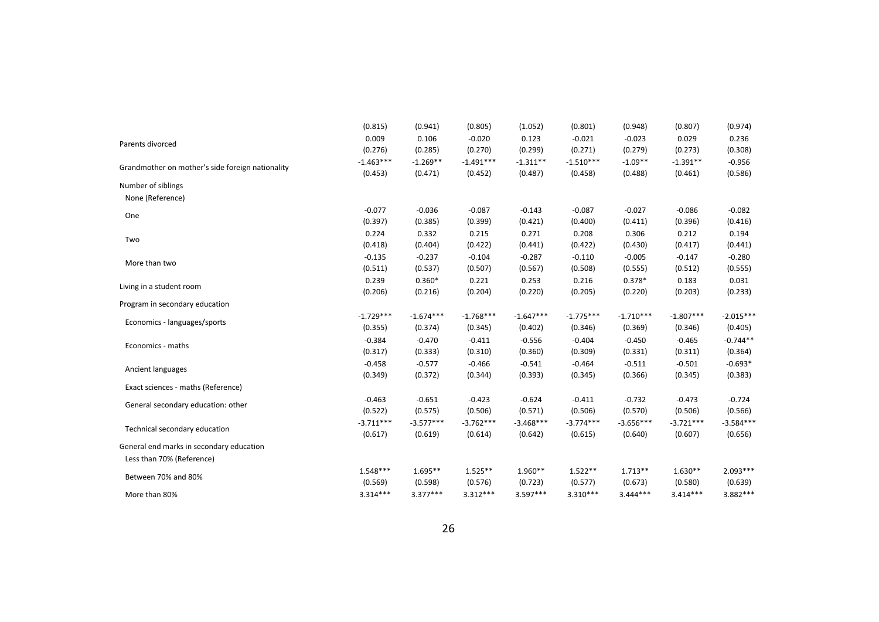| | | | | | | | | |
|---|---|---|---|---|---|---|---|---|
| | (0.815) | (0.941) | (0.805) | (1.052) | (0.801) | (0.948) | (0.807) | (0.974) |
| Parents divorced | 0.009 | 0.106 | -0.020 | 0.123 | -0.021 | -0.023 | 0.029 | 0.236 |
| | (0.276) | (0.285) | (0.270) | (0.299) | (0.271) | (0.279) | (0.273) | (0.308) |
| Grandmother on mother's side foreign nationality | -1.463*** | -1.269** | -1.491*** | -1.311** | -1.510*** | -1.09** | -1.391** | -0.956 |
| | (0.453) | (0.471) | (0.452) | (0.487) | (0.458) | (0.488) | (0.461) | (0.586) |
| Number of siblings | | | | | | | | |
| None (Reference) | | | | | | | | |
| One | -0.077 | -0.036 | -0.087 | -0.143 | -0.087 | -0.027 | -0.086 | -0.082 |
| | (0.397) | (0.385) | (0.399) | (0.421) | (0.400) | (0.411) | (0.396) | (0.416) |
| Two | 0.224 | 0.332 | 0.215 | 0.271 | 0.208 | 0.306 | 0.212 | 0.194 |
| | (0.418) | (0.404) | (0.422) | (0.441) | (0.422) | (0.430) | (0.417) | (0.441) |
| More than two | -0.135 | -0.237 | -0.104 | -0.287 | -0.110 | -0.005 | -0.147 | -0.280 |
| | (0.511) | (0.537) | (0.507) | (0.567) | (0.508) | (0.555) | (0.512) | (0.555) |
| Living in a student room | 0.239 | 0.360* | 0.221 | 0.253 | 0.216 | 0.378* | 0.183 | 0.031 |
| | (0.206) | (0.216) | (0.204) | (0.220) | (0.205) | (0.220) | (0.203) | (0.233) |
| Program in secondary education | | | | | | | | |
| Economics - languages/sports | -1.729*** | -1.674*** | -1.768*** | -1.647*** | -1.775*** | -1.710*** | -1.807*** | -2.015*** |
| | (0.355) | (0.374) | (0.345) | (0.402) | (0.346) | (0.369) | (0.346) | (0.405) |
| Economics - maths | -0.384 | -0.470 | -0.411 | -0.556 | -0.404 | -0.450 | -0.465 | -0.744** |
| | (0.317) | (0.333) | (0.310) | (0.360) | (0.309) | (0.331) | (0.311) | (0.364) |
| Ancient languages | -0.458 | -0.577 | -0.466 | -0.541 | -0.464 | -0.511 | -0.501 | -0.693* |
| | (0.349) | (0.372) | (0.344) | (0.393) | (0.345) | (0.366) | (0.345) | (0.383) |
| Exact sciences - maths (Reference) | | | | | | | | |
| General secondary education: other | -0.463 | -0.651 | -0.423 | -0.624 | -0.411 | -0.732 | -0.473 | -0.724 |
| | (0.522) | (0.575) | (0.506) | (0.571) | (0.506) | (0.570) | (0.506) | (0.566) |
| Technical secondary education | -3.711*** | -3.577*** | -3.762*** | -3.468*** | -3.774*** | -3.656*** | -3.721*** | -3.584*** |
| | (0.617) | (0.619) | (0.614) | (0.642) | (0.615) | (0.640) | (0.607) | (0.656) |
| General end marks in secondary education | | | | | | | | |
| Less than 70% (Reference) | | | | | | | | |
| Between 70% and 80% | 1.548*** | 1.695** | 1.525** | 1.960** | 1.522** | 1.713** | 1.630** | 2.093*** |
| | (0.569) | (0.598) | (0.576) | (0.723) | (0.577) | (0.673) | (0.580) | (0.639) |
| More than 80% | 3.314*** | 3.377*** | 3.312*** | 3.597*** | 3.310*** | 3.444*** | 3.414*** | 3.882*** |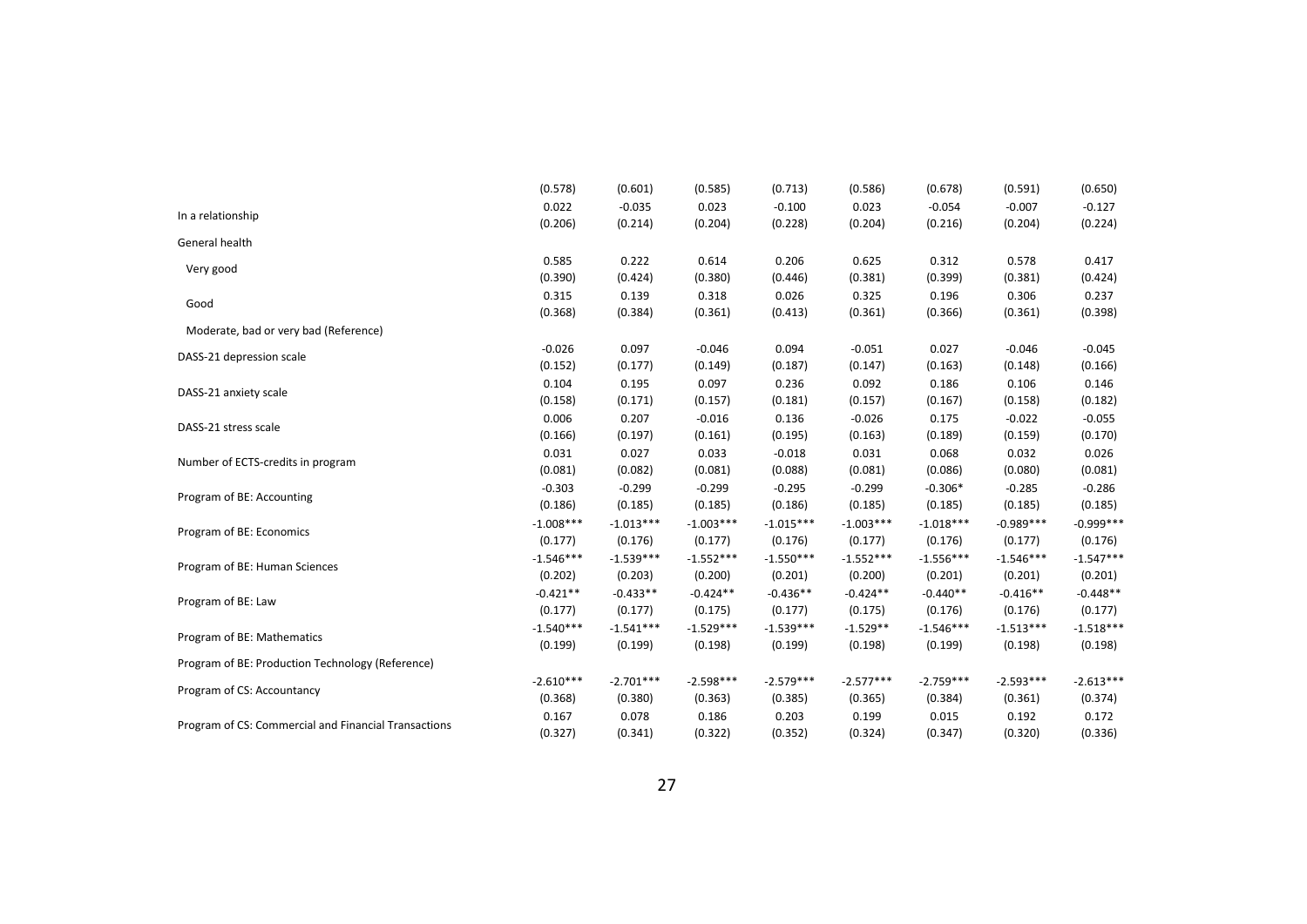| | | | | | | | | |
|---|---|---|---|---|---|---|---|---|
| | (0.578) | (0.601) | (0.585) | (0.713) | (0.586) | (0.678) | (0.591) | (0.650) |
| In a relationship | 0.022 | -0.035 | 0.023 | -0.100 | 0.023 | -0.054 | -0.007 | -0.127 |
| | (0.206) | (0.214) | (0.204) | (0.228) | (0.204) | (0.216) | (0.204) | (0.224) |
| General health | | | | | | | | |
| Very good | 0.585 | 0.222 | 0.614 | 0.206 | 0.625 | 0.312 | 0.578 | 0.417 |
| | (0.390) | (0.424) | (0.380) | (0.446) | (0.381) | (0.399) | (0.381) | (0.424) |
| Good | 0.315 | 0.139 | 0.318 | 0.026 | 0.325 | 0.196 | 0.306 | 0.237 |
| | (0.368) | (0.384) | (0.361) | (0.413) | (0.361) | (0.366) | (0.361) | (0.398) |
| Moderate, bad or very bad (Reference) | | | | | | | | |
| DASS-21 depression scale | -0.026 | 0.097 | -0.046 | 0.094 | -0.051 | 0.027 | -0.046 | -0.045 |
| | (0.152) | (0.177) | (0.149) | (0.187) | (0.147) | (0.163) | (0.148) | (0.166) |
| DASS-21 anxiety scale | 0.104 | 0.195 | 0.097 | 0.236 | 0.092 | 0.186 | 0.106 | 0.146 |
| | (0.158) | (0.171) | (0.157) | (0.181) | (0.157) | (0.167) | (0.158) | (0.182) |
| DASS-21 stress scale | 0.006 | 0.207 | -0.016 | 0.136 | -0.026 | 0.175 | -0.022 | -0.055 |
| | (0.166) | (0.197) | (0.161) | (0.195) | (0.163) | (0.189) | (0.159) | (0.170) |
| Number of ECTS-credits in program | 0.031 | 0.027 | 0.033 | -0.018 | 0.031 | 0.068 | 0.032 | 0.026 |
| | (0.081) | (0.082) | (0.081) | (0.088) | (0.081) | (0.086) | (0.080) | (0.081) |
| Program of BE: Accounting | -0.303 | -0.299 | -0.299 | -0.295 | -0.299 | -0.306* | -0.285 | -0.286 |
| | (0.186) | (0.185) | (0.185) | (0.186) | (0.185) | (0.185) | (0.185) | (0.185) |
| Program of BE: Economics | -1.008*** | -1.013*** | -1.003*** | -1.015*** | -1.003*** | -1.018*** | -0.989*** | -0.999*** |
| | (0.177) | (0.176) | (0.177) | (0.176) | (0.177) | (0.176) | (0.177) | (0.176) |
| Program of BE: Human Sciences | -1.546*** | -1.539*** | -1.552*** | -1.550*** | -1.552*** | -1.556*** | -1.546*** | -1.547*** |
| | (0.202) | (0.203) | (0.200) | (0.201) | (0.200) | (0.201) | (0.201) | (0.201) |
| Program of BE: Law | -0.421** | -0.433** | -0.424** | -0.436** | -0.424** | -0.440** | -0.416** | -0.448** |
| | (0.177) | (0.177) | (0.175) | (0.177) | (0.175) | (0.176) | (0.176) | (0.177) |
| Program of BE: Mathematics | -1.540*** | -1.541*** | -1.529*** | -1.539*** | -1.529** | -1.546*** | -1.513*** | -1.518*** |
| | (0.199) | (0.199) | (0.198) | (0.199) | (0.198) | (0.199) | (0.198) | (0.198) |
| Program of BE: Production Technology (Reference) | | | | | | | | |
| Program of CS: Accountancy | -2.610*** | -2.701*** | -2.598*** | -2.579*** | -2.577*** | -2.759*** | -2.593*** | -2.613*** |
| | (0.368) | (0.380) | (0.363) | (0.385) | (0.365) | (0.384) | (0.361) | (0.374) |
| Program of CS: Commercial and Financial Transactions | 0.167 | 0.078 | 0.186 | 0.203 | 0.199 | 0.015 | 0.192 | 0.172 |
| | (0.327) | (0.341) | (0.322) | (0.352) | (0.324) | (0.347) | (0.320) | (0.336) |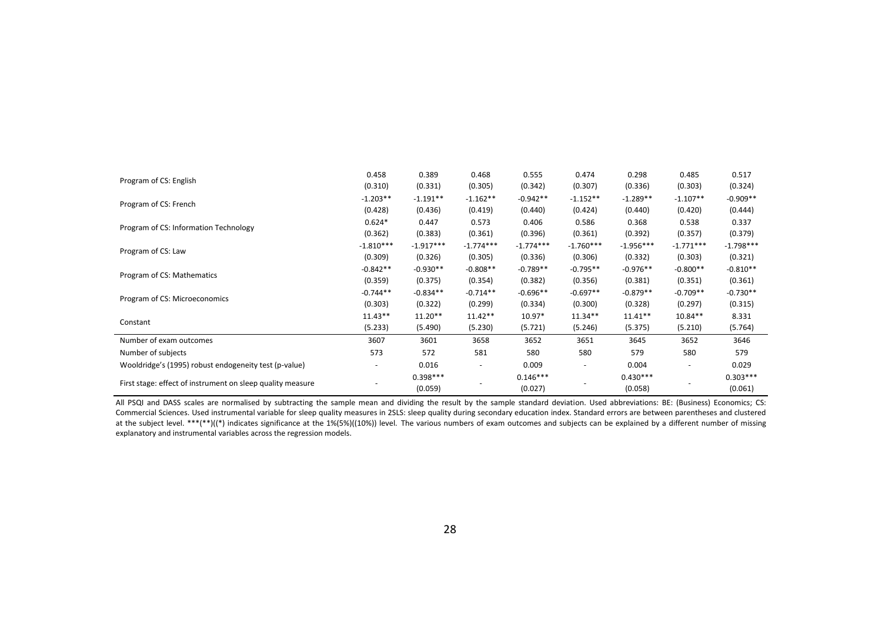| | | | | | | | | |
|---|---|---|---|---|---|---|---|---|
| Program of CS: English | 0.458 | 0.389 | 0.468 | 0.555 | 0.474 | 0.298 | 0.485 | 0.517 |
| | (0.310) | (0.331) | (0.305) | (0.342) | (0.307) | (0.336) | (0.303) | (0.324) |
| Program of CS: French | -1.203** | -1.191** | -1.162** | -0.942** | -1.152** | -1.289** | -1.107** | -0.909** |
| | (0.428) | (0.436) | (0.419) | (0.440) | (0.424) | (0.440) | (0.420) | (0.444) |
| Program of CS: Information Technology | 0.624* | 0.447 | 0.573 | 0.406 | 0.586 | 0.368 | 0.538 | 0.337 |
| | (0.362) | (0.383) | (0.361) | (0.396) | (0.361) | (0.392) | (0.357) | (0.379) |
| Program of CS: Law | -1.810*** | -1.917*** | -1.774*** | -1.774*** | -1.760*** | -1.956*** | -1.771*** | -1.798*** |
| | (0.309) | (0.326) | (0.305) | (0.336) | (0.306) | (0.332) | (0.303) | (0.321) |
| Program of CS: Mathematics | -0.842** | -0.930** | -0.808** | -0.789** | -0.795** | -0.976** | -0.800** | -0.810** |
| | (0.359) | (0.375) | (0.354) | (0.382) | (0.356) | (0.381) | (0.351) | (0.361) |
| Program of CS: Microeconomics | -0.744** | -0.834** | -0.714** | -0.696** | -0.697** | -0.879** | -0.709** | -0.730** |
| | (0.303) | (0.322) | (0.299) | (0.334) | (0.300) | (0.328) | (0.297) | (0.315) |
| Constant | 11.43** | 11.20** | 11.42** | 10.97* | 11.34** | 11.41** | 10.84** | 8.331 |
| | (5.233) | (5.490) | (5.230) | (5.721) | (5.246) | (5.375) | (5.210) | (5.764) |
| Number of exam outcomes | 3607 | 3601 | 3658 | 3652 | 3651 | 3645 | 3652 | 3646 |
| Number of subjects | 573 | 572 | 581 | 580 | 580 | 579 | 580 | 579 |
| Wooldridge's (1995) robust endogeneity test (p-value) | - | 0.016 | - | 0.009 | - | 0.004 | - | 0.029 |
| First stage: effect of instrument on sleep quality measure | - | 0.398*** | - | 0.146*** | - | 0.430*** | - | 0.303*** |
| | | (0.059) | | (0.027) | | (0.058) | | (0.061) |

All PSQI and DASS scales are normalised by subtracting the sample mean and dividing the result by the sample standard deviation. Used abbreviations: BE: (Business) Economics; CS: Commercial Sciences. Used instrumental variable for sleep quality measures in 2SLS: sleep quality during secondary education index. Standard errors are between parentheses and clustered at the subject level. ***(**)((*) indicates significance at the 1%(5%)((10%)) level. The various numbers of exam outcomes and subjects can be explained by a different number of missing explanatory and instrumental variables across the regression models.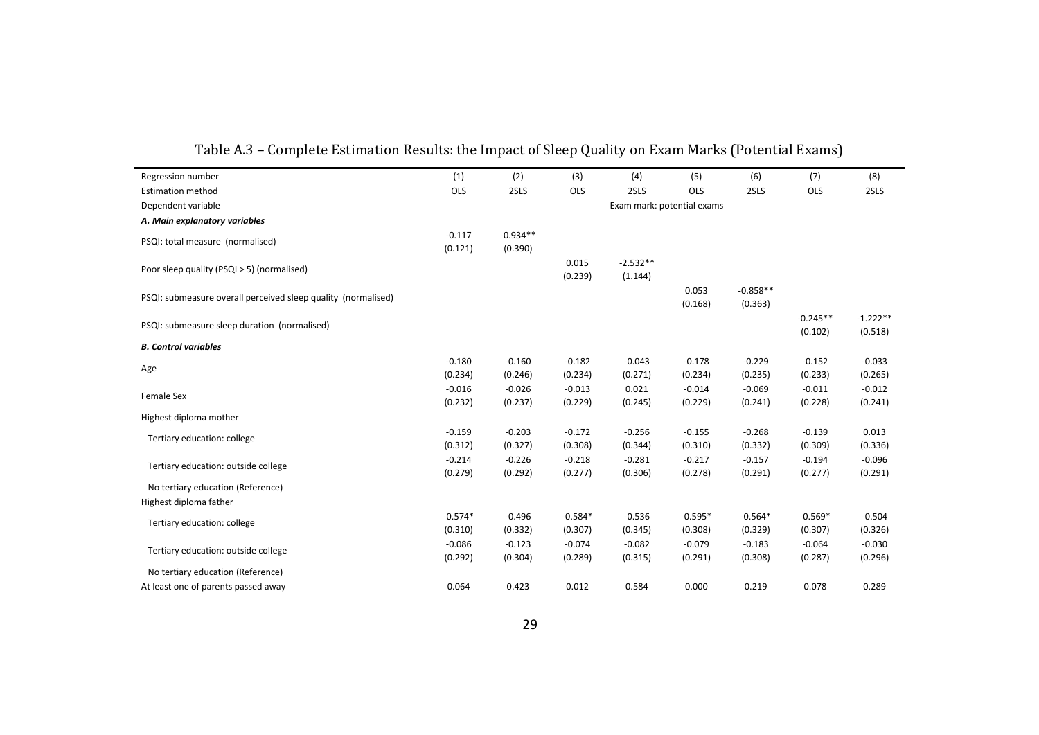## Table A.3 – Complete Estimation Results: the Impact of Sleep Quality on Exam Marks (Potential Exams)

| Regression number | (1) | (2) | (3) | (4) | (5) | (6) | (7) | (8) |
|---|---|---|---|---|---|---|---|---|
| Estimation method | OLS | 2SLS | OLS | 2SLS | OLS | 2SLS | OLS | 2SLS |
| Dependent variable | Exam mark: potential exams | | | | | | | |
| ***A. Main explanatory variables*** | | | | | | | | |
| PSQI: total measure (normalised) | -0.117 | -0.934** | | | | | | |
| | (0.121) | (0.390) | | | | | | |
| Poor sleep quality (PSQI > 5) (normalised) | | | 0.015 | -2.532** | | | | |
| | | | (0.239) | (1.144) | | | | |
| PSQI: submeasure overall perceived sleep quality (normalised) | | | | | 0.053 | -0.858** | | |
| | | | | | (0.168) | (0.363) | | |
| PSQI: submeasure sleep duration (normalised) | | | | | | | -0.245** | -1.222** |
| | | | | | | | (0.102) | (0.518) |
| ***B. Control variables*** | | | | | | | | |
| Age | -0.180 | -0.160 | -0.182 | -0.043 | -0.178 | -0.229 | -0.152 | -0.033 |
| | (0.234) | (0.246) | (0.234) | (0.271) | (0.234) | (0.235) | (0.233) | (0.265) |
| Female Sex | -0.016 | -0.026 | -0.013 | 0.021 | -0.014 | -0.069 | -0.011 | -0.012 |
| | (0.232) | (0.237) | (0.229) | (0.245) | (0.229) | (0.241) | (0.228) | (0.241) |
| Highest diploma mother | | | | | | | | |
| Tertiary education: college | -0.159 | -0.203 | -0.172 | -0.256 | -0.155 | -0.268 | -0.139 | 0.013 |
| | (0.312) | (0.327) | (0.308) | (0.344) | (0.310) | (0.332) | (0.309) | (0.336) |
| Tertiary education: outside college | -0.214 | -0.226 | -0.218 | -0.281 | -0.217 | -0.157 | -0.194 | -0.096 |
| | (0.279) | (0.292) | (0.277) | (0.306) | (0.278) | (0.291) | (0.277) | (0.291) |
| No tertiary education (Reference) | | | | | | | | |
| Highest diploma father | | | | | | | | |
| Tertiary education: college | -0.574* | -0.496 | -0.584* | -0.536 | -0.595* | -0.564* | -0.569* | -0.504 |
| | (0.310) | (0.332) | (0.307) | (0.345) | (0.308) | (0.329) | (0.307) | (0.326) |
| Tertiary education: outside college | -0.086 | -0.123 | -0.074 | -0.082 | -0.079 | -0.183 | -0.064 | -0.030 |
| | (0.292) | (0.304) | (0.289) | (0.315) | (0.291) | (0.308) | (0.287) | (0.296) |
| No tertiary education (Reference) | | | | | | | | |
| At least one of parents passed away | 0.064 | 0.423 | 0.012 | 0.584 | 0.000 | 0.219 | 0.078 | 0.289 |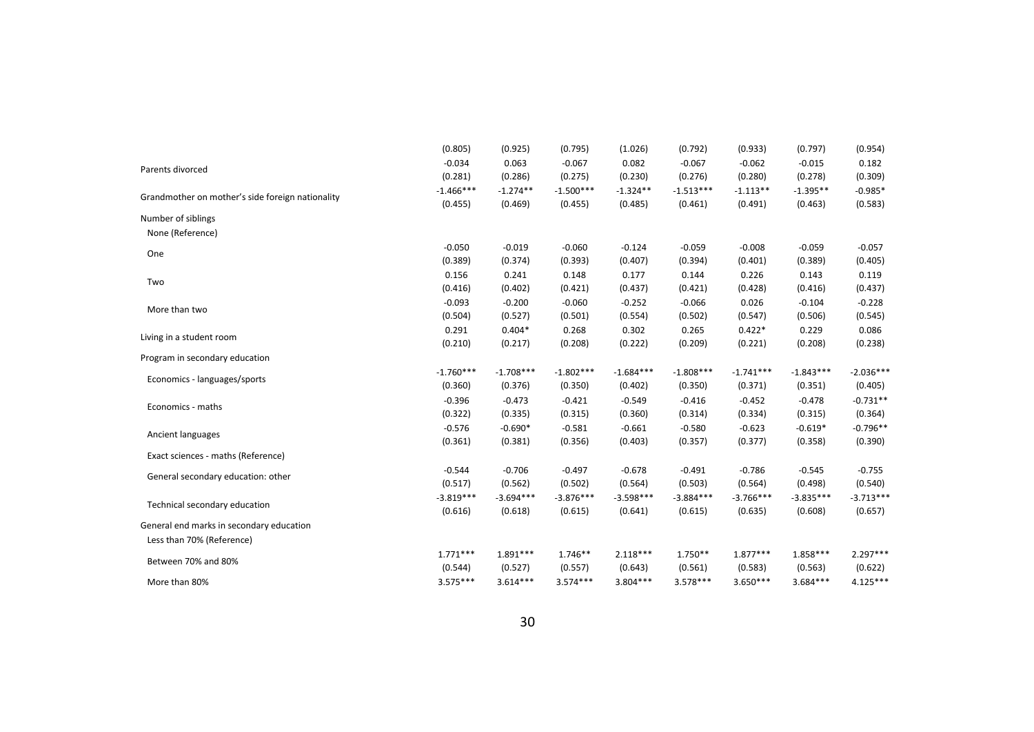| | (1) | (2) | (3) | (4) | (5) | (6) | (7) | (8) |
|---|---|---|---|---|---|---|---|---|
| | (0.805) | (0.925) | (0.795) | (1.026) | (0.792) | (0.933) | (0.797) | (0.954) |
| Parents divorced | -0.034 | 0.063 | -0.067 | 0.082 | -0.067 | -0.062 | -0.015 | 0.182 |
| | (0.281) | (0.286) | (0.275) | (0.230) | (0.276) | (0.280) | (0.278) | (0.309) |
| Grandmother on mother's side foreign nationality | -1.466*** | -1.274** | -1.500*** | -1.324** | -1.513*** | -1.113** | -1.395** | -0.985* |
| | (0.455) | (0.469) | (0.455) | (0.485) | (0.461) | (0.491) | (0.463) | (0.583) |
| Number of siblings | | | | | | | | |
| None (Reference) | | | | | | | | |
| One | -0.050 | -0.019 | -0.060 | -0.124 | -0.059 | -0.008 | -0.059 | -0.057 |
| | (0.389) | (0.374) | (0.393) | (0.407) | (0.394) | (0.401) | (0.389) | (0.405) |
| Two | 0.156 | 0.241 | 0.148 | 0.177 | 0.144 | 0.226 | 0.143 | 0.119 |
| | (0.416) | (0.402) | (0.421) | (0.437) | (0.421) | (0.428) | (0.416) | (0.437) |
| More than two | -0.093 | -0.200 | -0.060 | -0.252 | -0.066 | 0.026 | -0.104 | -0.228 |
| | (0.504) | (0.527) | (0.501) | (0.554) | (0.502) | (0.547) | (0.506) | (0.545) |
| Living in a student room | 0.291 | 0.404* | 0.268 | 0.302 | 0.265 | 0.422* | 0.229 | 0.086 |
| | (0.210) | (0.217) | (0.208) | (0.222) | (0.209) | (0.221) | (0.208) | (0.238) |
| Program in secondary education | | | | | | | | |
| Economics - languages/sports | -1.760*** | -1.708*** | -1.802*** | -1.684*** | -1.808*** | -1.741*** | -1.843*** | -2.036*** |
| | (0.360) | (0.376) | (0.350) | (0.402) | (0.350) | (0.371) | (0.351) | (0.405) |
| Economics - maths | -0.396 | -0.473 | -0.421 | -0.549 | -0.416 | -0.452 | -0.478 | -0.731** |
| | (0.322) | (0.335) | (0.315) | (0.360) | (0.314) | (0.334) | (0.315) | (0.364) |
| Ancient languages | -0.576 | -0.690* | -0.581 | -0.661 | -0.580 | -0.623 | -0.619* | -0.796** |
| | (0.361) | (0.381) | (0.356) | (0.403) | (0.357) | (0.377) | (0.358) | (0.390) |
| Exact sciences - maths (Reference) | | | | | | | | |
| General secondary education: other | -0.544 | -0.706 | -0.497 | -0.678 | -0.491 | -0.786 | -0.545 | -0.755 |
| | (0.517) | (0.562) | (0.502) | (0.564) | (0.503) | (0.564) | (0.498) | (0.540) |
| Technical secondary education | -3.819*** | -3.694*** | -3.876*** | -3.598*** | -3.884*** | -3.766*** | -3.835*** | -3.713*** |
| | (0.616) | (0.618) | (0.615) | (0.641) | (0.615) | (0.635) | (0.608) | (0.657) |
| General end marks in secondary education | | | | | | | | |
| Less than 70% (Reference) | | | | | | | | |
| Between 70% and 80% | 1.771*** | 1.891*** | 1.746** | 2.118*** | 1.750** | 1.877*** | 1.858*** | 2.297*** |
| | (0.544) | (0.527) | (0.557) | (0.643) | (0.561) | (0.583) | (0.563) | (0.622) |
| More than 80% | 3.575*** | 3.614*** | 3.574*** | 3.804*** | 3.578*** | 3.650*** | 3.684*** | 4.125*** |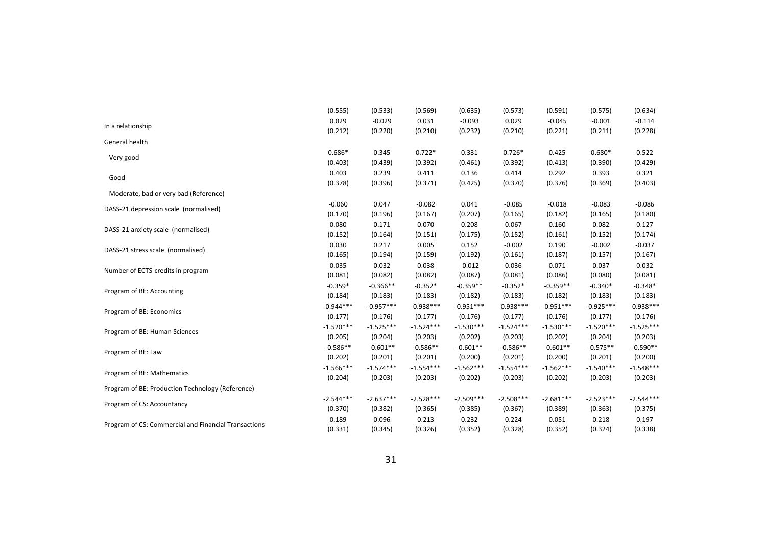| | | | | | | | | |
|---|---|---|---|---|---|---|---|---|
| | (0.555) | (0.533) | (0.569) | (0.635) | (0.573) | (0.591) | (0.575) | (0.634) |
| In a relationship | 0.029 | -0.029 | 0.031 | -0.093 | 0.029 | -0.045 | -0.001 | -0.114 |
| | (0.212) | (0.220) | (0.210) | (0.232) | (0.210) | (0.221) | (0.211) | (0.228) |
| General health | | | | | | | | |
| Very good | 0.686* | 0.345 | 0.722* | 0.331 | 0.726* | 0.425 | 0.680* | 0.522 |
| | (0.403) | (0.439) | (0.392) | (0.461) | (0.392) | (0.413) | (0.390) | (0.429) |
| Good | 0.403 | 0.239 | 0.411 | 0.136 | 0.414 | 0.292 | 0.393 | 0.321 |
| | (0.378) | (0.396) | (0.371) | (0.425) | (0.370) | (0.376) | (0.369) | (0.403) |
| Moderate, bad or very bad (Reference) | | | | | | | | |
| DASS-21 depression scale (normalised) | -0.060 | 0.047 | -0.082 | 0.041 | -0.085 | -0.018 | -0.083 | -0.086 |
| | (0.170) | (0.196) | (0.167) | (0.207) | (0.165) | (0.182) | (0.165) | (0.180) |
| DASS-21 anxiety scale (normalised) | 0.080 | 0.171 | 0.070 | 0.208 | 0.067 | 0.160 | 0.082 | 0.127 |
| | (0.152) | (0.164) | (0.151) | (0.175) | (0.152) | (0.161) | (0.152) | (0.174) |
| DASS-21 stress scale (normalised) | 0.030 | 0.217 | 0.005 | 0.152 | -0.002 | 0.190 | -0.002 | -0.037 |
| | (0.165) | (0.194) | (0.159) | (0.192) | (0.161) | (0.187) | (0.157) | (0.167) |
| Number of ECTS-credits in program | 0.035 | 0.032 | 0.038 | -0.012 | 0.036 | 0.071 | 0.037 | 0.032 |
| | (0.081) | (0.082) | (0.082) | (0.087) | (0.081) | (0.086) | (0.080) | (0.081) |
| Program of BE: Accounting | -0.359* | -0.366** | -0.352* | -0.359** | -0.352* | -0.359** | -0.340* | -0.348* |
| | (0.184) | (0.183) | (0.183) | (0.182) | (0.183) | (0.182) | (0.183) | (0.183) |
| Program of BE: Economics | -0.944*** | -0.957*** | -0.938*** | -0.951*** | -0.938*** | -0.951*** | -0.925*** | -0.938*** |
| | (0.177) | (0.176) | (0.177) | (0.176) | (0.177) | (0.176) | (0.177) | (0.176) |
| Program of BE: Human Sciences | -1.520*** | -1.525*** | -1.524*** | -1.530*** | -1.524*** | -1.530*** | -1.520*** | -1.525*** |
| | (0.205) | (0.204) | (0.203) | (0.202) | (0.203) | (0.202) | (0.204) | (0.203) |
| Program of BE: Law | -0.586** | -0.601** | -0.586** | -0.601** | -0.586** | -0.601** | -0.575** | -0.590** |
| | (0.202) | (0.201) | (0.201) | (0.200) | (0.201) | (0.200) | (0.201) | (0.200) |
| Program of BE: Mathematics | -1.566*** | -1.574*** | -1.554*** | -1.562*** | -1.554*** | -1.562*** | -1.540*** | -1.548*** |
| | (0.204) | (0.203) | (0.203) | (0.202) | (0.203) | (0.202) | (0.203) | (0.203) |
| Program of BE: Production Technology (Reference) | | | | | | | | |
| Program of CS: Accountancy | -2.544*** | -2.637*** | -2.528*** | -2.509*** | -2.508*** | -2.681*** | -2.523*** | -2.544*** |
| | (0.370) | (0.382) | (0.365) | (0.385) | (0.367) | (0.389) | (0.363) | (0.375) |
| Program of CS: Commercial and Financial Transactions | 0.189 | 0.096 | 0.213 | 0.232 | 0.224 | 0.051 | 0.218 | 0.197 |
| | (0.331) | (0.345) | (0.326) | (0.352) | (0.328) | (0.352) | (0.324) | (0.338) |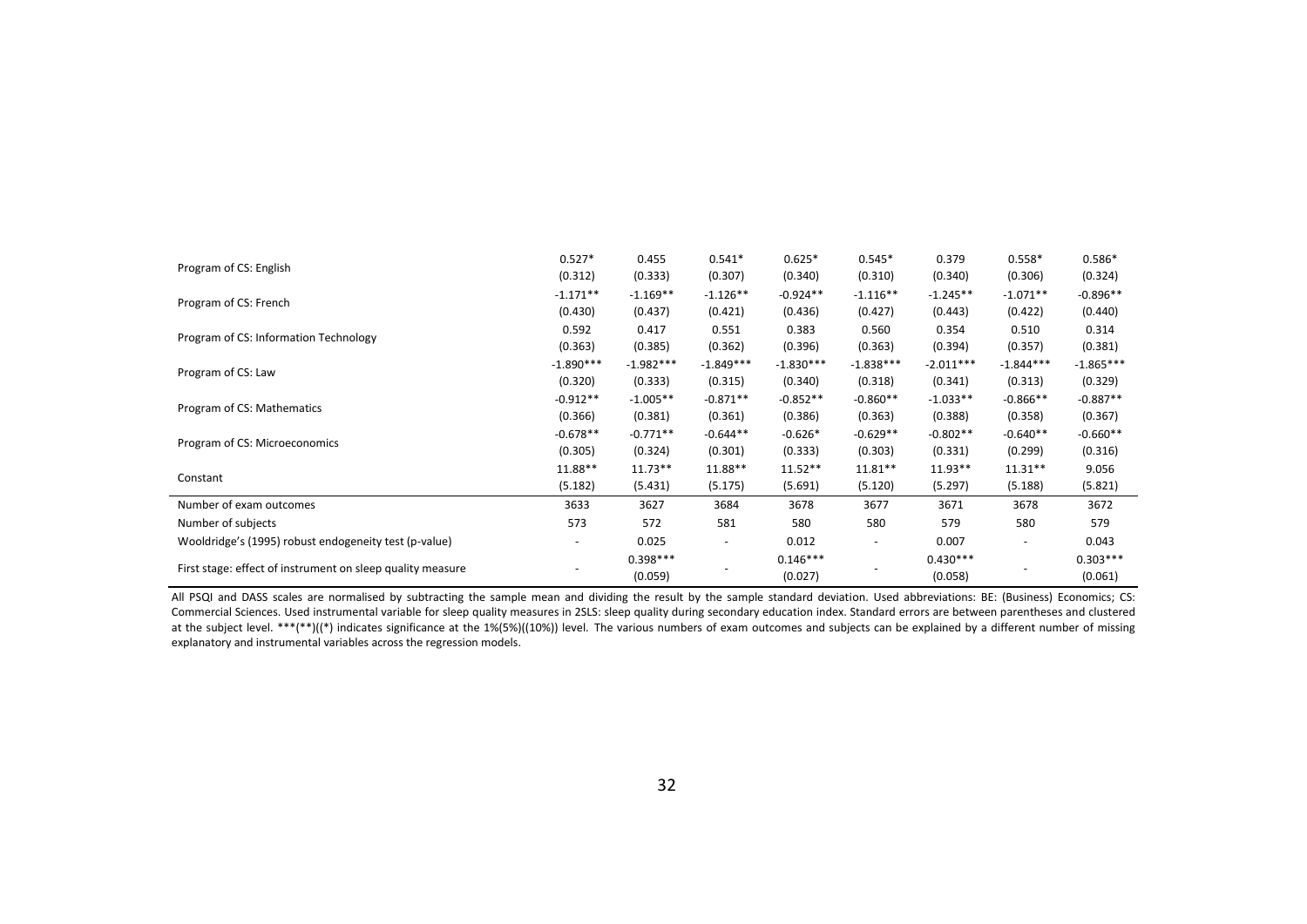| | | | | | | | | |
|---|---|---|---|---|---|---|---|---|
| Program of CS: English | 0.527* | 0.455 | 0.541* | 0.625* | 0.545* | 0.379 | 0.558* | 0.586* |
| | (0.312) | (0.333) | (0.307) | (0.340) | (0.310) | (0.340) | (0.306) | (0.324) |
| Program of CS: French | -1.171** | -1.169** | -1.126** | -0.924** | -1.116** | -1.245** | -1.071** | -0.896** |
| | (0.430) | (0.437) | (0.421) | (0.436) | (0.427) | (0.443) | (0.422) | (0.440) |
| Program of CS: Information Technology | 0.592 | 0.417 | 0.551 | 0.383 | 0.560 | 0.354 | 0.510 | 0.314 |
| | (0.363) | (0.385) | (0.362) | (0.396) | (0.363) | (0.394) | (0.357) | (0.381) |
| Program of CS: Law | -1.890*** | -1.982*** | -1.849*** | -1.830*** | -1.838*** | -2.011*** | -1.844*** | -1.865*** |
| | (0.320) | (0.333) | (0.315) | (0.340) | (0.318) | (0.341) | (0.313) | (0.329) |
| Program of CS: Mathematics | -0.912** | -1.005** | -0.871** | -0.852** | -0.860** | -1.033** | -0.866** | -0.887** |
| | (0.366) | (0.381) | (0.361) | (0.386) | (0.363) | (0.388) | (0.358) | (0.367) |
| Program of CS: Microeconomics | -0.678** | -0.771** | -0.644** | -0.626* | -0.629** | -0.802** | -0.640** | -0.660** |
| | (0.305) | (0.324) | (0.301) | (0.333) | (0.303) | (0.331) | (0.299) | (0.316) |
| Constant | 11.88** | 11.73** | 11.88** | 11.52** | 11.81** | 11.93** | 11.31** | 9.056 |
| | (5.182) | (5.431) | (5.175) | (5.691) | (5.120) | (5.297) | (5.188) | (5.821) |
| Number of exam outcomes | 3633 | 3627 | 3684 | 3678 | 3677 | 3671 | 3678 | 3672 |
| Number of subjects | 573 | 572 | 581 | 580 | 580 | 579 | 580 | 579 |
| Wooldridge's (1995) robust endogeneity test (p-value) | - | 0.025 | - | 0.012 | - | 0.007 | - | 0.043 |
| First stage: effect of instrument on sleep quality measure | - | 0.398*** | - | 0.146*** | - | 0.430*** | - | 0.303*** |
| | | (0.059) | | (0.027) | | (0.058) | | (0.061) |

All PSQI and DASS scales are normalised by subtracting the sample mean and dividing the result by the sample standard deviation. Used abbreviations: BE: (Business) Economics; CS: Commercial Sciences. Used instrumental variable for sleep quality measures in 2SLS: sleep quality during secondary education index. Standard errors are between parentheses and clustered at the subject level. ***(**)((*) indicates significance at the 1%(5%)((10%)) level. The various numbers of exam outcomes and subjects can be explained by a different number of missing explanatory and instrumental variables across the regression models.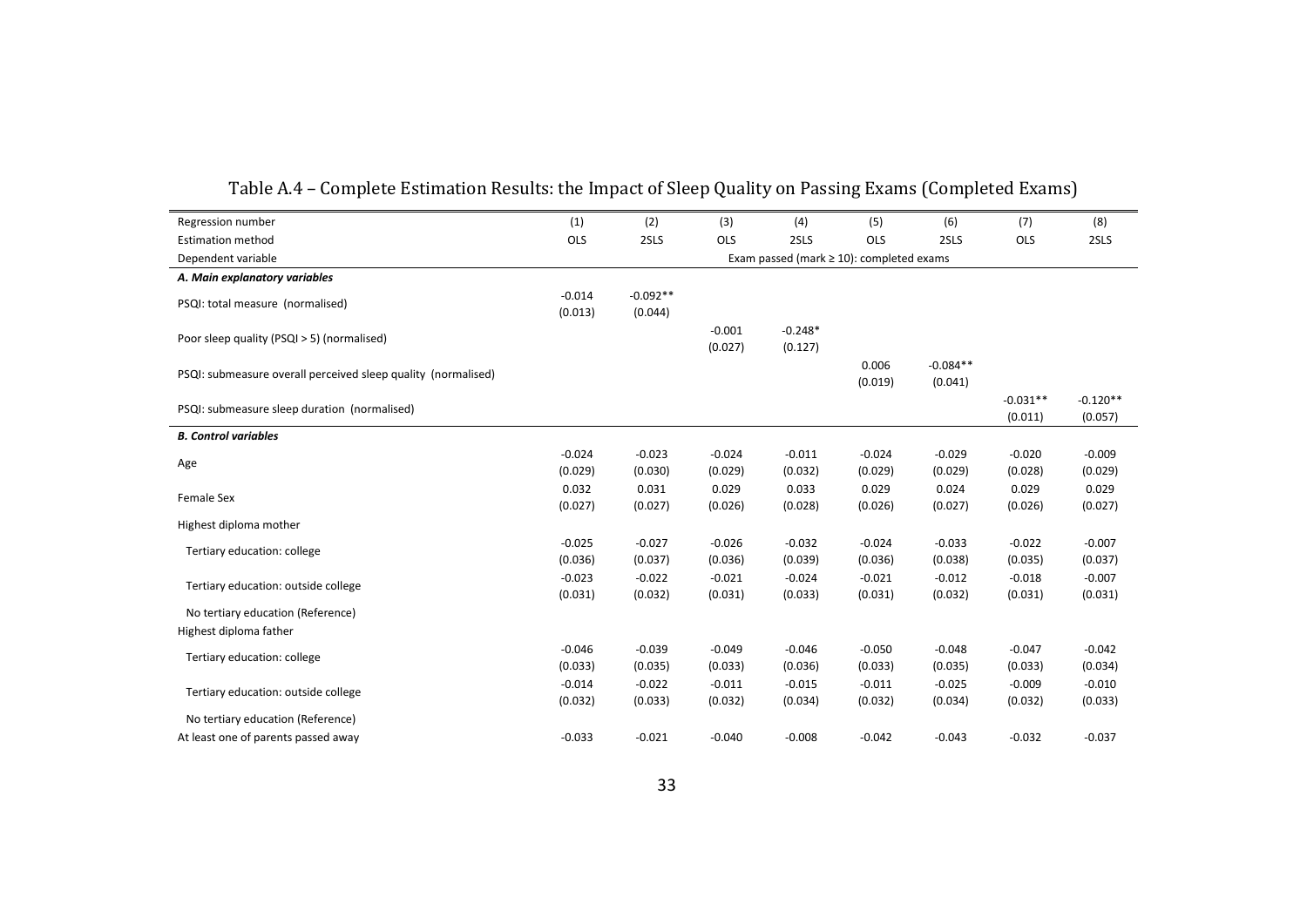## Table A.4 – Complete Estimation Results: the Impact of Sleep Quality on Passing Exams (Completed Exams)

| Regression number | (1) | (2) | (3) | (4) | (5) | (6) | (7) | (8) |
|---|---|---|---|---|---|---|---|---|
| Estimation method | OLS | 2SLS | OLS | 2SLS | OLS | 2SLS | OLS | 2SLS |
| Dependent variable | Exam passed (mark ≥ 10): completed exams | | | | | | | |
| ***A. Main explanatory variables*** | | | | | | | | |
| PSQI: total measure (normalised) | -0.014 | -0.092** | | | | | | |
| | (0.013) | (0.044) | | | | | | |
| Poor sleep quality (PSQI > 5) (normalised) | | | -0.001 | -0.248* | | | | |
| | | | (0.027) | (0.127) | | | | |
| PSQI: submeasure overall perceived sleep quality (normalised) | | | | | 0.006 | -0.084** | | |
| | | | | | (0.019) | (0.041) | | |
| PSQI: submeasure sleep duration (normalised) | | | | | | | -0.031** | -0.120** |
| | | | | | | | (0.011) | (0.057) |
| ***B. Control variables*** | | | | | | | | |
| Age | -0.024 | -0.023 | -0.024 | -0.011 | -0.024 | -0.029 | -0.020 | -0.009 |
| | (0.029) | (0.030) | (0.029) | (0.032) | (0.029) | (0.029) | (0.028) | (0.029) |
| Female Sex | 0.032 | 0.031 | 0.029 | 0.033 | 0.029 | 0.024 | 0.029 | 0.029 |
| | (0.027) | (0.027) | (0.026) | (0.028) | (0.026) | (0.027) | (0.026) | (0.027) |
| Highest diploma mother | | | | | | | | |
| Tertiary education: college | -0.025 | -0.027 | -0.026 | -0.032 | -0.024 | -0.033 | -0.022 | -0.007 |
| | (0.036) | (0.037) | (0.036) | (0.039) | (0.036) | (0.038) | (0.035) | (0.037) |
| Tertiary education: outside college | -0.023 | -0.022 | -0.021 | -0.024 | -0.021 | -0.012 | -0.018 | -0.007 |
| | (0.031) | (0.032) | (0.031) | (0.033) | (0.031) | (0.032) | (0.031) | (0.031) |
| No tertiary education (Reference) | | | | | | | | |
| Highest diploma father | | | | | | | | |
| Tertiary education: college | -0.046 | -0.039 | -0.049 | -0.046 | -0.050 | -0.048 | -0.047 | -0.042 |
| | (0.033) | (0.035) | (0.033) | (0.036) | (0.033) | (0.035) | (0.033) | (0.034) |
| Tertiary education: outside college | -0.014 | -0.022 | -0.011 | -0.015 | -0.011 | -0.025 | -0.009 | -0.010 |
| | (0.032) | (0.033) | (0.032) | (0.034) | (0.032) | (0.034) | (0.032) | (0.033) |
| No tertiary education (Reference) | | | | | | | | |
| At least one of parents passed away | -0.033 | -0.021 | -0.040 | -0.008 | -0.042 | -0.043 | -0.032 | -0.037 |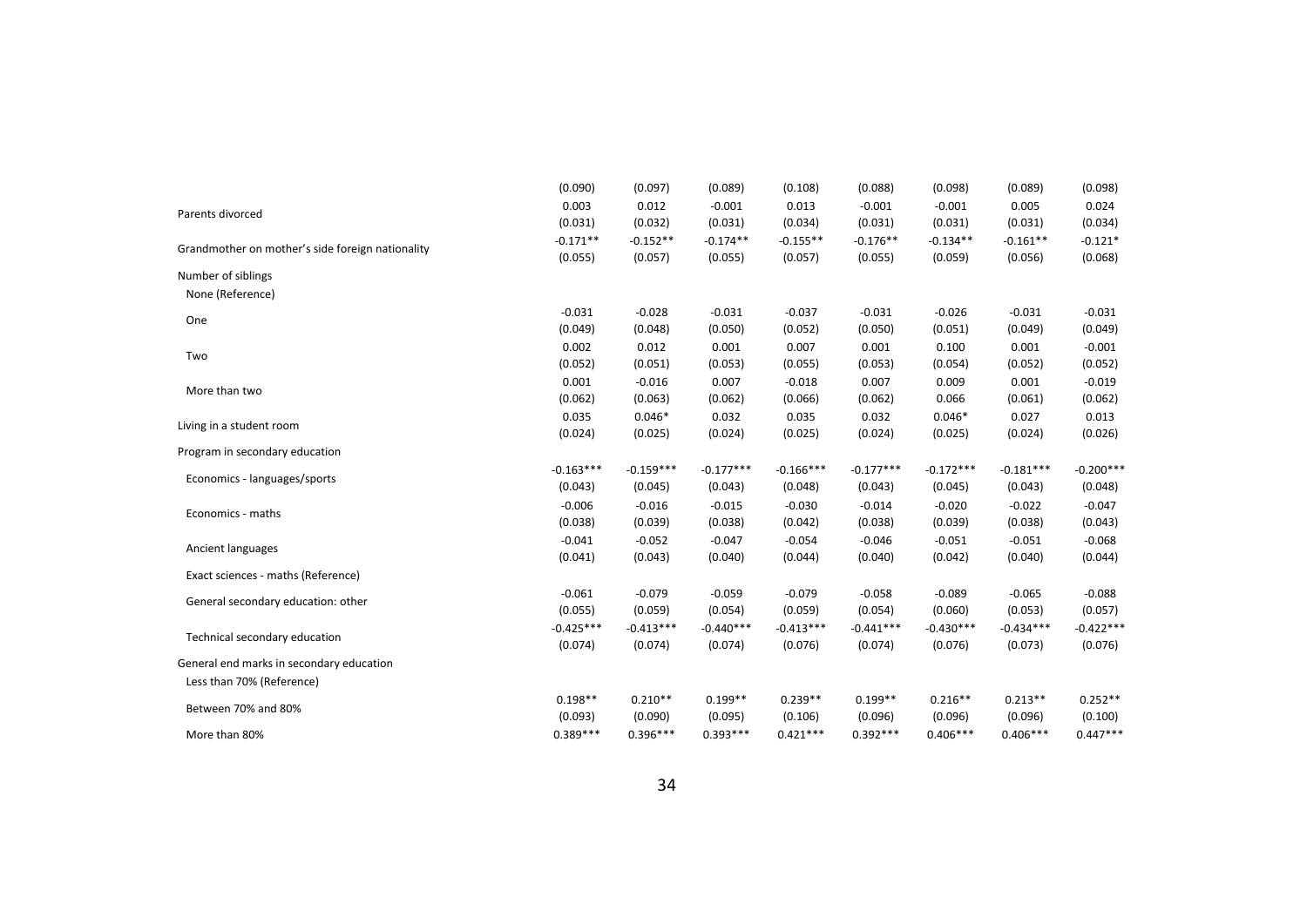| | | | | | | | | |
|---|---|---|---|---|---|---|---|---|
| | (0.090) | (0.097) | (0.089) | (0.108) | (0.088) | (0.098) | (0.089) | (0.098) |
| Parents divorced | 0.003 | 0.012 | -0.001 | 0.013 | -0.001 | -0.001 | 0.005 | 0.024 |
| | (0.031) | (0.032) | (0.031) | (0.034) | (0.031) | (0.031) | (0.031) | (0.034) |
| Grandmother on mother's side foreign nationality | -0.171** | -0.152** | -0.174** | -0.155** | -0.176** | -0.134** | -0.161** | -0.121* |
| | (0.055) | (0.057) | (0.055) | (0.057) | (0.055) | (0.059) | (0.056) | (0.068) |
| Number of siblings | | | | | | | | |
| None (Reference) | | | | | | | | |
| One | -0.031 | -0.028 | -0.031 | -0.037 | -0.031 | -0.026 | -0.031 | -0.031 |
| | (0.049) | (0.048) | (0.050) | (0.052) | (0.050) | (0.051) | (0.049) | (0.049) |
| Two | 0.002 | 0.012 | 0.001 | 0.007 | 0.001 | 0.100 | 0.001 | -0.001 |
| | (0.052) | (0.051) | (0.053) | (0.055) | (0.053) | (0.054) | (0.052) | (0.052) |
| More than two | 0.001 | -0.016 | 0.007 | -0.018 | 0.007 | 0.009 | 0.001 | -0.019 |
| | (0.062) | (0.063) | (0.062) | (0.066) | (0.062) | 0.066 | (0.061) | (0.062) |
| Living in a student room | 0.035 | 0.046* | 0.032 | 0.035 | 0.032 | 0.046* | 0.027 | 0.013 |
| | (0.024) | (0.025) | (0.024) | (0.025) | (0.024) | (0.025) | (0.024) | (0.026) |
| Program in secondary education | | | | | | | | |
| Economics - languages/sports | -0.163*** | -0.159*** | -0.177*** | -0.166*** | -0.177*** | -0.172*** | -0.181*** | -0.200*** |
| | (0.043) | (0.045) | (0.043) | (0.048) | (0.043) | (0.045) | (0.043) | (0.048) |
| Economics - maths | -0.006 | -0.016 | -0.015 | -0.030 | -0.014 | -0.020 | -0.022 | -0.047 |
| | (0.038) | (0.039) | (0.038) | (0.042) | (0.038) | (0.039) | (0.038) | (0.043) |
| Ancient languages | -0.041 | -0.052 | -0.047 | -0.054 | -0.046 | -0.051 | -0.051 | -0.068 |
| | (0.041) | (0.043) | (0.040) | (0.044) | (0.040) | (0.042) | (0.040) | (0.044) |
| Exact sciences - maths (Reference) | | | | | | | | |
| General secondary education: other | -0.061 | -0.079 | -0.059 | -0.079 | -0.058 | -0.089 | -0.065 | -0.088 |
| | (0.055) | (0.059) | (0.054) | (0.059) | (0.054) | (0.060) | (0.053) | (0.057) |
| Technical secondary education | -0.425*** | -0.413*** | -0.440*** | -0.413*** | -0.441*** | -0.430*** | -0.434*** | -0.422*** |
| | (0.074) | (0.074) | (0.074) | (0.076) | (0.074) | (0.076) | (0.073) | (0.076) |
| General end marks in secondary education | | | | | | | | |
| Less than 70% (Reference) | | | | | | | | |
| Between 70% and 80% | 0.198** | 0.210** | 0.199** | 0.239** | 0.199** | 0.216** | 0.213** | 0.252** |
| | (0.093) | (0.090) | (0.095) | (0.106) | (0.096) | (0.096) | (0.096) | (0.100) |
| More than 80% | 0.389*** | 0.396*** | 0.393*** | 0.421*** | 0.392*** | 0.406*** | 0.406*** | 0.447*** |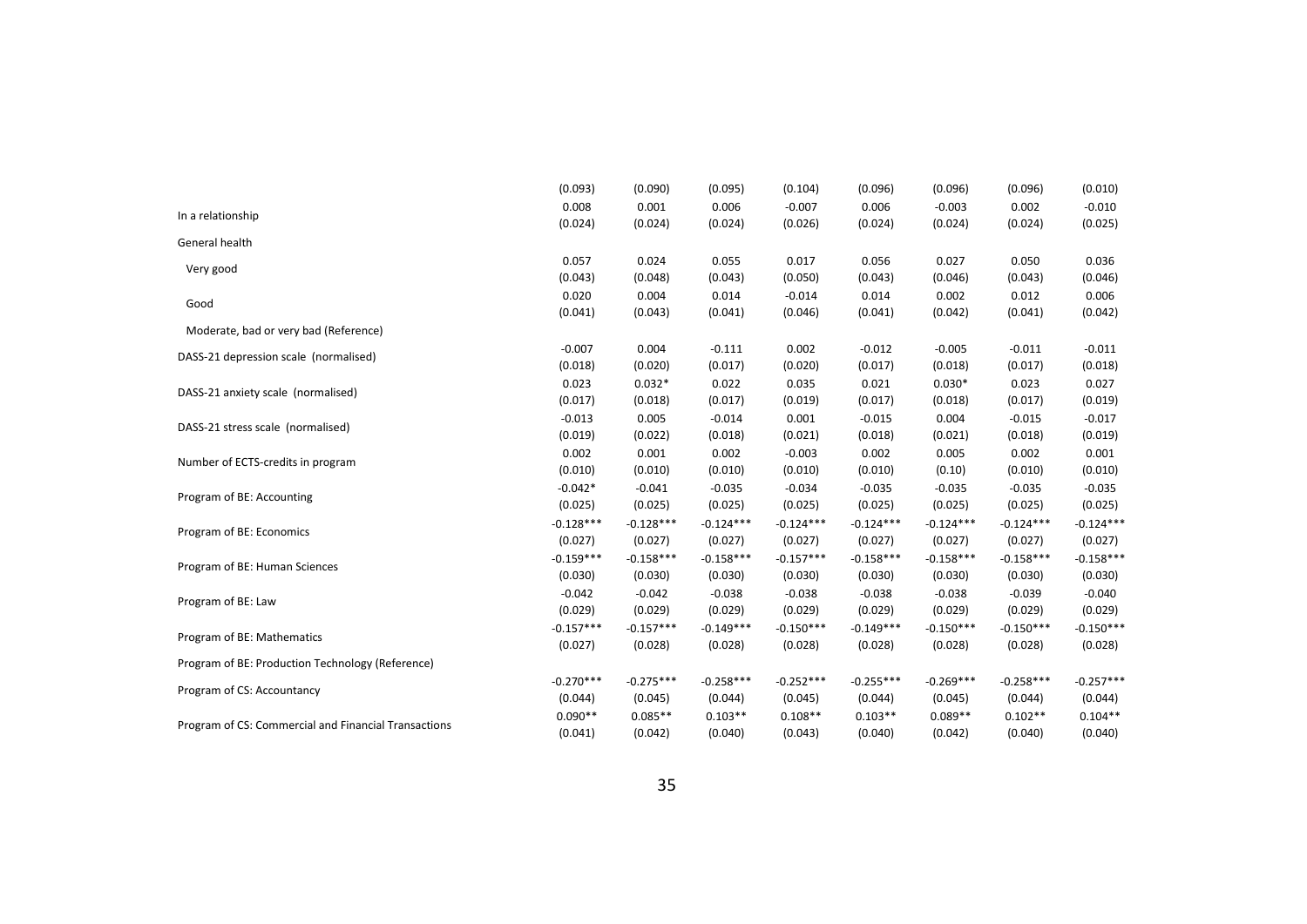| | | | | | | | | |
|---|---|---|---|---|---|---|---|---|
| | (0.093) | (0.090) | (0.095) | (0.104) | (0.096) | (0.096) | (0.096) | (0.010) |
| In a relationship | 0.008 | 0.001 | 0.006 | -0.007 | 0.006 | -0.003 | 0.002 | -0.010 |
| | (0.024) | (0.024) | (0.024) | (0.026) | (0.024) | (0.024) | (0.024) | (0.025) |
| General health | | | | | | | | |
| Very good | 0.057 | 0.024 | 0.055 | 0.017 | 0.056 | 0.027 | 0.050 | 0.036 |
| | (0.043) | (0.048) | (0.043) | (0.050) | (0.043) | (0.046) | (0.043) | (0.046) |
| Good | 0.020 | 0.004 | 0.014 | -0.014 | 0.014 | 0.002 | 0.012 | 0.006 |
| | (0.041) | (0.043) | (0.041) | (0.046) | (0.041) | (0.042) | (0.041) | (0.042) |
| Moderate, bad or very bad (Reference) | | | | | | | | |
| DASS-21 depression scale (normalised) | -0.007 | 0.004 | -0.111 | 0.002 | -0.012 | -0.005 | -0.011 | -0.011 |
| | (0.018) | (0.020) | (0.017) | (0.020) | (0.017) | (0.018) | (0.017) | (0.018) |
| DASS-21 anxiety scale (normalised) | 0.023 | 0.032* | 0.022 | 0.035 | 0.021 | 0.030* | 0.023 | 0.027 |
| | (0.017) | (0.018) | (0.017) | (0.019) | (0.017) | (0.018) | (0.017) | (0.019) |
| DASS-21 stress scale (normalised) | -0.013 | 0.005 | -0.014 | 0.001 | -0.015 | 0.004 | -0.015 | -0.017 |
| | (0.019) | (0.022) | (0.018) | (0.021) | (0.018) | (0.021) | (0.018) | (0.019) |
| Number of ECTS-credits in program | 0.002 | 0.001 | 0.002 | -0.003 | 0.002 | 0.005 | 0.002 | 0.001 |
| | (0.010) | (0.010) | (0.010) | (0.010) | (0.010) | (0.10) | (0.010) | (0.010) |
| Program of BE: Accounting | -0.042* | -0.041 | -0.035 | -0.034 | -0.035 | -0.035 | -0.035 | -0.035 |
| | (0.025) | (0.025) | (0.025) | (0.025) | (0.025) | (0.025) | (0.025) | (0.025) |
| Program of BE: Economics | -0.128*** | -0.128*** | -0.124*** | -0.124*** | -0.124*** | -0.124*** | -0.124*** | -0.124*** |
| | (0.027) | (0.027) | (0.027) | (0.027) | (0.027) | (0.027) | (0.027) | (0.027) |
| Program of BE: Human Sciences | -0.159*** | -0.158*** | -0.158*** | -0.157*** | -0.158*** | -0.158*** | -0.158*** | -0.158*** |
| | (0.030) | (0.030) | (0.030) | (0.030) | (0.030) | (0.030) | (0.030) | (0.030) |
| Program of BE: Law | -0.042 | -0.042 | -0.038 | -0.038 | -0.038 | -0.038 | -0.039 | -0.040 |
| | (0.029) | (0.029) | (0.029) | (0.029) | (0.029) | (0.029) | (0.029) | (0.029) |
| Program of BE: Mathematics | -0.157*** | -0.157*** | -0.149*** | -0.150*** | -0.149*** | -0.150*** | -0.150*** | -0.150*** |
| | (0.027) | (0.028) | (0.028) | (0.028) | (0.028) | (0.028) | (0.028) | (0.028) |
| Program of BE: Production Technology (Reference) | | | | | | | | |
| Program of CS: Accountancy | -0.270*** | -0.275*** | -0.258*** | -0.252*** | -0.255*** | -0.269*** | -0.258*** | -0.257*** |
| | (0.044) | (0.045) | (0.044) | (0.045) | (0.044) | (0.045) | (0.044) | (0.044) |
| Program of CS: Commercial and Financial Transactions | 0.090** | 0.085** | 0.103** | 0.108** | 0.103** | 0.089** | 0.102** | 0.104** |
| | (0.041) | (0.042) | (0.040) | (0.043) | (0.040) | (0.042) | (0.040) | (0.040) |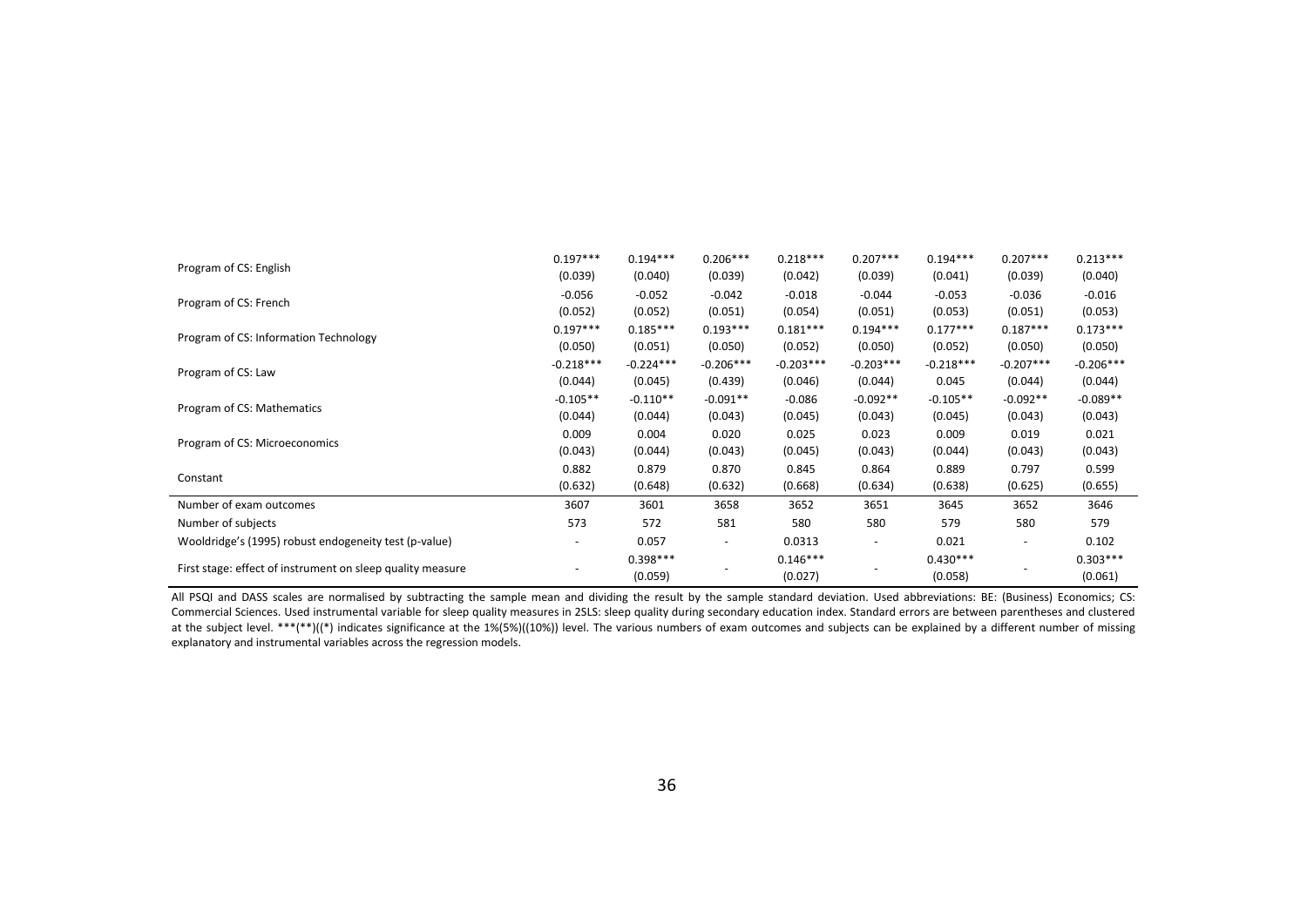| | | | | | | | | |
|---|---|---|---|---|---|---|---|---|
| Program of CS: English | 0.197*** | 0.194*** | 0.206*** | 0.218*** | 0.207*** | 0.194*** | 0.207*** | 0.213*** |
| | (0.039) | (0.040) | (0.039) | (0.042) | (0.039) | (0.041) | (0.039) | (0.040) |
| Program of CS: French | -0.056 | -0.052 | -0.042 | -0.018 | -0.044 | -0.053 | -0.036 | -0.016 |
| | (0.052) | (0.052) | (0.051) | (0.054) | (0.051) | (0.053) | (0.051) | (0.053) |
| Program of CS: Information Technology | 0.197*** | 0.185*** | 0.193*** | 0.181*** | 0.194*** | 0.177*** | 0.187*** | 0.173*** |
| | (0.050) | (0.051) | (0.050) | (0.052) | (0.050) | (0.052) | (0.050) | (0.050) |
| Program of CS: Law | -0.218*** | -0.224*** | -0.206*** | -0.203*** | -0.203*** | -0.218*** | -0.207*** | -0.206*** |
| | (0.044) | (0.045) | (0.439) | (0.046) | (0.044) | 0.045 | (0.044) | (0.044) |
| Program of CS: Mathematics | -0.105** | -0.110** | -0.091** | -0.086 | -0.092** | -0.105** | -0.092** | -0.089** |
| | (0.044) | (0.044) | (0.043) | (0.045) | (0.043) | (0.045) | (0.043) | (0.043) |
| Program of CS: Microeconomics | 0.009 | 0.004 | 0.020 | 0.025 | 0.023 | 0.009 | 0.019 | 0.021 |
| | (0.043) | (0.044) | (0.043) | (0.045) | (0.043) | (0.044) | (0.043) | (0.043) |
| Constant | 0.882 | 0.879 | 0.870 | 0.845 | 0.864 | 0.889 | 0.797 | 0.599 |
| | (0.632) | (0.648) | (0.632) | (0.668) | (0.634) | (0.638) | (0.625) | (0.655) |
| Number of exam outcomes | 3607 | 3601 | 3658 | 3652 | 3651 | 3645 | 3652 | 3646 |
| Number of subjects | 573 | 572 | 581 | 580 | 580 | 579 | 580 | 579 |
| Wooldridge's (1995) robust endogeneity test (p-value) | - | 0.057 | - | 0.0313 | - | 0.021 | - | 0.102 |
| First stage: effect of instrument on sleep quality measure | - | 0.398*** | - | 0.146*** | - | 0.430*** | - | 0.303*** |
| | | (0.059) | | (0.027) | | (0.058) | | (0.061) |

All PSQI and DASS scales are normalised by subtracting the sample mean and dividing the result by the sample standard deviation. Used abbreviations: BE: (Business) Economics; CS: Commercial Sciences. Used instrumental variable for sleep quality measures in 2SLS: sleep quality during secondary education index. Standard errors are between parentheses and clustered at the subject level. ***(**)((*) indicates significance at the 1%(5%)((10%)) level. The various numbers of exam outcomes and subjects can be explained by a different number of missing explanatory and instrumental variables across the regression models.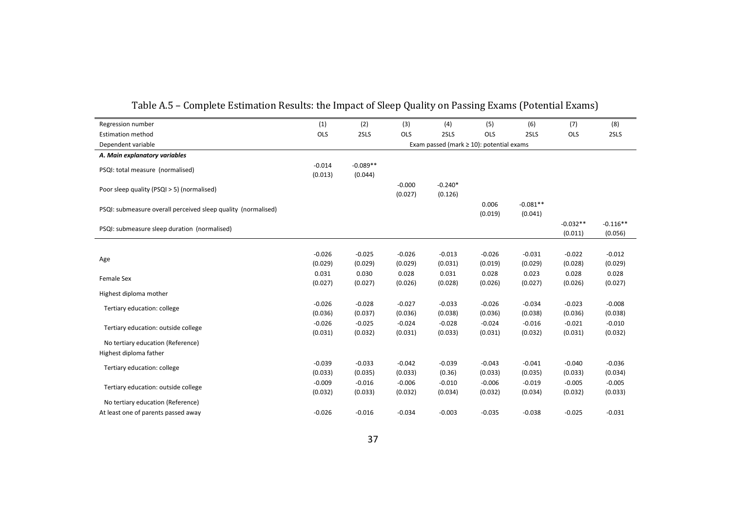## Table A.5 – Complete Estimation Results: the Impact of Sleep Quality on Passing Exams (Potential Exams)

| Regression number | (1) | (2) | (3) | (4) | (5) | (6) | (7) | (8) |
|---|---|---|---|---|---|---|---|---|
| Estimation method | OLS | 2SLS | OLS | 2SLS | OLS | 2SLS | OLS | 2SLS |
| Dependent variable | Exam passed (mark ≥ 10): potential exams | | | | | | | |
| ***A. Main explanatory variables*** | | | | | | | | |
| PSQI: total measure (normalised) | -0.014 | -0.089** | | | | | | |
| | (0.013) | (0.044) | | | | | | |
| Poor sleep quality (PSQI > 5) (normalised) | | | -0.000 | -0.240* | | | | |
| | | | (0.027) | (0.126) | | | | |
| PSQI: submeasure overall perceived sleep quality (normalised) | | | | | 0.006 | -0.081** | | |
| | | | | | (0.019) | (0.041) | | |
| PSQI: submeasure sleep duration (normalised) | | | | | | | -0.032** | -0.116** |
| | | | | | | | (0.011) | (0.056) |
| Age | -0.026 | -0.025 | -0.026 | -0.013 | -0.026 | -0.031 | -0.022 | -0.012 |
| | (0.029) | (0.029) | (0.029) | (0.031) | (0.019) | (0.029) | (0.028) | (0.029) |
| Female Sex | 0.031 | 0.030 | 0.028 | 0.031 | 0.028 | 0.023 | 0.028 | 0.028 |
| | (0.027) | (0.027) | (0.026) | (0.028) | (0.026) | (0.027) | (0.026) | (0.027) |
| Highest diploma mother | | | | | | | | |
| Tertiary education: college | -0.026 | -0.028 | -0.027 | -0.033 | -0.026 | -0.034 | -0.023 | -0.008 |
| | (0.036) | (0.037) | (0.036) | (0.038) | (0.036) | (0.038) | (0.036) | (0.038) |
| Tertiary education: outside college | -0.026 | -0.025 | -0.024 | -0.028 | -0.024 | -0.016 | -0.021 | -0.010 |
| | (0.031) | (0.032) | (0.031) | (0.033) | (0.031) | (0.032) | (0.031) | (0.032) |
| No tertiary education (Reference) | | | | | | | | |
| Highest diploma father | | | | | | | | |
| Tertiary education: college | -0.039 | -0.033 | -0.042 | -0.039 | -0.043 | -0.041 | -0.040 | -0.036 |
| | (0.033) | (0.035) | (0.033) | (0.36) | (0.033) | (0.035) | (0.033) | (0.034) |
| Tertiary education: outside college | -0.009 | -0.016 | -0.006 | -0.010 | -0.006 | -0.019 | -0.005 | -0.005 |
| | (0.032) | (0.033) | (0.032) | (0.034) | (0.032) | (0.034) | (0.032) | (0.033) |
| No tertiary education (Reference) | | | | | | | | |
| At least one of parents passed away | -0.026 | -0.016 | -0.034 | -0.003 | -0.035 | -0.038 | -0.025 | -0.031 |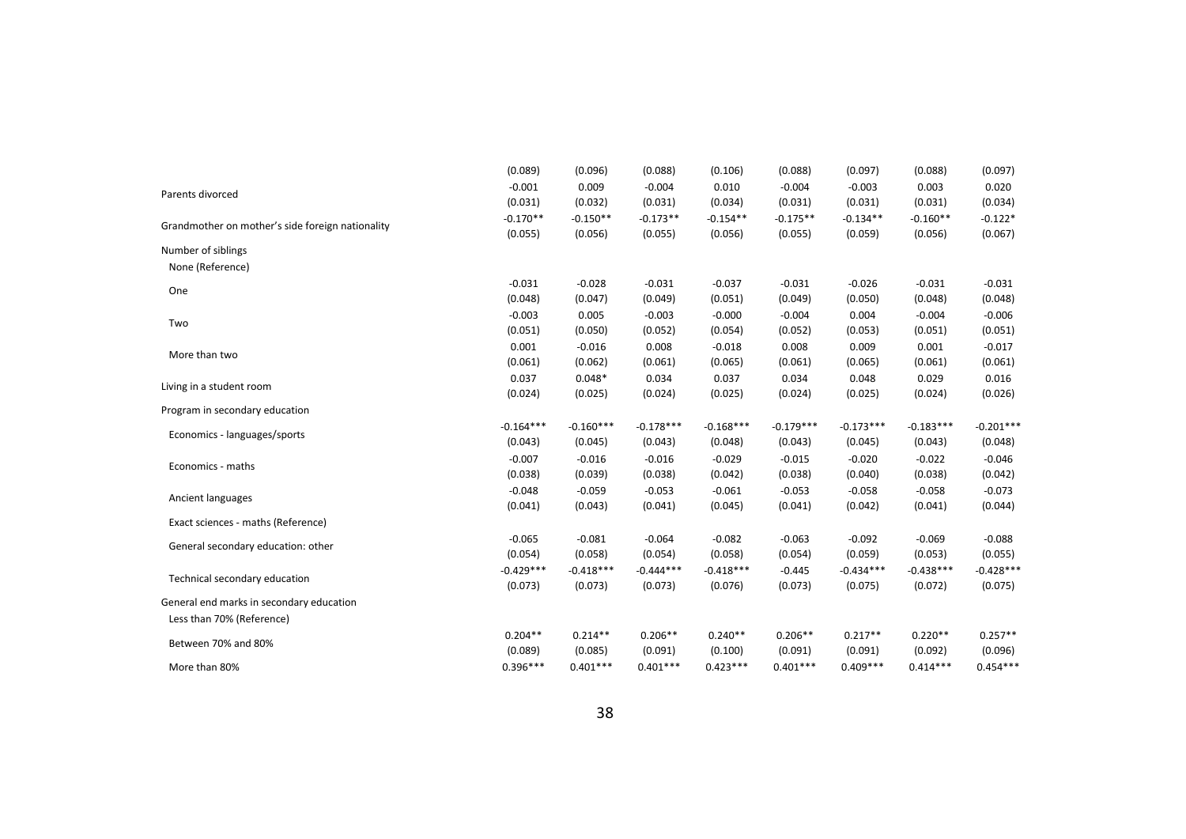| | | | | | | | | |
|---|---|---|---|---|---|---|---|---|
| | (0.089) | (0.096) | (0.088) | (0.106) | (0.088) | (0.097) | (0.088) | (0.097) |
| Parents divorced | -0.001 | 0.009 | -0.004 | 0.010 | -0.004 | -0.003 | 0.003 | 0.020 |
| | (0.031) | (0.032) | (0.031) | (0.034) | (0.031) | (0.031) | (0.031) | (0.034) |
| Grandmother on mother's side foreign nationality | -0.170** | -0.150** | -0.173** | -0.154** | -0.175** | -0.134** | -0.160** | -0.122* |
| | (0.055) | (0.056) | (0.055) | (0.056) | (0.055) | (0.059) | (0.056) | (0.067) |
| Number of siblings | | | | | | | | |
| None (Reference) | | | | | | | | |
| One | -0.031 | -0.028 | -0.031 | -0.037 | -0.031 | -0.026 | -0.031 | -0.031 |
| | (0.048) | (0.047) | (0.049) | (0.051) | (0.049) | (0.050) | (0.048) | (0.048) |
| Two | -0.003 | 0.005 | -0.003 | -0.000 | -0.004 | 0.004 | -0.004 | -0.006 |
| | (0.051) | (0.050) | (0.052) | (0.054) | (0.052) | (0.053) | (0.051) | (0.051) |
| More than two | 0.001 | -0.016 | 0.008 | -0.018 | 0.008 | 0.009 | 0.001 | -0.017 |
| | (0.061) | (0.062) | (0.061) | (0.065) | (0.061) | (0.065) | (0.061) | (0.061) |
| Living in a student room | 0.037 | 0.048* | 0.034 | 0.037 | 0.034 | 0.048 | 0.029 | 0.016 |
| | (0.024) | (0.025) | (0.024) | (0.025) | (0.024) | (0.025) | (0.024) | (0.026) |
| Program in secondary education | | | | | | | | |
| Economics - languages/sports | -0.164*** | -0.160*** | -0.178*** | -0.168*** | -0.179*** | -0.173*** | -0.183*** | -0.201*** |
| | (0.043) | (0.045) | (0.043) | (0.048) | (0.043) | (0.045) | (0.043) | (0.048) |
| Economics - maths | -0.007 | -0.016 | -0.016 | -0.029 | -0.015 | -0.020 | -0.022 | -0.046 |
| | (0.038) | (0.039) | (0.038) | (0.042) | (0.038) | (0.040) | (0.038) | (0.042) |
| Ancient languages | -0.048 | -0.059 | -0.053 | -0.061 | -0.053 | -0.058 | -0.058 | -0.073 |
| | (0.041) | (0.043) | (0.041) | (0.045) | (0.041) | (0.042) | (0.041) | (0.044) |
| Exact sciences - maths (Reference) | | | | | | | | |
| General secondary education: other | -0.065 | -0.081 | -0.064 | -0.082 | -0.063 | -0.092 | -0.069 | -0.088 |
| | (0.054) | (0.058) | (0.054) | (0.058) | (0.054) | (0.059) | (0.053) | (0.055) |
| Technical secondary education | -0.429*** | -0.418*** | -0.444*** | -0.418*** | -0.445 | -0.434*** | -0.438*** | -0.428*** |
| | (0.073) | (0.073) | (0.073) | (0.076) | (0.073) | (0.075) | (0.072) | (0.075) |
| General end marks in secondary education | | | | | | | | |
| Less than 70% (Reference) | | | | | | | | |
| Between 70% and 80% | 0.204** | 0.214** | 0.206** | 0.240** | 0.206** | 0.217** | 0.220** | 0.257** |
| | (0.089) | (0.085) | (0.091) | (0.100) | (0.091) | (0.091) | (0.092) | (0.096) |
| More than 80% | 0.396*** | 0.401*** | 0.401*** | 0.423*** | 0.401*** | 0.409*** | 0.414*** | 0.454*** |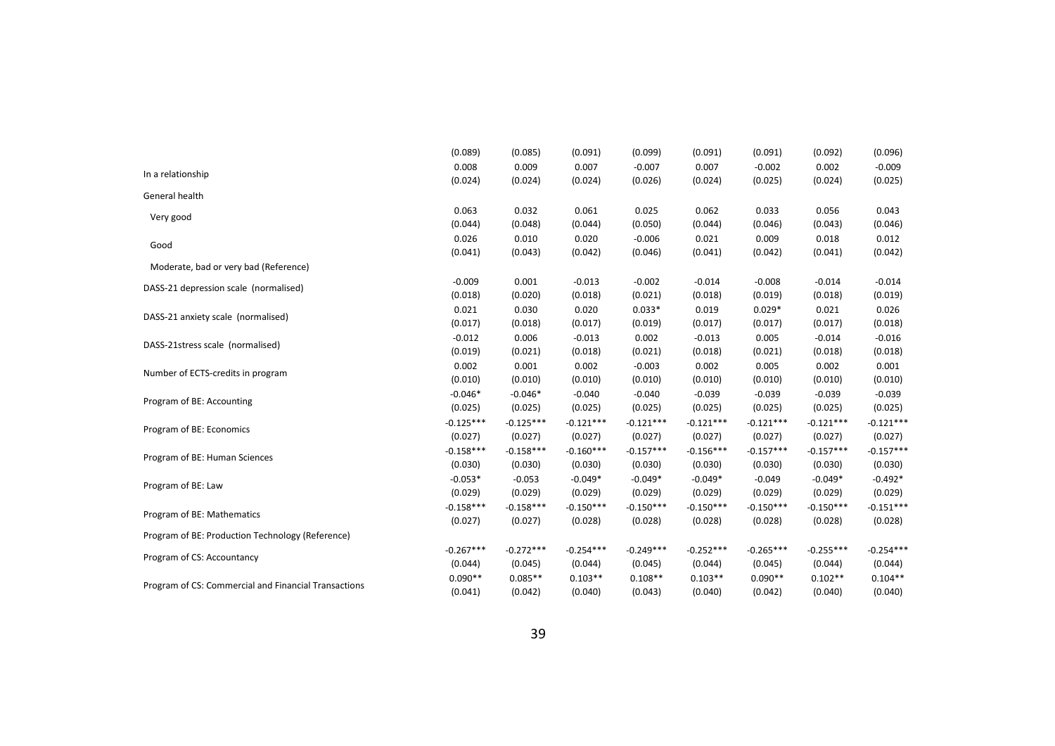| | | | | | | | | |
|---|---|---|---|---|---|---|---|---|
| | (0.089) | (0.085) | (0.091) | (0.099) | (0.091) | (0.091) | (0.092) | (0.096) |
| In a relationship | 0.008 | 0.009 | 0.007 | -0.007 | 0.007 | -0.002 | 0.002 | -0.009 |
| | (0.024) | (0.024) | (0.024) | (0.026) | (0.024) | (0.025) | (0.024) | (0.025) |
| General health | | | | | | | | |
| Very good | 0.063 | 0.032 | 0.061 | 0.025 | 0.062 | 0.033 | 0.056 | 0.043 |
| | (0.044) | (0.048) | (0.044) | (0.050) | (0.044) | (0.046) | (0.043) | (0.046) |
| Good | 0.026 | 0.010 | 0.020 | -0.006 | 0.021 | 0.009 | 0.018 | 0.012 |
| | (0.041) | (0.043) | (0.042) | (0.046) | (0.041) | (0.042) | (0.041) | (0.042) |
| Moderate, bad or very bad (Reference) | | | | | | | | |
| DASS-21 depression scale (normalised) | -0.009 | 0.001 | -0.013 | -0.002 | -0.014 | -0.008 | -0.014 | -0.014 |
| | (0.018) | (0.020) | (0.018) | (0.021) | (0.018) | (0.019) | (0.018) | (0.019) |
| DASS-21 anxiety scale (normalised) | 0.021 | 0.030 | 0.020 | 0.033* | 0.019 | 0.029* | 0.021 | 0.026 |
| | (0.017) | (0.018) | (0.017) | (0.019) | (0.017) | (0.017) | (0.017) | (0.018) |
| DASS-21stress scale (normalised) | -0.012 | 0.006 | -0.013 | 0.002 | -0.013 | 0.005 | -0.014 | -0.016 |
| | (0.019) | (0.021) | (0.018) | (0.021) | (0.018) | (0.021) | (0.018) | (0.018) |
| Number of ECTS-credits in program | 0.002 | 0.001 | 0.002 | -0.003 | 0.002 | 0.005 | 0.002 | 0.001 |
| | (0.010) | (0.010) | (0.010) | (0.010) | (0.010) | (0.010) | (0.010) | (0.010) |
| Program of BE: Accounting | -0.046* | -0.046* | -0.040 | -0.040 | -0.039 | -0.039 | -0.039 | -0.039 |
| | (0.025) | (0.025) | (0.025) | (0.025) | (0.025) | (0.025) | (0.025) | (0.025) |
| Program of BE: Economics | -0.125*** | -0.125*** | -0.121*** | -0.121*** | -0.121*** | -0.121*** | -0.121*** | -0.121*** |
| | (0.027) | (0.027) | (0.027) | (0.027) | (0.027) | (0.027) | (0.027) | (0.027) |
| Program of BE: Human Sciences | -0.158*** | -0.158*** | -0.160*** | -0.157*** | -0.156*** | -0.157*** | -0.157*** | -0.157*** |
| | (0.030) | (0.030) | (0.030) | (0.030) | (0.030) | (0.030) | (0.030) | (0.030) |
| Program of BE: Law | -0.053* | -0.053 | -0.049* | -0.049* | -0.049* | -0.049 | -0.049* | -0.492* |
| | (0.029) | (0.029) | (0.029) | (0.029) | (0.029) | (0.029) | (0.029) | (0.029) |
| Program of BE: Mathematics | -0.158*** | -0.158*** | -0.150*** | -0.150*** | -0.150*** | -0.150*** | -0.150*** | -0.151*** |
| | (0.027) | (0.027) | (0.028) | (0.028) | (0.028) | (0.028) | (0.028) | (0.028) |
| Program of BE: Production Technology (Reference) | | | | | | | | |
| Program of CS: Accountancy | -0.267*** | -0.272*** | -0.254*** | -0.249*** | -0.252*** | -0.265*** | -0.255*** | -0.254*** |
| | (0.044) | (0.045) | (0.044) | (0.045) | (0.044) | (0.045) | (0.044) | (0.044) |
| Program of CS: Commercial and Financial Transactions | 0.090** | 0.085** | 0.103** | 0.108** | 0.103** | 0.090** | 0.102** | 0.104** |
| | (0.041) | (0.042) | (0.040) | (0.043) | (0.040) | (0.042) | (0.040) | (0.040) |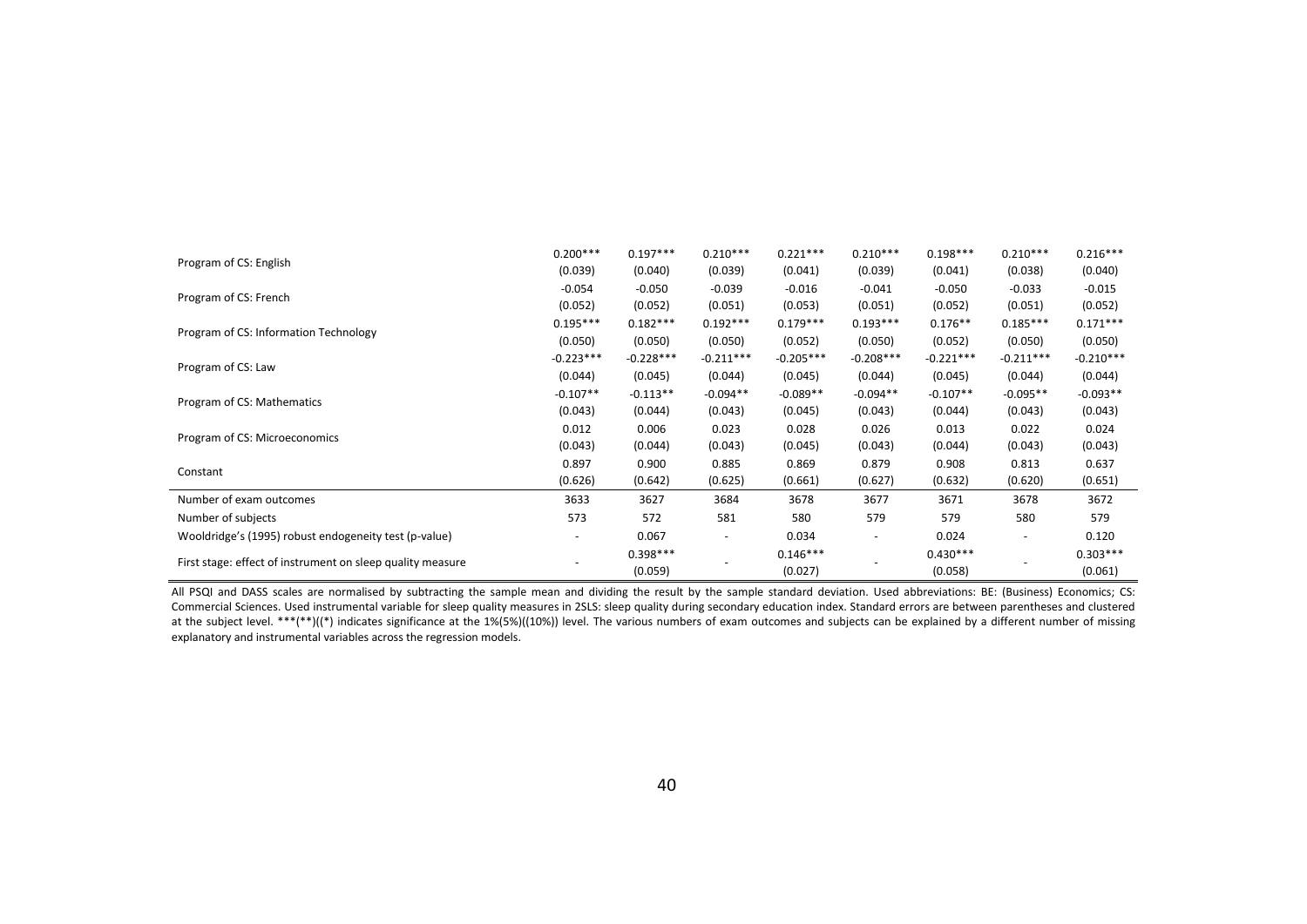| | | | | | | | | |
|---|---|---|---|---|---|---|---|---|
| Program of CS: English | 0.200*** | 0.197*** | 0.210*** | 0.221*** | 0.210*** | 0.198*** | 0.210*** | 0.216*** |
| | (0.039) | (0.040) | (0.039) | (0.041) | (0.039) | (0.041) | (0.038) | (0.040) |
| Program of CS: French | -0.054 | -0.050 | -0.039 | -0.016 | -0.041 | -0.050 | -0.033 | -0.015 |
| | (0.052) | (0.052) | (0.051) | (0.053) | (0.051) | (0.052) | (0.051) | (0.052) |
| Program of CS: Information Technology | 0.195*** | 0.182*** | 0.192*** | 0.179*** | 0.193*** | 0.176** | 0.185*** | 0.171*** |
| | (0.050) | (0.050) | (0.050) | (0.052) | (0.050) | (0.052) | (0.050) | (0.050) |
| Program of CS: Law | -0.223*** | -0.228*** | -0.211*** | -0.205*** | -0.208*** | -0.221*** | -0.211*** | -0.210*** |
| | (0.044) | (0.045) | (0.044) | (0.045) | (0.044) | (0.045) | (0.044) | (0.044) |
| Program of CS: Mathematics | -0.107** | -0.113** | -0.094** | -0.089** | -0.094** | -0.107** | -0.095** | -0.093** |
| | (0.043) | (0.044) | (0.043) | (0.045) | (0.043) | (0.044) | (0.043) | (0.043) |
| Program of CS: Microeconomics | 0.012 | 0.006 | 0.023 | 0.028 | 0.026 | 0.013 | 0.022 | 0.024 |
| | (0.043) | (0.044) | (0.043) | (0.045) | (0.043) | (0.044) | (0.043) | (0.043) |
| Constant | 0.897 | 0.900 | 0.885 | 0.869 | 0.879 | 0.908 | 0.813 | 0.637 |
| | (0.626) | (0.642) | (0.625) | (0.661) | (0.627) | (0.632) | (0.620) | (0.651) |
| Number of exam outcomes | 3633 | 3627 | 3684 | 3678 | 3677 | 3671 | 3678 | 3672 |
| Number of subjects | 573 | 572 | 581 | 580 | 579 | 579 | 580 | 579 |
| Wooldridge's (1995) robust endogeneity test (p-value) | - | 0.067 | - | 0.034 | - | 0.024 | - | 0.120 |
| First stage: effect of instrument on sleep quality measure | - | 0.398*** | - | 0.146*** | - | 0.430*** | - | 0.303*** |
| | | (0.059) | | (0.027) | | (0.058) | | (0.061) |

All PSQI and DASS scales are normalised by subtracting the sample mean and dividing the result by the sample standard deviation. Used abbreviations: BE: (Business) Economics; CS: Commercial Sciences. Used instrumental variable for sleep quality measures in 2SLS: sleep quality during secondary education index. Standard errors are between parentheses and clustered at the subject level. ***(**)((*) indicates significance at the 1%(5%)((10%)) level. The various numbers of exam outcomes and subjects can be explained by a different number of missing explanatory and instrumental variables across the regression models.